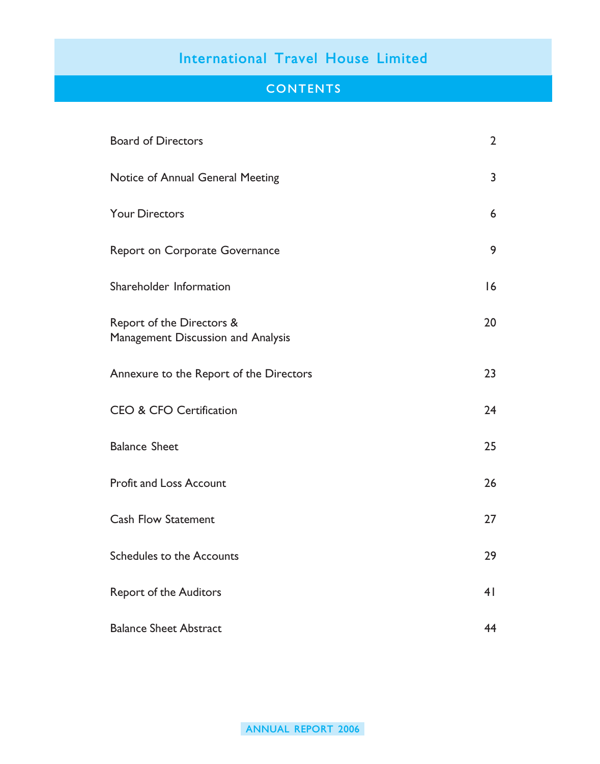# International Travel House Limited

## CONTENTS

| | |
|---|---|
| Board of Directors | 2 |
| Notice of Annual General Meeting | 3 |
| Your Directors | 6 |
| Report on Corporate Governance | 9 |
| Shareholder Information | 16 |
| Report of the Directors & Management Discussion and Analysis | 20 |
| Annexure to the Report of the Directors | 23 |
| CEO & CFO Certification | 24 |
| Balance Sheet | 25 |
| Profit and Loss Account | 26 |
| Cash Flow Statement | 27 |
| Schedules to the Accounts | 29 |
| Report of the Auditors | 41 |
| Balance Sheet Abstract | 44 |

ANNUAL REPORT 2006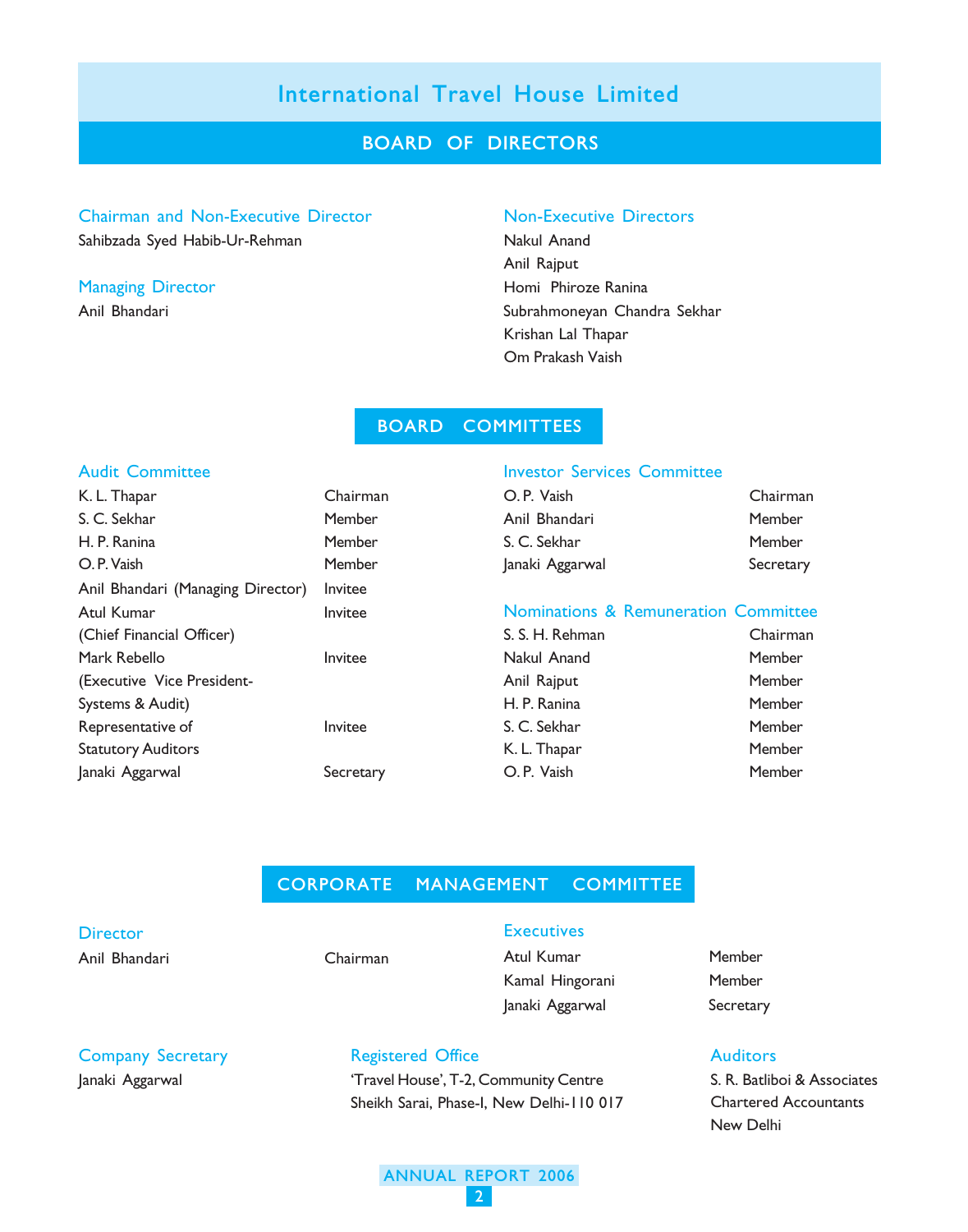# International Travel House Limited

## BOARD OF DIRECTORS

### Chairman and Non-Executive Director
Sahibzada Syed Habib-Ur-Rehman

### Managing Director
Anil Bhandari

### Non-Executive Directors
Nakul Anand
Anil Rajput
Homi Phiroze Ranina
Subrahmoneyan Chandra Sekhar
Krishan Lal Thapar
Om Prakash Vaish

## BOARD COMMITTEES

### Audit Committee

| | |
|---|---|
| K. L. Thapar | Chairman |
| S. C. Sekhar | Member |
| H. P. Ranina | Member |
| O. P. Vaish | Member |
| Anil Bhandari (Managing Director) | Invitee |
| Atul Kumar (Chief Financial Officer) | Invitee |
| Mark Rebello (Executive Vice President-Systems & Audit) | Invitee |
| Representative of Statutory Auditors | Invitee |
| Janaki Aggarwal | Secretary |

### Investor Services Committee

| | |
|---|---|
| O. P. Vaish | Chairman |
| Anil Bhandari | Member |
| S. C. Sekhar | Member |
| Janaki Aggarwal | Secretary |

### Nominations & Remuneration Committee

| | |
|---|---|
| S. S. H. Rehman | Chairman |
| Nakul Anand | Member |
| Anil Rajput | Member |
| H. P. Ranina | Member |
| S. C. Sekhar | Member |
| K. L. Thapar | Member |
| O. P. Vaish | Member |

## CORPORATE MANAGEMENT COMMITTEE

### Director

| | |
|---|---|
| Anil Bhandari | Chairman |

### Executives

| | |
|---|---|
| Atul Kumar | Member |
| Kamal Hingorani | Member |
| Janaki Aggarwal | Secretary |

### Company Secretary
Janaki Aggarwal

### Registered Office
'Travel House', T-2, Community Centre
Sheikh Sarai, Phase-I, New Delhi-110 017

### Auditors
S. R. Batliboi & Associates
Chartered Accountants
New Delhi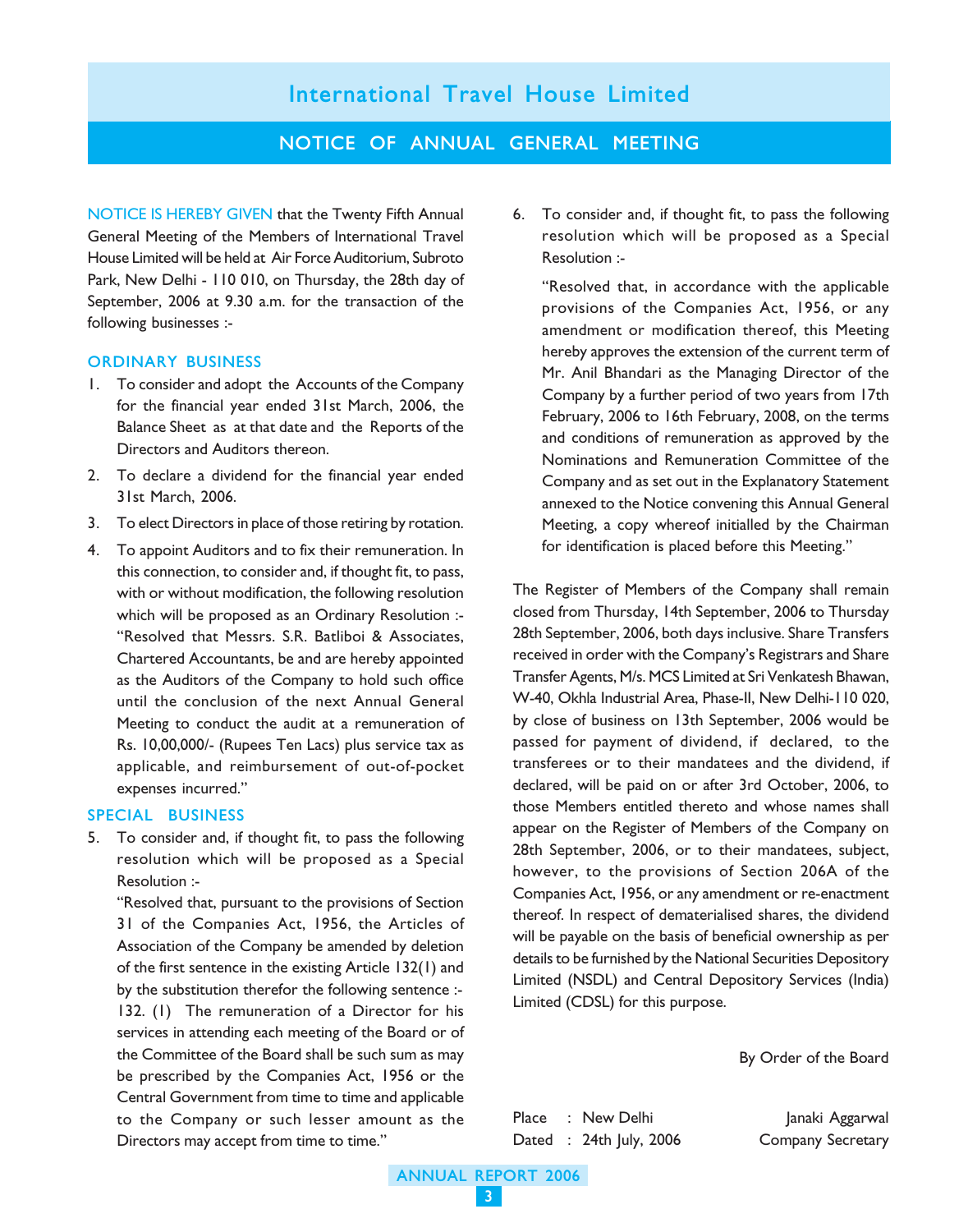# International Travel House Limited

## NOTICE OF ANNUAL GENERAL MEETING

NOTICE IS HEREBY GIVEN that the Twenty Fifth Annual General Meeting of the Members of International Travel House Limited will be held at Air Force Auditorium, Subroto Park, New Delhi - 110 010, on Thursday, the 28th day of September, 2006 at 9.30 a.m. for the transaction of the following businesses :-

### ORDINARY BUSINESS

1. To consider and adopt the Accounts of the Company for the financial year ended 31st March, 2006, the Balance Sheet as at that date and the Reports of the Directors and Auditors thereon.
2. To declare a dividend for the financial year ended 31st March, 2006.
3. To elect Directors in place of those retiring by rotation.
4. To appoint Auditors and to fix their remuneration. In this connection, to consider and, if thought fit, to pass, with or without modification, the following resolution which will be proposed as an Ordinary Resolution :- "Resolved that Messrs. S.R. Batliboi & Associates, Chartered Accountants, be and are hereby appointed as the Auditors of the Company to hold such office until the conclusion of the next Annual General Meeting to conduct the audit at a remuneration of Rs. 10,00,000/- (Rupees Ten Lacs) plus service tax as applicable, and reimbursement of out-of-pocket expenses incurred."

### SPECIAL BUSINESS

5. To consider and, if thought fit, to pass the following resolution which will be proposed as a Special Resolution :-

   "Resolved that, pursuant to the provisions of Section 31 of the Companies Act, 1956, the Articles of Association of the Company be amended by deletion of the first sentence in the existing Article 132(1) and by the substitution therefor the following sentence :- 132. (1) The remuneration of a Director for his services in attending each meeting of the Board or of the Committee of the Board shall be such sum as may be prescribed by the Companies Act, 1956 or the Central Government from time to time and applicable to the Company or such lesser amount as the Directors may accept from time to time."

6. To consider and, if thought fit, to pass the following resolution which will be proposed as a Special Resolution :-

   "Resolved that, in accordance with the applicable provisions of the Companies Act, 1956, or any amendment or modification thereof, this Meeting hereby approves the extension of the current term of Mr. Anil Bhandari as the Managing Director of the Company by a further period of two years from 17th February, 2006 to 16th February, 2008, on the terms and conditions of remuneration as approved by the Nominations and Remuneration Committee of the Company and as set out in the Explanatory Statement annexed to the Notice convening this Annual General Meeting, a copy whereof initialled by the Chairman for identification is placed before this Meeting."

The Register of Members of the Company shall remain closed from Thursday, 14th September, 2006 to Thursday 28th September, 2006, both days inclusive. Share Transfers received in order with the Company's Registrars and Share Transfer Agents, M/s. MCS Limited at Sri Venkatesh Bhawan, W-40, Okhla Industrial Area, Phase-II, New Delhi-110 020, by close of business on 13th September, 2006 would be passed for payment of dividend, if declared, to the transferees or to their mandatees and the dividend, if declared, will be paid on or after 3rd October, 2006, to those Members entitled thereto and whose names shall appear on the Register of Members of the Company on 28th September, 2006, or to their mandatees, subject, however, to the provisions of Section 206A of the Companies Act, 1956, or any amendment or re-enactment thereof. In respect of dematerialised shares, the dividend will be payable on the basis of beneficial ownership as per details to be furnished by the National Securities Depository Limited (NSDL) and Central Depository Services (India) Limited (CDSL) for this purpose.

By Order of the Board

Place : New Delhi
Dated : 24th July, 2006

Janaki Aggarwal
Company Secretary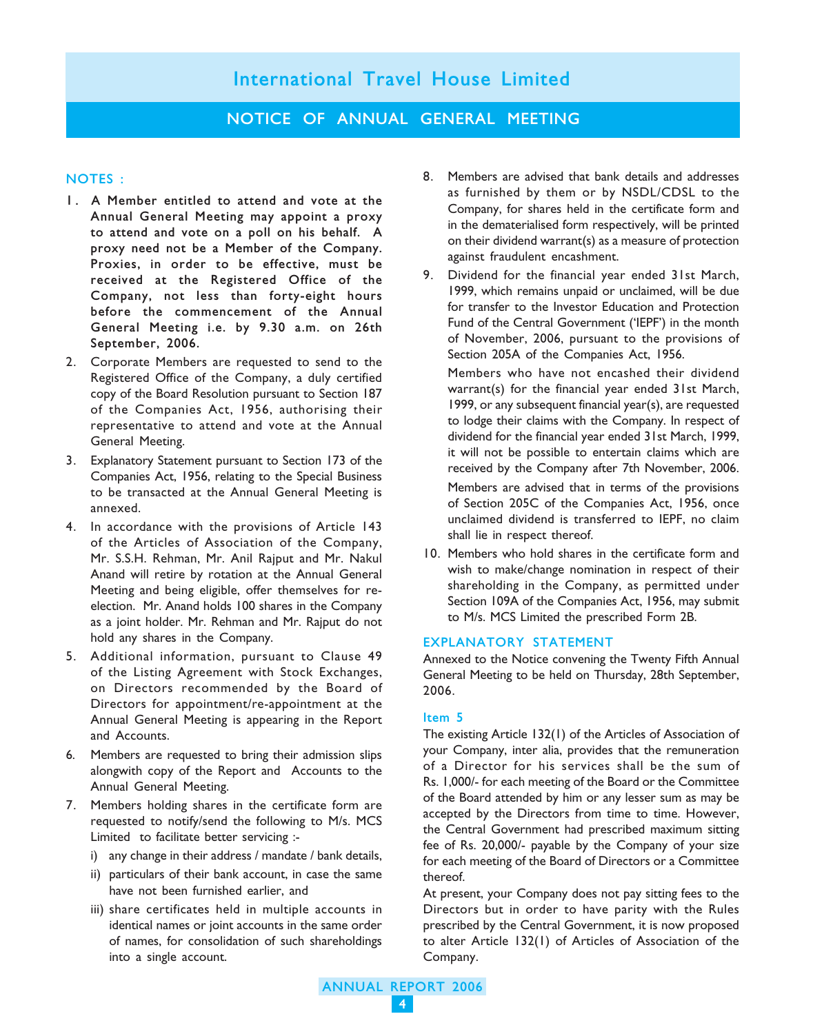# International Travel House Limited

## NOTICE OF ANNUAL GENERAL MEETING

### NOTES :

1. **A Member entitled to attend and vote at the Annual General Meeting may appoint a proxy to attend and vote on a poll on his behalf. A proxy need not be a Member of the Company. Proxies, in order to be effective, must be received at the Registered Office of the Company, not less than forty-eight hours before the commencement of the Annual General Meeting i.e. by 9.30 a.m. on 26th September, 2006.**
2. Corporate Members are requested to send to the Registered Office of the Company, a duly certified copy of the Board Resolution pursuant to Section 187 of the Companies Act, 1956, authorising their representative to attend and vote at the Annual General Meeting.
3. Explanatory Statement pursuant to Section 173 of the Companies Act, 1956, relating to the Special Business to be transacted at the Annual General Meeting is annexed.
4. In accordance with the provisions of Article 143 of the Articles of Association of the Company, Mr. S.S.H. Rehman, Mr. Anil Rajput and Mr. Nakul Anand will retire by rotation at the Annual General Meeting and being eligible, offer themselves for re-election. Mr. Anand holds 100 shares in the Company as a joint holder. Mr. Rehman and Mr. Rajput do not hold any shares in the Company.
5. Additional information, pursuant to Clause 49 of the Listing Agreement with Stock Exchanges, on Directors recommended by the Board of Directors for appointment/re-appointment at the Annual General Meeting is appearing in the Report and Accounts.
6. Members are requested to bring their admission slips alongwith copy of the Report and Accounts to the Annual General Meeting.
7. Members holding shares in the certificate form are requested to notify/send the following to M/s. MCS Limited to facilitate better servicing :-
   i) any change in their address / mandate / bank details,
   ii) particulars of their bank account, in case the same have not been furnished earlier, and
   iii) share certificates held in multiple accounts in identical names or joint accounts in the same order of names, for consolidation of such shareholdings into a single account.
8. Members are advised that bank details and addresses as furnished by them or by NSDL/CDSL to the Company, for shares held in the certificate form and in the dematerialised form respectively, will be printed on their dividend warrant(s) as a measure of protection against fraudulent encashment.
9. Dividend for the financial year ended 31st March, 1999, which remains unpaid or unclaimed, will be due for transfer to the Investor Education and Protection Fund of the Central Government ('IEPF') in the month of November, 2006, pursuant to the provisions of Section 205A of the Companies Act, 1956.

   Members who have not encashed their dividend warrant(s) for the financial year ended 31st March, 1999, or any subsequent financial year(s), are requested to lodge their claims with the Company. In respect of dividend for the financial year ended 31st March, 1999, it will not be possible to entertain claims which are received by the Company after 7th November, 2006.

   Members are advised that in terms of the provisions of Section 205C of the Companies Act, 1956, once unclaimed dividend is transferred to IEPF, no claim shall lie in respect thereof.
10. Members who hold shares in the certificate form and wish to make/change nomination in respect of their shareholding in the Company, as permitted under Section 109A of the Companies Act, 1956, may submit to M/s. MCS Limited the prescribed Form 2B.

### EXPLANATORY STATEMENT

Annexed to the Notice convening the Twenty Fifth Annual General Meeting to be held on Thursday, 28th September, 2006.

#### Item 5

The existing Article 132(1) of the Articles of Association of your Company, inter alia, provides that the remuneration of a Director for his services shall be the sum of Rs. 1,000/- for each meeting of the Board or the Committee of the Board attended by him or any lesser sum as may be accepted by the Directors from time to time. However, the Central Government had prescribed maximum sitting fee of Rs. 20,000/- payable by the Company of your size for each meeting of the Board of Directors or a Committee thereof.

At present, your Company does not pay sitting fees to the Directors but in order to have parity with the Rules prescribed by the Central Government, it is now proposed to alter Article 132(1) of Articles of Association of the Company.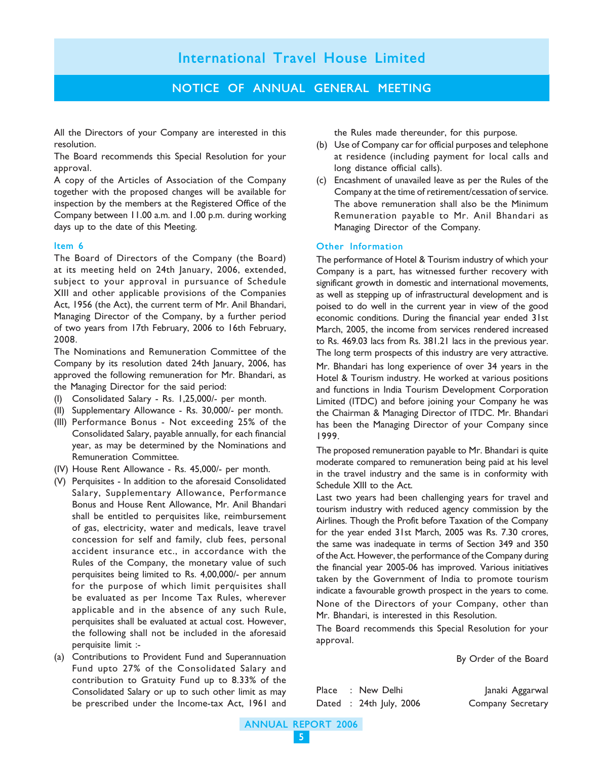All the Directors of your Company are interested in this resolution.

The Board recommends this Special Resolution for your approval.

A copy of the Articles of Association of the Company together with the proposed changes will be available for inspection by the members at the Registered Office of the Company between 11.00 a.m. and 1.00 p.m. during working days up to the date of this Meeting.

### Item 6

The Board of Directors of the Company (the Board) at its meeting held on 24th January, 2006, extended, subject to your approval in pursuance of Schedule XIII and other applicable provisions of the Companies Act, 1956 (the Act), the current term of Mr. Anil Bhandari, Managing Director of the Company, by a further period of two years from 17th February, 2006 to 16th February, 2008.

The Nominations and Remuneration Committee of the Company by its resolution dated 24th January, 2006, has approved the following remuneration for Mr. Bhandari, as the Managing Director for the said period:

(I) Consolidated Salary - Rs. 1,25,000/- per month.

(II) Supplementary Allowance - Rs. 30,000/- per month.

(III) Performance Bonus - Not exceeding 25% of the Consolidated Salary, payable annually, for each financial year, as may be determined by the Nominations and Remuneration Committee.

(IV) House Rent Allowance - Rs. 45,000/- per month.

(V) Perquisites - In addition to the aforesaid Consolidated Salary, Supplementary Allowance, Performance Bonus and House Rent Allowance, Mr. Anil Bhandari shall be entitled to perquisites like, reimbursement of gas, electricity, water and medicals, leave travel concession for self and family, club fees, personal accident insurance etc., in accordance with the Rules of the Company, the monetary value of such perquisites being limited to Rs. 4,00,000/- per annum for the purpose of which limit perquisites shall be evaluated as per Income Tax Rules, wherever applicable and in the absence of any such Rule, perquisites shall be evaluated at actual cost. However, the following shall not be included in the aforesaid perquisite limit :-

(a) Contributions to Provident Fund and Superannuation Fund upto 27% of the Consolidated Salary and contribution to Gratuity Fund up to 8.33% of the Consolidated Salary or up to such other limit as may be prescribed under the Income-tax Act, 1961 and the Rules made thereunder, for this purpose.

(b) Use of Company car for official purposes and telephone at residence (including payment for local calls and long distance official calls).

(c) Encashment of unavailed leave as per the Rules of the Company at the time of retirement/cessation of service.

The above remuneration shall also be the Minimum Remuneration payable to Mr. Anil Bhandari as Managing Director of the Company.

### Other Information

The performance of Hotel & Tourism industry of which your Company is a part, has witnessed further recovery with significant growth in domestic and international movements, as well as stepping up of infrastructural development and is poised to do well in the current year in view of the good economic conditions. During the financial year ended 31st March, 2005, the income from services rendered increased to Rs. 469.03 lacs from Rs. 381.21 lacs in the previous year. The long term prospects of this industry are very attractive.

Mr. Bhandari has long experience of over 34 years in the Hotel & Tourism industry. He worked at various positions and functions in India Tourism Development Corporation Limited (ITDC) and before joining your Company he was the Chairman & Managing Director of ITDC. Mr. Bhandari has been the Managing Director of your Company since 1999.

The proposed remuneration payable to Mr. Bhandari is quite moderate compared to remuneration being paid at his level in the travel industry and the same is in conformity with Schedule XIII to the Act.

Last two years had been challenging years for travel and tourism industry with reduced agency commission by the Airlines. Though the Profit before Taxation of the Company for the year ended 31st March, 2005 was Rs. 7.30 crores, the same was inadequate in terms of Section 349 and 350 of the Act. However, the performance of the Company during the financial year 2005-06 has improved. Various initiatives taken by the Government of India to promote tourism indicate a favourable growth prospect in the years to come.

None of the Directors of your Company, other than Mr. Bhandari, is interested in this Resolution.

The Board recommends this Special Resolution for your approval.

By Order of the Board

Place : New Delhi
Dated : 24th July, 2006

Janaki Aggarwal
Company Secretary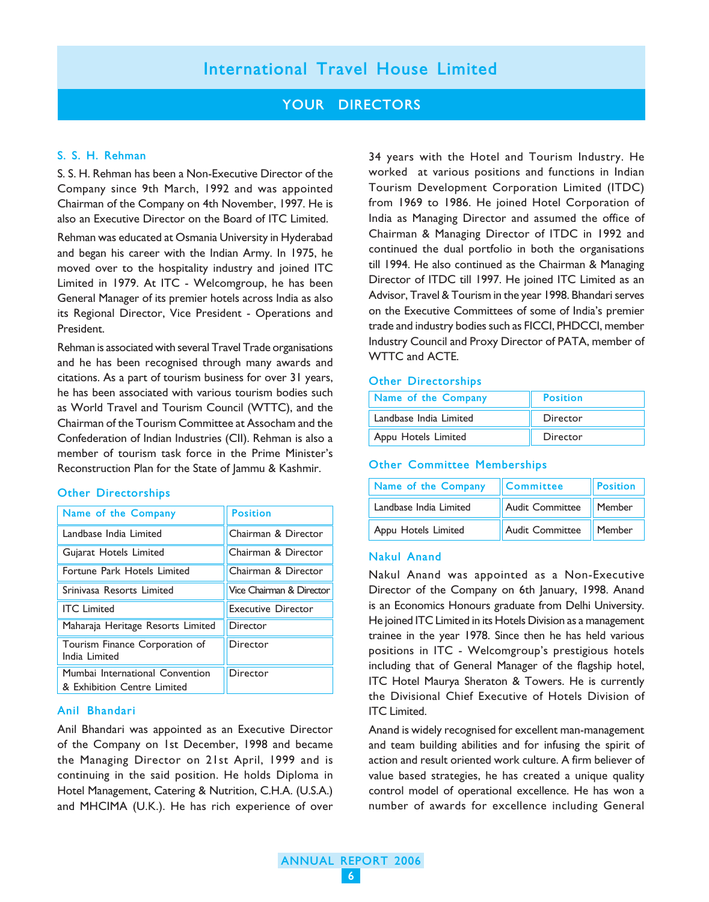# International Travel House Limited

## YOUR DIRECTORS

### S. S. H. Rehman

S. S. H. Rehman has been a Non-Executive Director of the Company since 9th March, 1992 and was appointed Chairman of the Company on 4th November, 1997. He is also an Executive Director on the Board of ITC Limited.

Rehman was educated at Osmania University in Hyderabad and began his career with the Indian Army. In 1975, he moved over to the hospitality industry and joined ITC Limited in 1979. At ITC - Welcomgroup, he has been General Manager of its premier hotels across India as also its Regional Director, Vice President - Operations and President.

Rehman is associated with several Travel Trade organisations and he has been recognised through many awards and citations. As a part of tourism business for over 31 years, he has been associated with various tourism bodies such as World Travel and Tourism Council (WTTC), and the Chairman of the Tourism Committee at Assocham and the Confederation of Indian Industries (CII). Rehman is also a member of tourism task force in the Prime Minister's Reconstruction Plan for the State of Jammu & Kashmir.

#### Other Directorships

| Name of the Company | Position |
|---|---|
| Landbase India Limited | Chairman & Director |
| Gujarat Hotels Limited | Chairman & Director |
| Fortune Park Hotels Limited | Chairman & Director |
| Srinivasa Resorts Limited | Vice Chairman & Director |
| ITC Limited | Executive Director |
| Maharaja Heritage Resorts Limited | Director |
| Tourism Finance Corporation of India Limited | Director |
| Mumbai International Convention & Exhibition Centre Limited | Director |

### Anil Bhandari

Anil Bhandari was appointed as an Executive Director of the Company on 1st December, 1998 and became the Managing Director on 21st April, 1999 and is continuing in the said position. He holds Diploma in Hotel Management, Catering & Nutrition, C.H.A. (U.S.A.) and MHCIMA (U.K.). He has rich experience of over 34 years with the Hotel and Tourism Industry. He worked at various positions and functions in Indian Tourism Development Corporation Limited (ITDC) from 1969 to 1986. He joined Hotel Corporation of India as Managing Director and assumed the office of Chairman & Managing Director of ITDC in 1992 and continued the dual portfolio in both the organisations till 1994. He also continued as the Chairman & Managing Director of ITDC till 1997. He joined ITC Limited as an Advisor, Travel & Tourism in the year 1998. Bhandari serves on the Executive Committees of some of India's premier trade and industry bodies such as FICCI, PHDCCI, member Industry Council and Proxy Director of PATA, member of WTTC and ACTE.

#### Other Directorships

| Name of the Company | Position |
|---|---|
| Landbase India Limited | Director |
| Appu Hotels Limited | Director |

#### Other Committee Memberships

| Name of the Company | Committee | Position |
|---|---|---|
| Landbase India Limited | Audit Committee | Member |
| Appu Hotels Limited | Audit Committee | Member |

### Nakul Anand

Nakul Anand was appointed as a Non-Executive Director of the Company on 6th January, 1998. Anand is an Economics Honours graduate from Delhi University. He joined ITC Limited in its Hotels Division as a management trainee in the year 1978. Since then he has held various positions in ITC - Welcomgroup's prestigious hotels including that of General Manager of the flagship hotel, ITC Hotel Maurya Sheraton & Towers. He is currently the Divisional Chief Executive of Hotels Division of ITC Limited.

Anand is widely recognised for excellent man-management and team building abilities and for infusing the spirit of action and result oriented work culture. A firm believer of value based strategies, he has created a unique quality control model of operational excellence. He has won a number of awards for excellence including General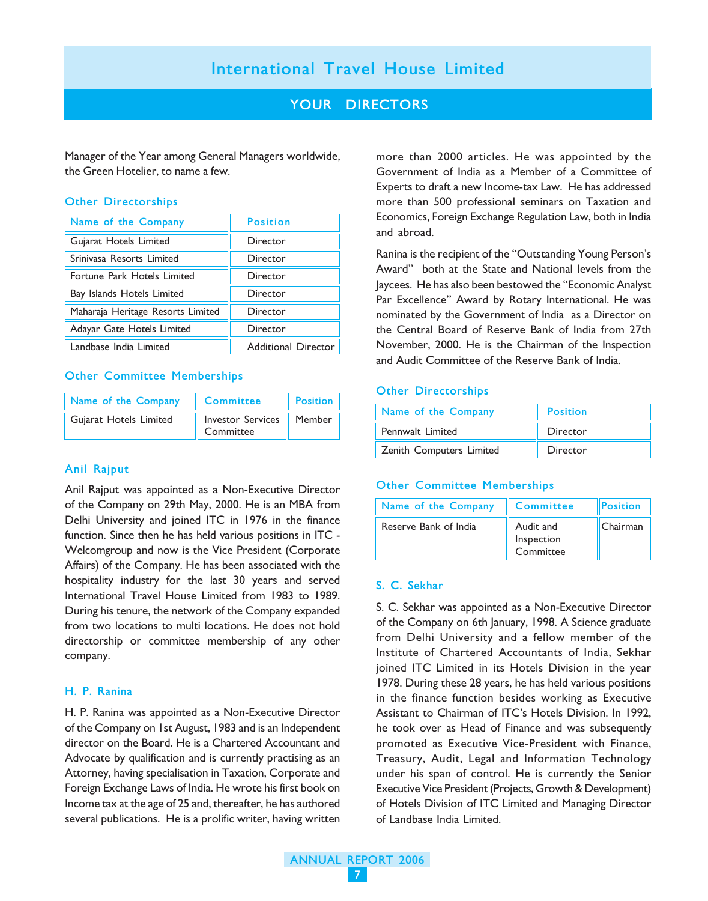Manager of the Year among General Managers worldwide, the Green Hotelier, to name a few.

### Other Directorships

| Name of the Company | Position |
|---|---|
| Gujarat Hotels Limited | Director |
| Srinivasa Resorts Limited | Director |
| Fortune Park Hotels Limited | Director |
| Bay Islands Hotels Limited | Director |
| Maharaja Heritage Resorts Limited | Director |
| Adayar Gate Hotels Limited | Director |
| Landbase India Limited | Additional Director |

### Other Committee Memberships

| Name of the Company | Committee | Position |
|---|---|---|
| Gujarat Hotels Limited | Investor Services Committee | Member |

## Anil Rajput

Anil Rajput was appointed as a Non-Executive Director of the Company on 29th May, 2000. He is an MBA from Delhi University and joined ITC in 1976 in the finance function. Since then he has held various positions in ITC - Welcomgroup and now is the Vice President (Corporate Affairs) of the Company. He has been associated with the hospitality industry for the last 30 years and served International Travel House Limited from 1983 to 1989. During his tenure, the network of the Company expanded from two locations to multi locations. He does not hold directorship or committee membership of any other company.

## H. P. Ranina

H. P. Ranina was appointed as a Non-Executive Director of the Company on 1st August, 1983 and is an Independent director on the Board. He is a Chartered Accountant and Advocate by qualification and is currently practising as an Attorney, having specialisation in Taxation, Corporate and Foreign Exchange Laws of India. He wrote his first book on Income tax at the age of 25 and, thereafter, he has authored several publications. He is a prolific writer, having written more than 2000 articles. He was appointed by the Government of India as a Member of a Committee of Experts to draft a new Income-tax Law. He has addressed more than 500 professional seminars on Taxation and Economics, Foreign Exchange Regulation Law, both in India and abroad.

Ranina is the recipient of the "Outstanding Young Person's Award" both at the State and National levels from the Jaycees. He has also been bestowed the "Economic Analyst Par Excellence" Award by Rotary International. He was nominated by the Government of India as a Director on the Central Board of Reserve Bank of India from 27th November, 2000. He is the Chairman of the Inspection and Audit Committee of the Reserve Bank of India.

### Other Directorships

| Name of the Company | Position |
|---|---|
| Pennwalt Limited | Director |
| Zenith Computers Limited | Director |

### Other Committee Memberships

| Name of the Company | Committee | Position |
|---|---|---|
| Reserve Bank of India | Audit and Inspection Committee | Chairman |

## S. C. Sekhar

S. C. Sekhar was appointed as a Non-Executive Director of the Company on 6th January, 1998. A Science graduate from Delhi University and a fellow member of the Institute of Chartered Accountants of India, Sekhar joined ITC Limited in its Hotels Division in the year 1978. During these 28 years, he has held various positions in the finance function besides working as Executive Assistant to Chairman of ITC's Hotels Division. In 1992, he took over as Head of Finance and was subsequently promoted as Executive Vice-President with Finance, Treasury, Audit, Legal and Information Technology under his span of control. He is currently the Senior Executive Vice President (Projects, Growth & Development) of Hotels Division of ITC Limited and Managing Director of Landbase India Limited.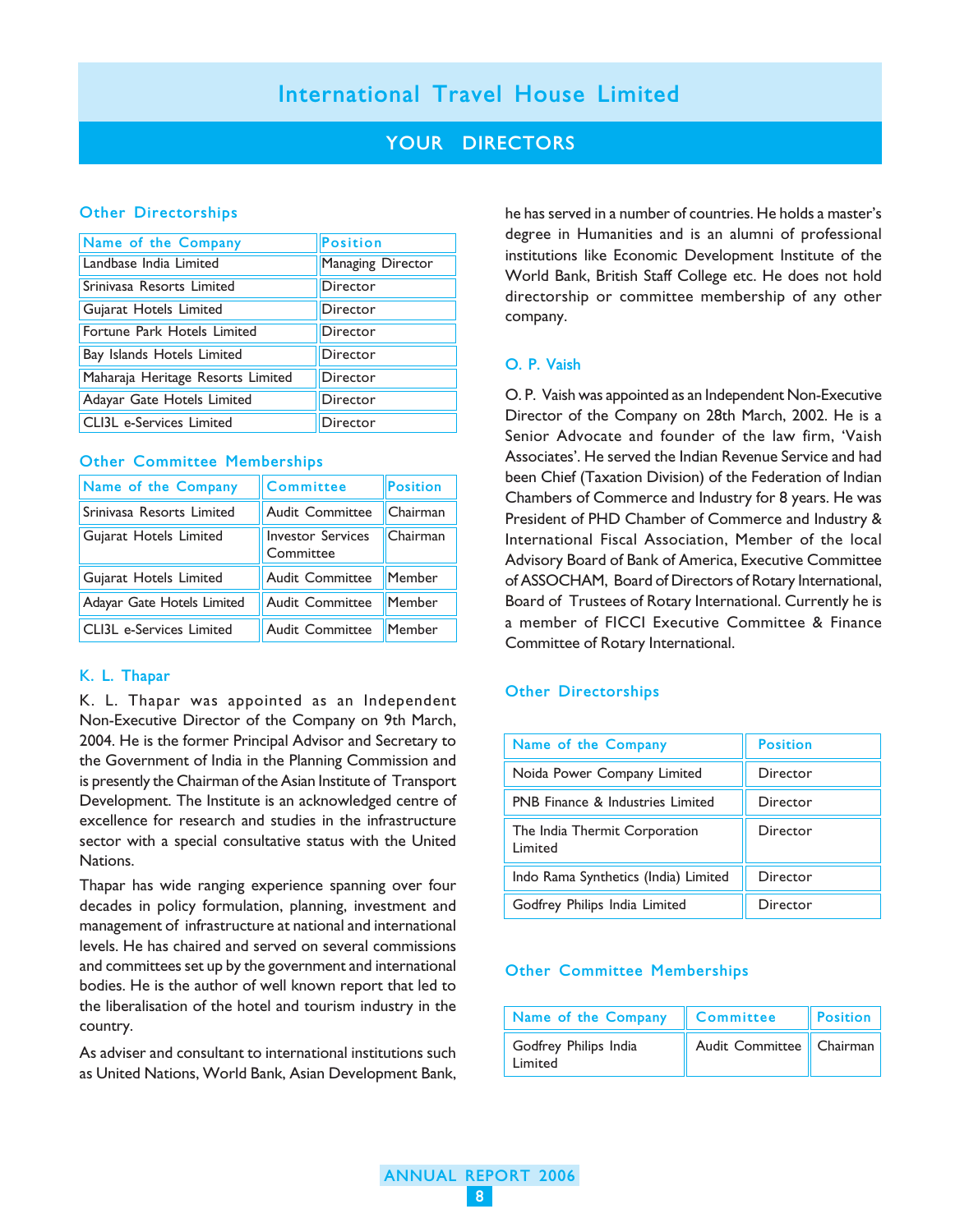# International Travel House Limited

## YOUR DIRECTORS

### Other Directorships

| Name of the Company | Position |
|---|---|
| Landbase India Limited | Managing Director |
| Srinivasa Resorts Limited | Director |
| Gujarat Hotels Limited | Director |
| Fortune Park Hotels Limited | Director |
| Bay Islands Hotels Limited | Director |
| Maharaja Heritage Resorts Limited | Director |
| Adayar Gate Hotels Limited | Director |
| CLI3L e-Services Limited | Director |

### Other Committee Memberships

| Name of the Company | Committee | Position |
|---|---|---|
| Srinivasa Resorts Limited | Audit Committee | Chairman |
| Gujarat Hotels Limited | Investor Services Committee | Chairman |
| Gujarat Hotels Limited | Audit Committee | Member |
| Adayar Gate Hotels Limited | Audit Committee | Member |
| CLI3L e-Services Limited | Audit Committee | Member |

### K. L. Thapar

K. L. Thapar was appointed as an Independent Non-Executive Director of the Company on 9th March, 2004. He is the former Principal Advisor and Secretary to the Government of India in the Planning Commission and is presently the Chairman of the Asian Institute of Transport Development. The Institute is an acknowledged centre of excellence for research and studies in the infrastructure sector with a special consultative status with the United Nations.

Thapar has wide ranging experience spanning over four decades in policy formulation, planning, investment and management of infrastructure at national and international levels. He has chaired and served on several commissions and committees set up by the government and international bodies. He is the author of well known report that led to the liberalisation of the hotel and tourism industry in the country.

As adviser and consultant to international institutions such as United Nations, World Bank, Asian Development Bank, he has served in a number of countries. He holds a master's degree in Humanities and is an alumni of professional institutions like Economic Development Institute of the World Bank, British Staff College etc. He does not hold directorship or committee membership of any other company.

### O. P. Vaish

O. P. Vaish was appointed as an Independent Non-Executive Director of the Company on 28th March, 2002. He is a Senior Advocate and founder of the law firm, 'Vaish Associates'. He served the Indian Revenue Service and had been Chief (Taxation Division) of the Federation of Indian Chambers of Commerce and Industry for 8 years. He was President of PHD Chamber of Commerce and Industry & International Fiscal Association, Member of the local Advisory Board of Bank of America, Executive Committee of ASSOCHAM, Board of Directors of Rotary International, Board of Trustees of Rotary International. Currently he is a member of FICCI Executive Committee & Finance Committee of Rotary International.

### Other Directorships

| Name of the Company | Position |
|---|---|
| Noida Power Company Limited | Director |
| PNB Finance & Industries Limited | Director |
| The India Thermit Corporation Limited | Director |
| Indo Rama Synthetics (India) Limited | Director |
| Godfrey Philips India Limited | Director |

### Other Committee Memberships

| Name of the Company | Committee | Position |
|---|---|---|
| Godfrey Philips India Limited | Audit Committee | Chairman |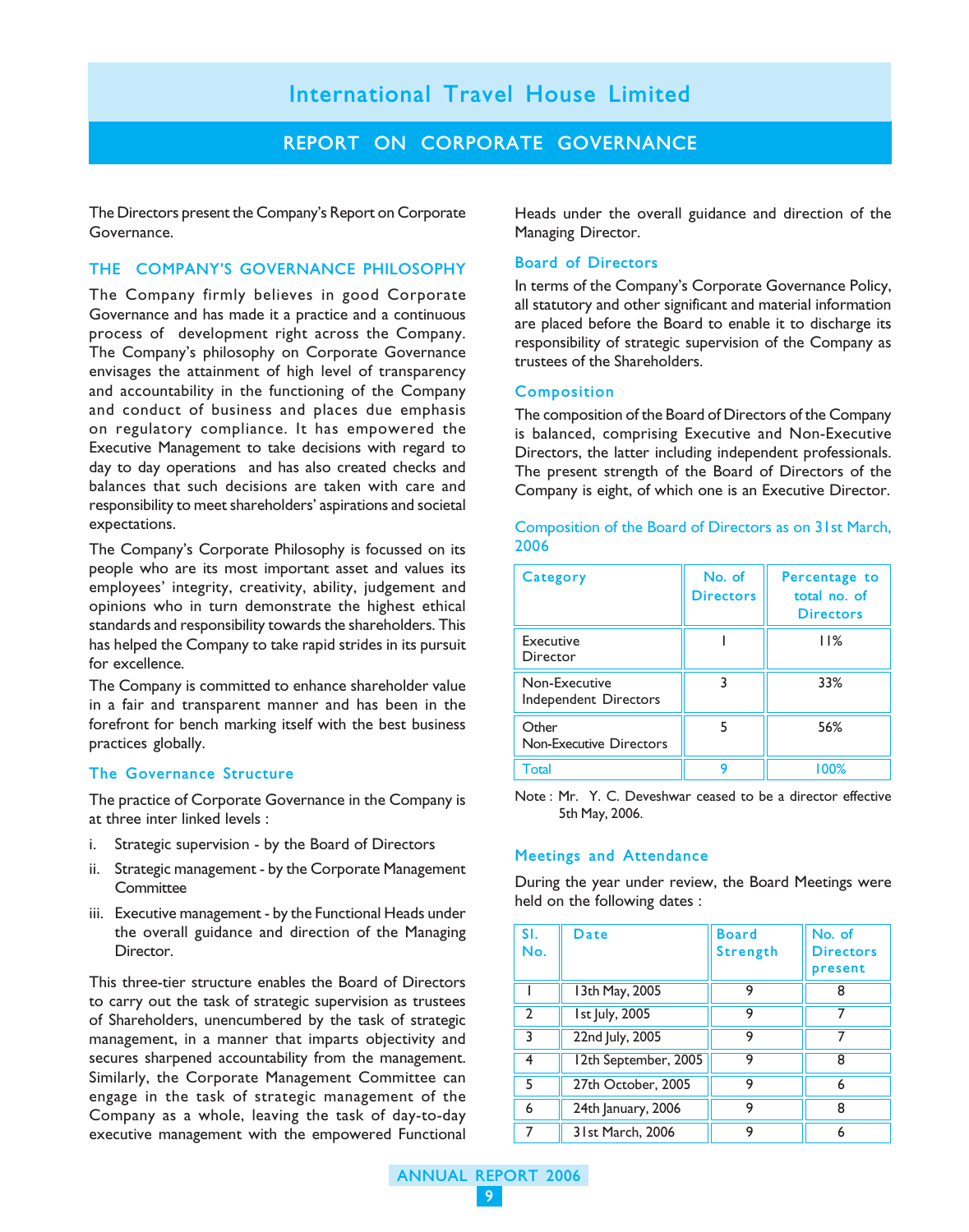# International Travel House Limited

## REPORT ON CORPORATE GOVERNANCE

The Directors present the Company's Report on Corporate Governance.

### THE COMPANY'S GOVERNANCE PHILOSOPHY

The Company firmly believes in good Corporate Governance and has made it a practice and a continuous process of development right across the Company. The Company's philosophy on Corporate Governance envisages the attainment of high level of transparency and accountability in the functioning of the Company and conduct of business and places due emphasis on regulatory compliance. It has empowered the Executive Management to take decisions with regard to day to day operations and has also created checks and balances that such decisions are taken with care and responsibility to meet shareholders' aspirations and societal expectations.

The Company's Corporate Philosophy is focussed on its people who are its most important asset and values its employees' integrity, creativity, ability, judgement and opinions who in turn demonstrate the highest ethical standards and responsibility towards the shareholders. This has helped the Company to take rapid strides in its pursuit for excellence.

The Company is committed to enhance shareholder value in a fair and transparent manner and has been in the forefront for bench marking itself with the best business practices globally.

### The Governance Structure

The practice of Corporate Governance in the Company is at three inter linked levels :

i. Strategic supervision - by the Board of Directors

ii. Strategic management - by the Corporate Management Committee

iii. Executive management - by the Functional Heads under the overall guidance and direction of the Managing Director.

This three-tier structure enables the Board of Directors to carry out the task of strategic supervision as trustees of Shareholders, unencumbered by the task of strategic management, in a manner that imparts objectivity and secures sharpened accountability from the management. Similarly, the Corporate Management Committee can engage in the task of strategic management of the Company as a whole, leaving the task of day-to-day executive management with the empowered Functional Heads under the overall guidance and direction of the Managing Director.

### Board of Directors

In terms of the Company's Corporate Governance Policy, all statutory and other significant and material information are placed before the Board to enable it to discharge its responsibility of strategic supervision of the Company as trustees of the Shareholders.

### Composition

The composition of the Board of Directors of the Company is balanced, comprising Executive and Non-Executive Directors, the latter including independent professionals. The present strength of the Board of Directors of the Company is eight, of which one is an Executive Director.

Composition of the Board of Directors as on 31st March, 2006

| Category | No. of Directors | Percentage to total no. of Directors |
|---|---|---|
| Executive Director | 1 | 11% |
| Non-Executive Independent Directors | 3 | 33% |
| Other Non-Executive Directors | 5 | 56% |
| Total | 9 | 100% |

Note : Mr. Y. C. Deveshwar ceased to be a director effective 5th May, 2006.

### Meetings and Attendance

During the year under review, the Board Meetings were held on the following dates :

| Sl. No. | Date | Board Strength | No. of Directors present |
|---|---|---|---|
| 1 | 13th May, 2005 | 9 | 8 |
| 2 | 1st July, 2005 | 9 | 7 |
| 3 | 22nd July, 2005 | 9 | 7 |
| 4 | 12th September, 2005 | 9 | 8 |
| 5 | 27th October, 2005 | 9 | 6 |
| 6 | 24th January, 2006 | 9 | 8 |
| 7 | 31st March, 2006 | 9 | 6 |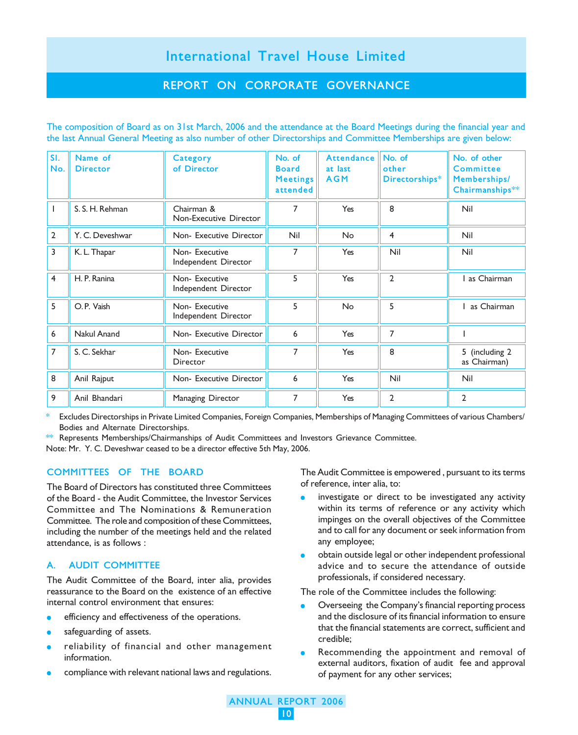# International Travel House Limited

## REPORT ON CORPORATE GOVERNANCE

The composition of Board as on 31st March, 2006 and the attendance at the Board Meetings during the financial year and the last Annual General Meeting as also number of other Directorships and Committee Memberships are given below:

| Sl. No. | Name of Director | Category of Director | No. of Board Meetings attended | Attendance at last AGM | No. of other Directorships* | No. of other Committee Memberships/ Chairmanships** |
|---|---|---|---|---|---|---|
| 1 | S. S. H. Rehman | Chairman & Non-Executive Director | 7 | Yes | 8 | Nil |
| 2 | Y. C. Deveshwar | Non- Executive Director | Nil | No | 4 | Nil |
| 3 | K. L. Thapar | Non- Executive Independent Director | 7 | Yes | Nil | Nil |
| 4 | H. P. Ranina | Non- Executive Independent Director | 5 | Yes | 2 | 1 as Chairman |
| 5 | O. P. Vaish | Non- Executive Independent Director | 5 | No | 5 | 1 as Chairman |
| 6 | Nakul Anand | Non- Executive Director | 6 | Yes | 7 | 1 |
| 7 | S. C. Sekhar | Non- Executive Director | 7 | Yes | 8 | 5 (including 2 as Chairman) |
| 8 | Anil Rajput | Non- Executive Director | 6 | Yes | Nil | Nil |
| 9 | Anil Bhandari | Managing Director | 7 | Yes | 2 | 2 |

\* Excludes Directorships in Private Limited Companies, Foreign Companies, Memberships of Managing Committees of various Chambers/ Bodies and Alternate Directorships.

\*\* Represents Memberships/Chairmanships of Audit Committees and Investors Grievance Committee.

Note: Mr. Y. C. Deveshwar ceased to be a director effective 5th May, 2006.

### COMMITTEES OF THE BOARD

The Board of Directors has constituted three Committees of the Board - the Audit Committee, the Investor Services Committee and The Nominations & Remuneration Committee. The role and composition of these Committees, including the number of the meetings held and the related attendance, is as follows :

### A. AUDIT COMMITTEE

The Audit Committee of the Board, inter alia, provides reassurance to the Board on the existence of an effective internal control environment that ensures:

- efficiency and effectiveness of the operations.
- safeguarding of assets.
- reliability of financial and other management information.
- compliance with relevant national laws and regulations.

The Audit Committee is empowered , pursuant to its terms of reference, inter alia, to:

- investigate or direct to be investigated any activity within its terms of reference or any activity which impinges on the overall objectives of the Committee and to call for any document or seek information from any employee;
- obtain outside legal or other independent professional advice and to secure the attendance of outside professionals, if considered necessary.

The role of the Committee includes the following:

- Overseeing the Company's financial reporting process and the disclosure of its financial information to ensure that the financial statements are correct, sufficient and credible;
- Recommending the appointment and removal of external auditors, fixation of audit fee and approval of payment for any other services;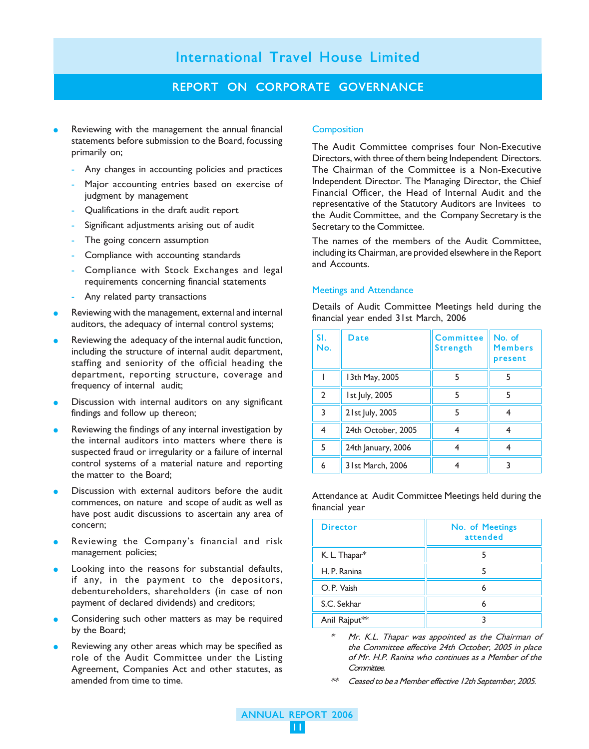- Reviewing with the management the annual financial statements before submission to the Board, focussing primarily on;
  - Any changes in accounting policies and practices
  - Major accounting entries based on exercise of judgment by management
  - Qualifications in the draft audit report
  - Significant adjustments arising out of audit
  - The going concern assumption
  - Compliance with accounting standards
  - Compliance with Stock Exchanges and legal requirements concerning financial statements
  - Any related party transactions
- Reviewing with the management, external and internal auditors, the adequacy of internal control systems;
- Reviewing the adequacy of the internal audit function, including the structure of internal audit department, staffing and seniority of the official heading the department, reporting structure, coverage and frequency of internal audit;
- Discussion with internal auditors on any significant findings and follow up thereon;
- Reviewing the findings of any internal investigation by the internal auditors into matters where there is suspected fraud or irregularity or a failure of internal control systems of a material nature and reporting the matter to the Board;
- Discussion with external auditors before the audit commences, on nature and scope of audit as well as have post audit discussions to ascertain any area of concern;
- Reviewing the Company's financial and risk management policies;
- Looking into the reasons for substantial defaults, if any, in the payment to the depositors, debentureholders, shareholders (in case of non payment of declared dividends) and creditors;
- Considering such other matters as may be required by the Board;
- Reviewing any other areas which may be specified as role of the Audit Committee under the Listing Agreement, Companies Act and other statutes, as amended from time to time.

### Composition

The Audit Committee comprises four Non-Executive Directors, with three of them being Independent Directors. The Chairman of the Committee is a Non-Executive Independent Director. The Managing Director, the Chief Financial Officer, the Head of Internal Audit and the representative of the Statutory Auditors are Invitees to the Audit Committee, and the Company Secretary is the Secretary to the Committee.

The names of the members of the Audit Committee, including its Chairman, are provided elsewhere in the Report and Accounts.

### Meetings and Attendance

Details of Audit Committee Meetings held during the financial year ended 31st March, 2006

| Sl. No. | Date | Committee Strength | No. of Members present |
|---|---|---|---|
| 1 | 13th May, 2005 | 5 | 5 |
| 2 | 1st July, 2005 | 5 | 5 |
| 3 | 21st July, 2005 | 5 | 4 |
| 4 | 24th October, 2005 | 4 | 4 |
| 5 | 24th January, 2006 | 4 | 4 |
| 6 | 31st March, 2006 | 4 | 3 |

Attendance at Audit Committee Meetings held during the financial year

| Director | No. of Meetings attended |
|---|---|
| K. L. Thapar* | 5 |
| H. P. Ranina | 5 |
| O.P. Vaish | 6 |
| S.C. Sekhar | 6 |
| Anil Rajput** | 3 |

\* *Mr. K.L. Thapar was appointed as the Chairman of the Committee effective 24th October, 2005 in place of Mr. H.P. Ranina who continues as a Member of the Committee.*

\*\* *Ceased to be a Member effective 12th September, 2005.*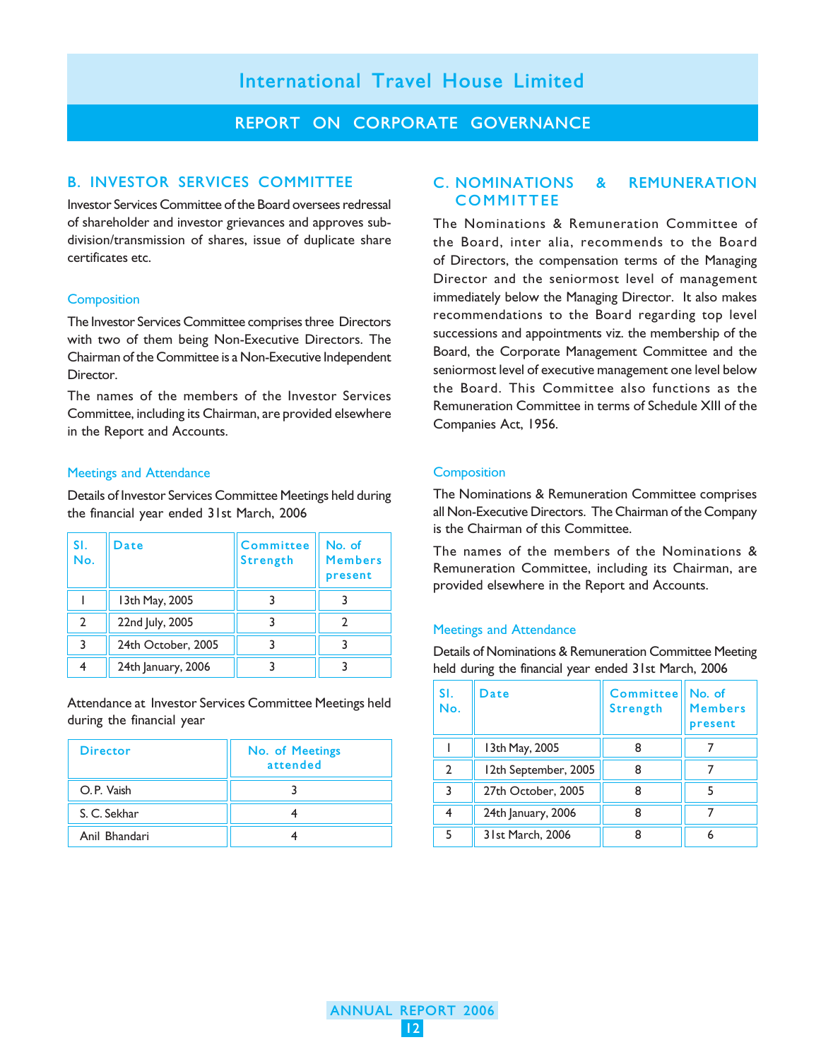## B. INVESTOR SERVICES COMMITTEE

Investor Services Committee of the Board oversees redressal of shareholder and investor grievances and approves sub-division/transmission of shares, issue of duplicate share certificates etc.

### Composition

The Investor Services Committee comprises three Directors with two of them being Non-Executive Directors. The Chairman of the Committee is a Non-Executive Independent Director.

The names of the members of the Investor Services Committee, including its Chairman, are provided elsewhere in the Report and Accounts.

### Meetings and Attendance

Details of Investor Services Committee Meetings held during the financial year ended 31st March, 2006

| Sl. No. | Date | Committee Strength | No. of Members present |
|---|---|---|---|
| 1 | 13th May, 2005 | 3 | 3 |
| 2 | 22nd July, 2005 | 3 | 2 |
| 3 | 24th October, 2005 | 3 | 3 |
| 4 | 24th January, 2006 | 3 | 3 |

Attendance at Investor Services Committee Meetings held during the financial year

| Director | No. of Meetings attended |
|---|---|
| O. P. Vaish | 3 |
| S. C. Sekhar | 4 |
| Anil Bhandari | 4 |

## C. NOMINATIONS & REMUNERATION COMMITTEE

The Nominations & Remuneration Committee of the Board, inter alia, recommends to the Board of Directors, the compensation terms of the Managing Director and the seniormost level of management immediately below the Managing Director. It also makes recommendations to the Board regarding top level successions and appointments viz. the membership of the Board, the Corporate Management Committee and the seniormost level of executive management one level below the Board. This Committee also functions as the Remuneration Committee in terms of Schedule XIII of the Companies Act, 1956.

### Composition

The Nominations & Remuneration Committee comprises all Non-Executive Directors. The Chairman of the Company is the Chairman of this Committee.

The names of the members of the Nominations & Remuneration Committee, including its Chairman, are provided elsewhere in the Report and Accounts.

### Meetings and Attendance

Details of Nominations & Remuneration Committee Meeting held during the financial year ended 31st March, 2006

| Sl. No. | Date | Committee Strength | No. of Members present |
|---|---|---|---|
| 1 | 13th May, 2005 | 8 | 7 |
| 2 | 12th September, 2005 | 8 | 7 |
| 3 | 27th October, 2005 | 8 | 5 |
| 4 | 24th January, 2006 | 8 | 7 |
| 5 | 31st March, 2006 | 8 | 6 |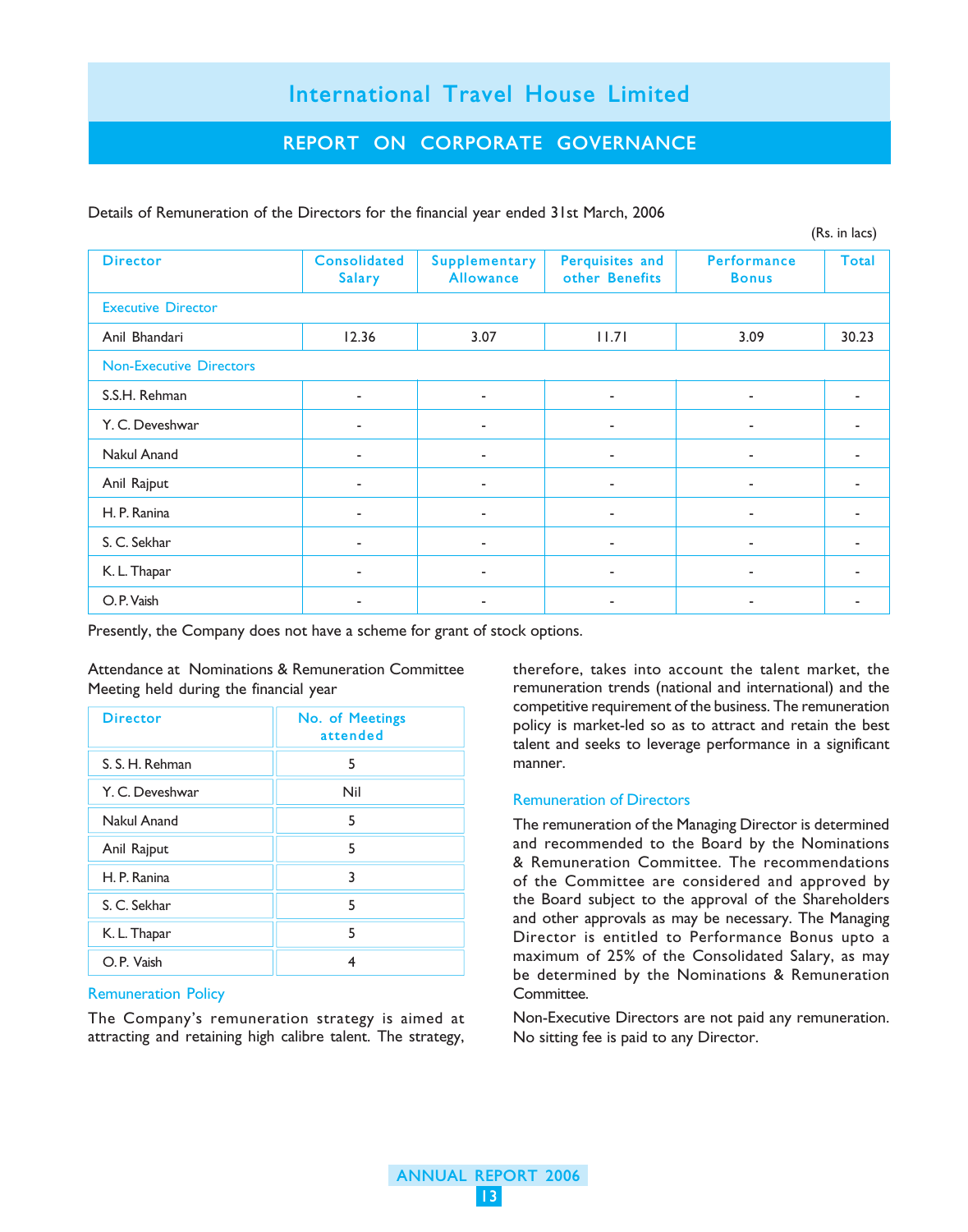Details of Remuneration of the Directors for the financial year ended 31st March, 2006

(Rs. in lacs)

| Director | Consolidated Salary | Supplementary Allowance | Perquisites and other Benefits | Performance Bonus | Total |
|---|---|---|---|---|---|
| **Executive Director** | | | | | |
| Anil Bhandari | 12.36 | 3.07 | 11.71 | 3.09 | 30.23 |
| **Non-Executive Directors** | | | | | |
| S.S.H. Rehman | - | - | - | - | - |
| Y. C. Deveshwar | - | - | - | - | - |
| Nakul Anand | - | - | - | - | - |
| Anil Rajput | - | - | - | - | - |
| H. P. Ranina | - | - | - | - | - |
| S. C. Sekhar | - | - | - | - | - |
| K. L. Thapar | - | - | - | - | - |
| O. P. Vaish | - | - | - | - | - |

Presently, the Company does not have a scheme for grant of stock options.

Attendance at Nominations & Remuneration Committee Meeting held during the financial year

| Director | No. of Meetings attended |
|---|---|
| S. S. H. Rehman | 5 |
| Y. C. Deveshwar | Nil |
| Nakul Anand | 5 |
| Anil Rajput | 5 |
| H. P. Ranina | 3 |
| S. C. Sekhar | 5 |
| K. L. Thapar | 5 |
| O. P. Vaish | 4 |

### Remuneration Policy

The Company's remuneration strategy is aimed at attracting and retaining high calibre talent. The strategy, therefore, takes into account the talent market, the remuneration trends (national and international) and the competitive requirement of the business. The remuneration policy is market-led so as to attract and retain the best talent and seeks to leverage performance in a significant manner.

### Remuneration of Directors

The remuneration of the Managing Director is determined and recommended to the Board by the Nominations & Remuneration Committee. The recommendations of the Committee are considered and approved by the Board subject to the approval of the Shareholders and other approvals as may be necessary. The Managing Director is entitled to Performance Bonus upto a maximum of 25% of the Consolidated Salary, as may be determined by the Nominations & Remuneration Committee.

Non-Executive Directors are not paid any remuneration. No sitting fee is paid to any Director.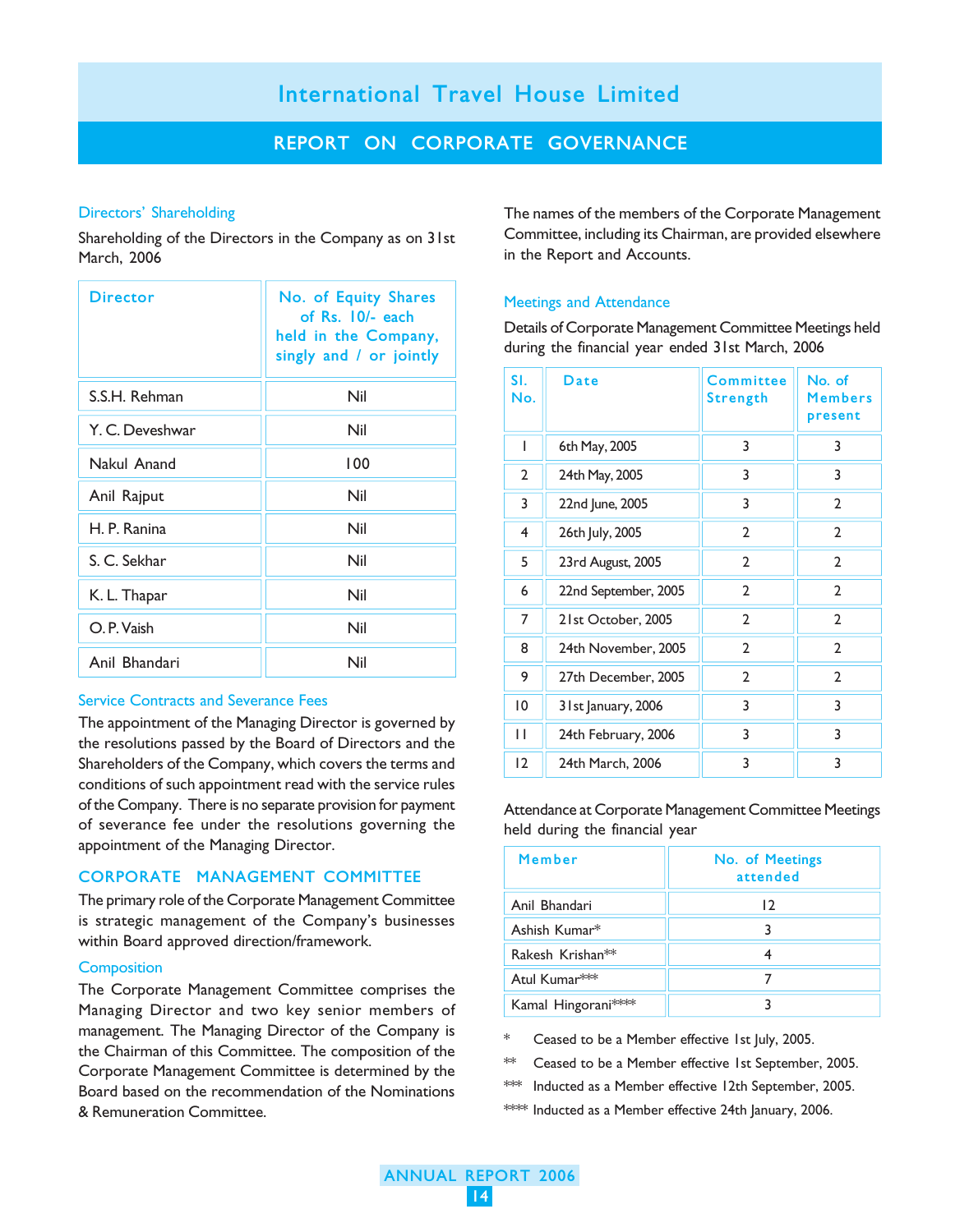### Directors' Shareholding

Shareholding of the Directors in the Company as on 31st March, 2006

| Director | No. of Equity Shares of Rs. 10/- each held in the Company, singly and / or jointly |
|---|---|
| S.S.H. Rehman | Nil |
| Y. C. Deveshwar | Nil |
| Nakul Anand | 100 |
| Anil Rajput | Nil |
| H. P. Ranina | Nil |
| S. C. Sekhar | Nil |
| K. L. Thapar | Nil |
| O. P. Vaish | Nil |
| Anil Bhandari | Nil |

### Service Contracts and Severance Fees

The appointment of the Managing Director is governed by the resolutions passed by the Board of Directors and the Shareholders of the Company, which covers the terms and conditions of such appointment read with the service rules of the Company. There is no separate provision for payment of severance fee under the resolutions governing the appointment of the Managing Director.

## CORPORATE MANAGEMENT COMMITTEE

The primary role of the Corporate Management Committee is strategic management of the Company's businesses within Board approved direction/framework.

### Composition

The Corporate Management Committee comprises the Managing Director and two key senior members of management. The Managing Director of the Company is the Chairman of this Committee. The composition of the Corporate Management Committee is determined by the Board based on the recommendation of the Nominations & Remuneration Committee.

The names of the members of the Corporate Management Committee, including its Chairman, are provided elsewhere in the Report and Accounts.

### Meetings and Attendance

Details of Corporate Management Committee Meetings held during the financial year ended 31st March, 2006

| Sl. No. | Date | Committee Strength | No. of Members present |
|---|---|---|---|
| 1 | 6th May, 2005 | 3 | 3 |
| 2 | 24th May, 2005 | 3 | 3 |
| 3 | 22nd June, 2005 | 3 | 2 |
| 4 | 26th July, 2005 | 2 | 2 |
| 5 | 23rd August, 2005 | 2 | 2 |
| 6 | 22nd September, 2005 | 2 | 2 |
| 7 | 21st October, 2005 | 2 | 2 |
| 8 | 24th November, 2005 | 2 | 2 |
| 9 | 27th December, 2005 | 2 | 2 |
| 10 | 31st January, 2006 | 3 | 3 |
| 11 | 24th February, 2006 | 3 | 3 |
| 12 | 24th March, 2006 | 3 | 3 |

Attendance at Corporate Management Committee Meetings held during the financial year

| Member | No. of Meetings attended |
|---|---|
| Anil Bhandari | 12 |
| Ashish Kumar* | 3 |
| Rakesh Krishan** | 4 |
| Atul Kumar*** | 7 |
| Kamal Hingorani**** | 3 |

\* Ceased to be a Member effective 1st July, 2005.

** Ceased to be a Member effective 1st September, 2005.

*** Inducted as a Member effective 12th September, 2005.

**** Inducted as a Member effective 24th January, 2006.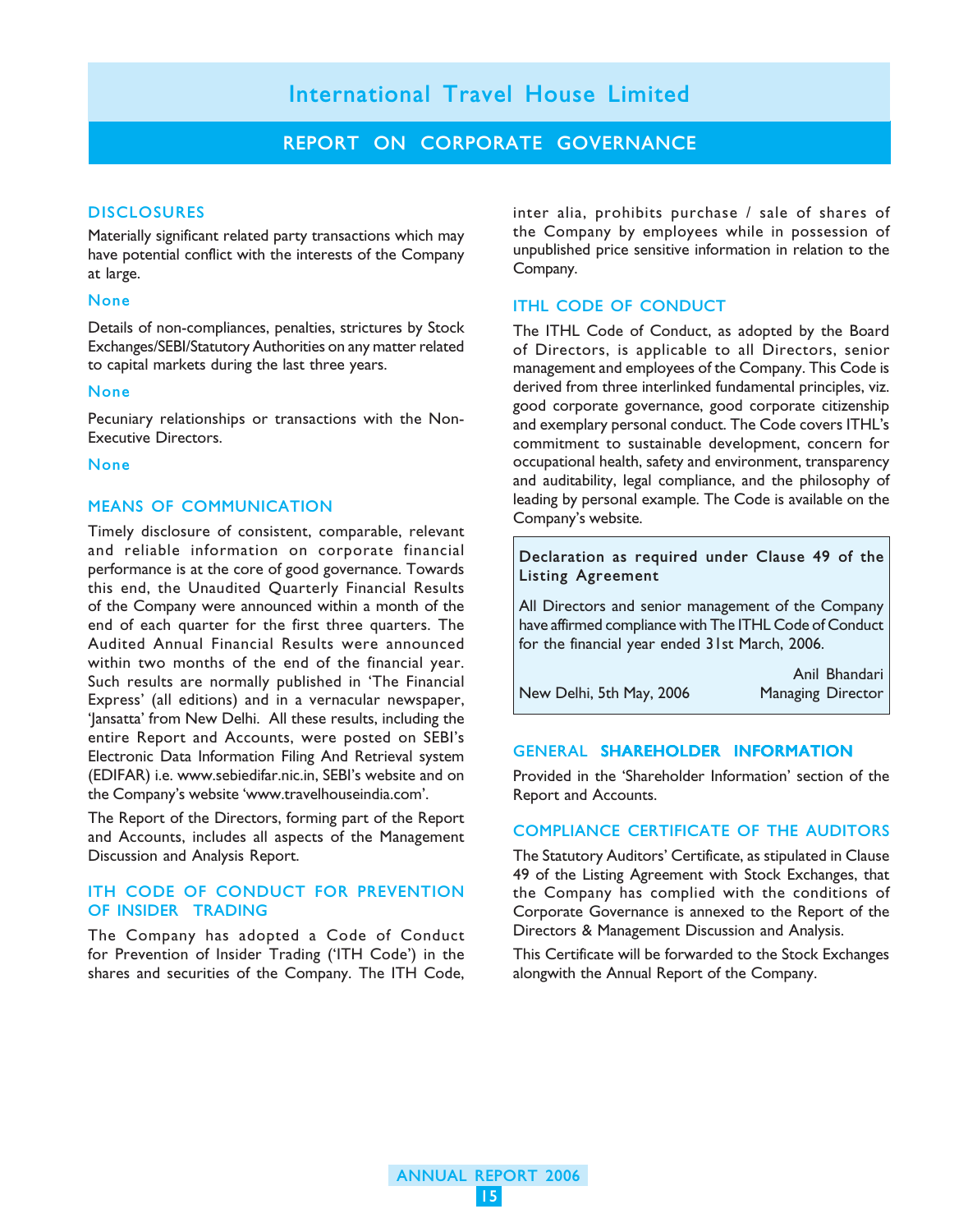# International Travel House Limited

## REPORT ON CORPORATE GOVERNANCE

### DISCLOSURES

Materially significant related party transactions which may have potential conflict with the interests of the Company at large.

None

Details of non-compliances, penalties, strictures by Stock Exchanges/SEBI/Statutory Authorities on any matter related to capital markets during the last three years.

None

Pecuniary relationships or transactions with the Non-Executive Directors.

None

### MEANS OF COMMUNICATION

Timely disclosure of consistent, comparable, relevant and reliable information on corporate financial performance is at the core of good governance. Towards this end, the Unaudited Quarterly Financial Results of the Company were announced within a month of the end of each quarter for the first three quarters. The Audited Annual Financial Results were announced within two months of the end of the financial year. Such results are normally published in 'The Financial Express' (all editions) and in a vernacular newspaper, 'Jansatta' from New Delhi. All these results, including the entire Report and Accounts, were posted on SEBI's Electronic Data Information Filing And Retrieval system (EDIFAR) i.e. www.sebiedifar.nic.in, SEBI's website and on the Company's website 'www.travelhouseindia.com'.

The Report of the Directors, forming part of the Report and Accounts, includes all aspects of the Management Discussion and Analysis Report.

### ITH CODE OF CONDUCT FOR PREVENTION OF INSIDER TRADING

The Company has adopted a Code of Conduct for Prevention of Insider Trading ('ITH Code') in the shares and securities of the Company. The ITH Code, inter alia, prohibits purchase / sale of shares of the Company by employees while in possession of unpublished price sensitive information in relation to the Company.

### ITHL CODE OF CONDUCT

The ITHL Code of Conduct, as adopted by the Board of Directors, is applicable to all Directors, senior management and employees of the Company. This Code is derived from three interlinked fundamental principles, viz. good corporate governance, good corporate citizenship and exemplary personal conduct. The Code covers ITHL's commitment to sustainable development, concern for occupational health, safety and environment, transparency and auditability, legal compliance, and the philosophy of leading by personal example. The Code is available on the Company's website.

**Declaration as required under Clause 49 of the Listing Agreement**

All Directors and senior management of the Company have affirmed compliance with The ITHL Code of Conduct for the financial year ended 31st March, 2006.

New Delhi, 5th May, 2006

Anil Bhandari
Managing Director

### GENERAL SHAREHOLDER INFORMATION

Provided in the 'Shareholder Information' section of the Report and Accounts.

### COMPLIANCE CERTIFICATE OF THE AUDITORS

The Statutory Auditors' Certificate, as stipulated in Clause 49 of the Listing Agreement with Stock Exchanges, that the Company has complied with the conditions of Corporate Governance is annexed to the Report of the Directors & Management Discussion and Analysis.

This Certificate will be forwarded to the Stock Exchanges alongwith the Annual Report of the Company.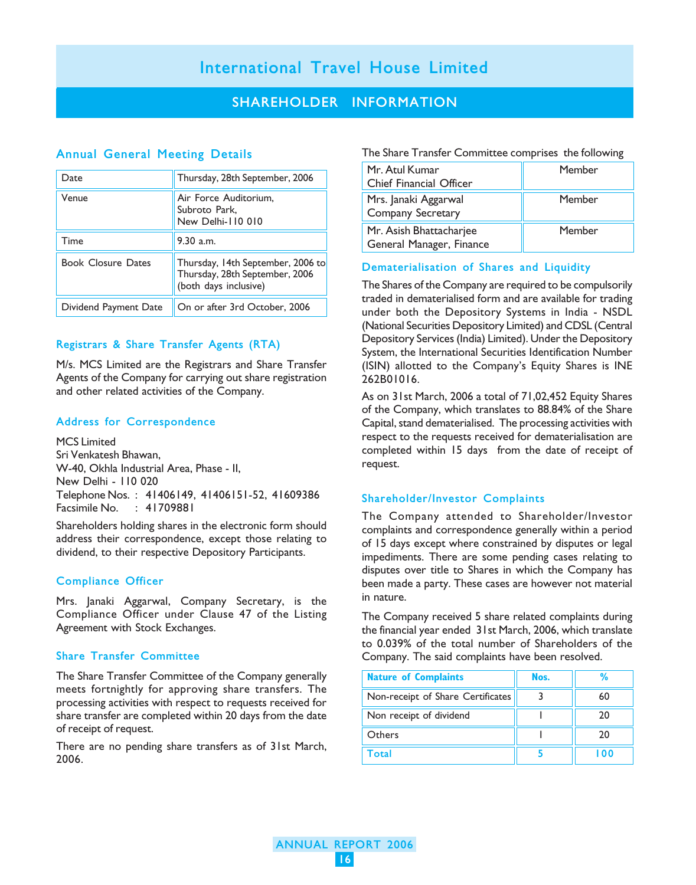# International Travel House Limited

## SHAREHOLDER INFORMATION

### Annual General Meeting Details

| | |
|---|---|
| Date | Thursday, 28th September, 2006 |
| Venue | Air Force Auditorium, Subroto Park, New Delhi-110 010 |
| Time | 9.30 a.m. |
| Book Closure Dates | Thursday, 14th September, 2006 to Thursday, 28th September, 2006 (both days inclusive) |
| Dividend Payment Date | On or after 3rd October, 2006 |

### Registrars & Share Transfer Agents (RTA)

M/s. MCS Limited are the Registrars and Share Transfer Agents of the Company for carrying out share registration and other related activities of the Company.

### Address for Correspondence

MCS Limited
Sri Venkatesh Bhawan,
W-40, Okhla Industrial Area, Phase - II,
New Delhi - 110 020
Telephone Nos. : 41406149, 41406151-52, 41609386
Facsimile No. : 41709881

Shareholders holding shares in the electronic form should address their correspondence, except those relating to dividend, to their respective Depository Participants.

### Compliance Officer

Mrs. Janaki Aggarwal, Company Secretary, is the Compliance Officer under Clause 47 of the Listing Agreement with Stock Exchanges.

### Share Transfer Committee

The Share Transfer Committee of the Company generally meets fortnightly for approving share transfers. The processing activities with respect to requests received for share transfer are completed within 20 days from the date of receipt of request.

There are no pending share transfers as of 31st March, 2006.

The Share Transfer Committee comprises the following

| | |
|---|---|
| Mr. Atul Kumar<br>Chief Financial Officer | Member |
| Mrs. Janaki Aggarwal<br>Company Secretary | Member |
| Mr. Asish Bhattacharjee<br>General Manager, Finance | Member |

### Dematerialisation of Shares and Liquidity

The Shares of the Company are required to be compulsorily traded in dematerialised form and are available for trading under both the Depository Systems in India - NSDL (National Securities Depository Limited) and CDSL (Central Depository Services (India) Limited). Under the Depository System, the International Securities Identification Number (ISIN) allotted to the Company's Equity Shares is INE 262B01016.

As on 31st March, 2006 a total of 71,02,452 Equity Shares of the Company, which translates to 88.84% of the Share Capital, stand dematerialised. The processing activities with respect to the requests received for dematerialisation are completed within 15 days from the date of receipt of request.

### Shareholder/Investor Complaints

The Company attended to Shareholder/Investor complaints and correspondence generally within a period of 15 days except where constrained by disputes or legal impediments. There are some pending cases relating to disputes over title to Shares in which the Company has been made a party. These cases are however not material in nature.

The Company received 5 share related complaints during the financial year ended 31st March, 2006, which translate to 0.039% of the total number of Shareholders of the Company. The said complaints have been resolved.

| Nature of Complaints | Nos. | % |
|---|---|---|
| Non-receipt of Share Certificates | 3 | 60 |
| Non receipt of dividend | 1 | 20 |
| Others | 1 | 20 |
| Total | 5 | 100 |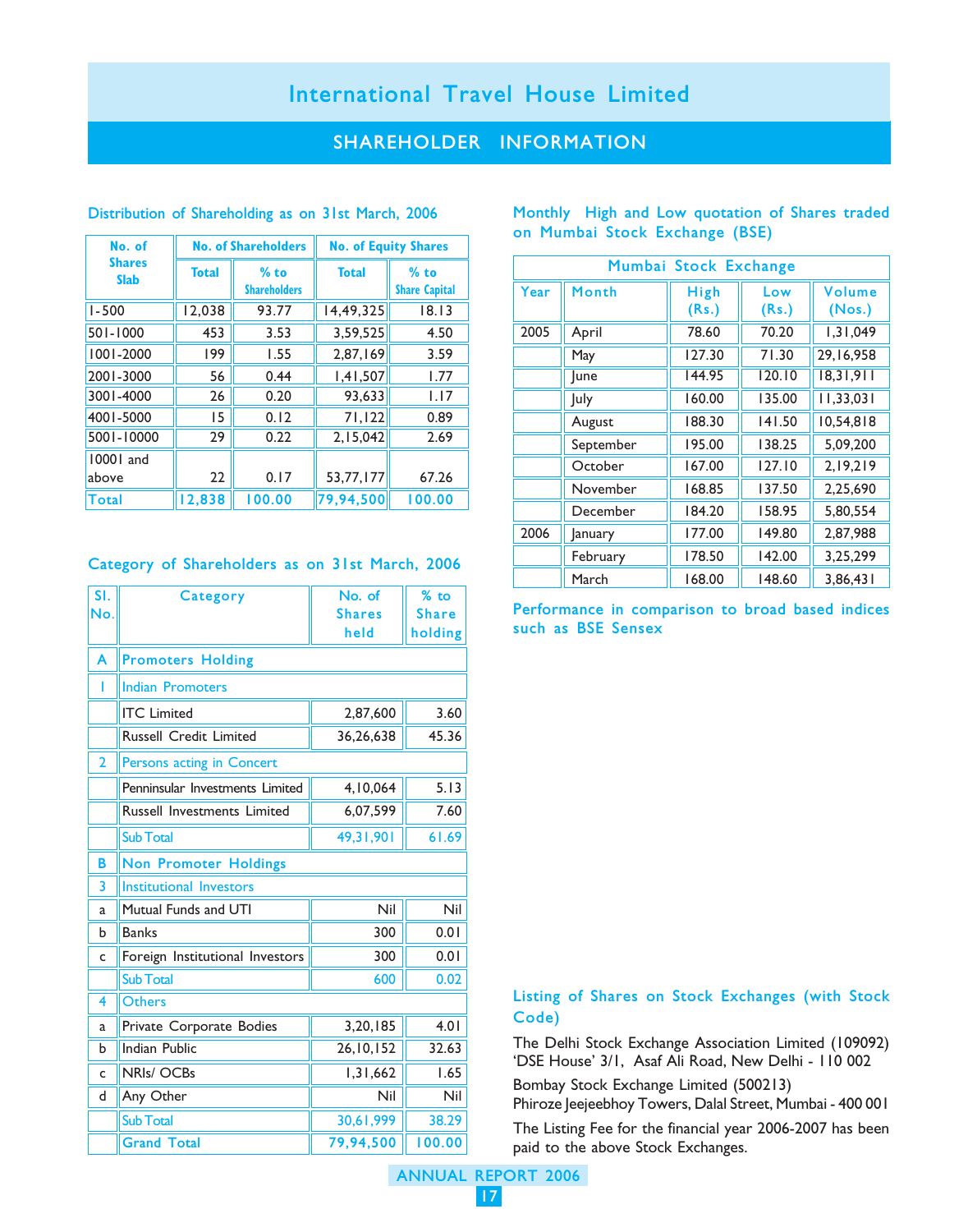# International Travel House Limited

## SHAREHOLDER INFORMATION

### Distribution of Shareholding as on 31st March, 2006

| No. of Shares Slab | No. of Shareholders | | No. of Equity Shares | |
|---|---|---|---|---|
| | Total | % to Shareholders | Total | % to Share Capital |
| 1-500 | 12,038 | 93.77 | 14,49,325 | 18.13 |
| 501-1000 | 453 | 3.53 | 3,59,525 | 4.50 |
| 1001-2000 | 199 | 1.55 | 2,87,169 | 3.59 |
| 2001-3000 | 56 | 0.44 | 1,41,507 | 1.77 |
| 3001-4000 | 26 | 0.20 | 93,633 | 1.17 |
| 4001-5000 | 15 | 0.12 | 71,122 | 0.89 |
| 5001-10000 | 29 | 0.22 | 2,15,042 | 2.69 |
| 10001 and above | 22 | 0.17 | 53,77,177 | 67.26 |
| Total | 12,838 | 100.00 | 79,94,500 | 100.00 |

### Category of Shareholders as on 31st March, 2006

| Sl. No. | Category | No. of Shares held | % to Share holding |
|---|---|---|---|
| A | Promoters Holding | | |
| 1 | Indian Promoters | | |
| | ITC Limited | 2,87,600 | 3.60 |
| | Russell Credit Limited | 36,26,638 | 45.36 |
| 2 | Persons acting in Concert | | |
| | Penninsular Investments Limited | 4,10,064 | 5.13 |
| | Russell Investments Limited | 6,07,599 | 7.60 |
| | Sub Total | 49,31,901 | 61.69 |
| B | Non Promoter Holdings | | |
| 3 | Institutional Investors | | |
| a | Mutual Funds and UTI | Nil | Nil |
| b | Banks | 300 | 0.01 |
| c | Foreign Institutional Investors | 300 | 0.01 |
| | Sub Total | 600 | 0.02 |
| 4 | Others | | |
| a | Private Corporate Bodies | 3,20,185 | 4.01 |
| b | Indian Public | 26,10,152 | 32.63 |
| c | NRIs/ OCBs | 1,31,662 | 1.65 |
| d | Any Other | Nil | Nil |
| | Sub Total | 30,61,999 | 38.29 |
| | Grand Total | 79,94,500 | 100.00 |

### Monthly High and Low quotation of Shares traded on Mumbai Stock Exchange (BSE)

| Mumbai Stock Exchange | | | | |
|---|---|---|---|---|
| Year | Month | High (Rs.) | Low (Rs.) | Volume (Nos.) |
| 2005 | April | 78.60 | 70.20 | 1,31,049 |
| | May | 127.30 | 71.30 | 29,16,958 |
| | June | 144.95 | 120.10 | 18,31,911 |
| | July | 160.00 | 135.00 | 11,33,031 |
| | August | 188.30 | 141.50 | 10,54,818 |
| | September | 195.00 | 138.25 | 5,09,200 |
| | October | 167.00 | 127.10 | 2,19,219 |
| | November | 168.85 | 137.50 | 2,25,690 |
| | December | 184.20 | 158.95 | 5,80,554 |
| 2006 | January | 177.00 | 149.80 | 2,87,988 |
| | February | 178.50 | 142.00 | 3,25,299 |
| | March | 168.00 | 148.60 | 3,86,431 |

### Performance in comparison to broad based indices such as BSE Sensex

### Listing of Shares on Stock Exchanges (with Stock Code)

The Delhi Stock Exchange Association Limited (109092)
'DSE House' 3/1, Asaf Ali Road, New Delhi - 110 002

Bombay Stock Exchange Limited (500213)
Phiroze Jeejeebhoy Towers, Dalal Street, Mumbai - 400 001

The Listing Fee for the financial year 2006-2007 has been paid to the above Stock Exchanges.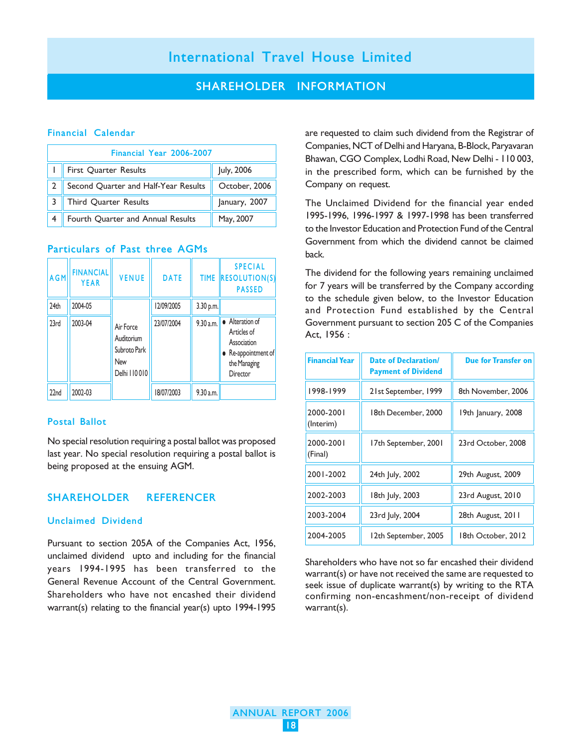# International Travel House Limited

## SHAREHOLDER INFORMATION

### Financial Calendar

| Financial Year 2006-2007 | | |
|---|---|---|
| 1 | First Quarter Results | July, 2006 |
| 2 | Second Quarter and Half-Year Results | October, 2006 |
| 3 | Third Quarter Results | January, 2007 |
| 4 | Fourth Quarter and Annual Results | May, 2007 |

### Particulars of Past three AGMs

| AGM | FINANCIAL YEAR | VENUE | DATE | TIME | SPECIAL RESOLUTION(S) PASSED |
|---|---|---|---|---|---|
| 24th | 2004-05 | Air Force Auditorium Subroto Park New Delhi 110 010 | 12/09/2005 | 3.30 p.m. | |
| 23rd | 2003-04 | | 23/07/2004 | 9.30 a.m. | • Alteration of Articles of Association • Re-appointment of the Managing Director |
| 22nd | 2002-03 | | 18/07/2003 | 9.30 a.m. | |

### Postal Ballot

No special resolution requiring a postal ballot was proposed last year. No special resolution requiring a postal ballot is being proposed at the ensuing AGM.

## SHAREHOLDER REFERENCER

### Unclaimed Dividend

Pursuant to section 205A of the Companies Act, 1956, unclaimed dividend upto and including for the financial years 1994-1995 has been transferred to the General Revenue Account of the Central Government. Shareholders who have not encashed their dividend warrant(s) relating to the financial year(s) upto 1994-1995 are requested to claim such dividend from the Registrar of Companies, NCT of Delhi and Haryana, B-Block, Paryavaran Bhawan, CGO Complex, Lodhi Road, New Delhi - 110 003, in the prescribed form, which can be furnished by the Company on request.

The Unclaimed Dividend for the financial year ended 1995-1996, 1996-1997 & 1997-1998 has been transferred to the Investor Education and Protection Fund of the Central Government from which the dividend cannot be claimed back.

The dividend for the following years remaining unclaimed for 7 years will be transferred by the Company according to the schedule given below, to the Investor Education and Protection Fund established by the Central Government pursuant to section 205 C of the Companies Act, 1956 :

| Financial Year | Date of Declaration/ Payment of Dividend | Due for Transfer on |
|---|---|---|
| 1998-1999 | 21st September, 1999 | 8th November, 2006 |
| 2000-2001 (Interim) | 18th December, 2000 | 19th January, 2008 |
| 2000-2001 (Final) | 17th September, 2001 | 23rd October, 2008 |
| 2001-2002 | 24th July, 2002 | 29th August, 2009 |
| 2002-2003 | 18th July, 2003 | 23rd August, 2010 |
| 2003-2004 | 23rd July, 2004 | 28th August, 2011 |
| 2004-2005 | 12th September, 2005 | 18th October, 2012 |

Shareholders who have not so far encashed their dividend warrant(s) or have not received the same are requested to seek issue of duplicate warrant(s) by writing to the RTA confirming non-encashment/non-receipt of dividend warrant(s).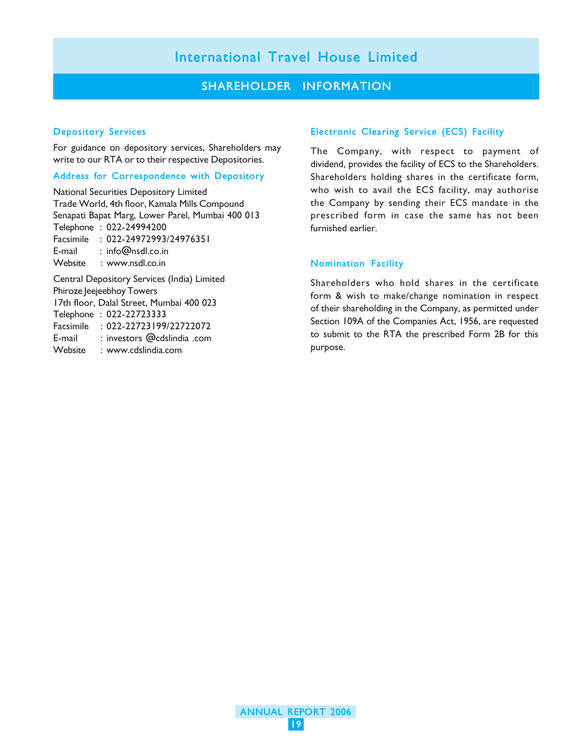# International Travel House Limited

## SHAREHOLDER INFORMATION

### Depository Services

For guidance on depository services, Shareholders may write to our RTA or to their respective Depositories.

### Address for Correspondence with Depository

National Securities Depository Limited
Trade World, 4th floor, Kamala Mills Compound
Senapati Bapat Marg, Lower Parel, Mumbai 400 013
Telephone : 022-24994200
Facsimile : 022-24972993/24976351
E-mail : info@nsdl.co.in
Website : www.nsdl.co.in

Central Depository Services (India) Limited
Phiroze Jeejeebhoy Towers
17th floor, Dalal Street, Mumbai 400 023
Telephone : 022-22723333
Facsimile : 022-22723199/22722072
E-mail : investors @cdslindia .com
Website : www.cdslindia.com

### Electronic Clearing Service (ECS) Facility

The Company, with respect to payment of dividend, provides the facility of ECS to the Shareholders. Shareholders holding shares in the certificate form, who wish to avail the ECS facility, may authorise the Company by sending their ECS mandate in the prescribed form in case the same has not been furnished earlier.

### Nomination Facility

Shareholders who hold shares in the certificate form & wish to make/change nomination in respect of their shareholding in the Company, as permitted under Section 109A of the Companies Act, 1956, are requested to submit to the RTA the prescribed Form 2B for this purpose.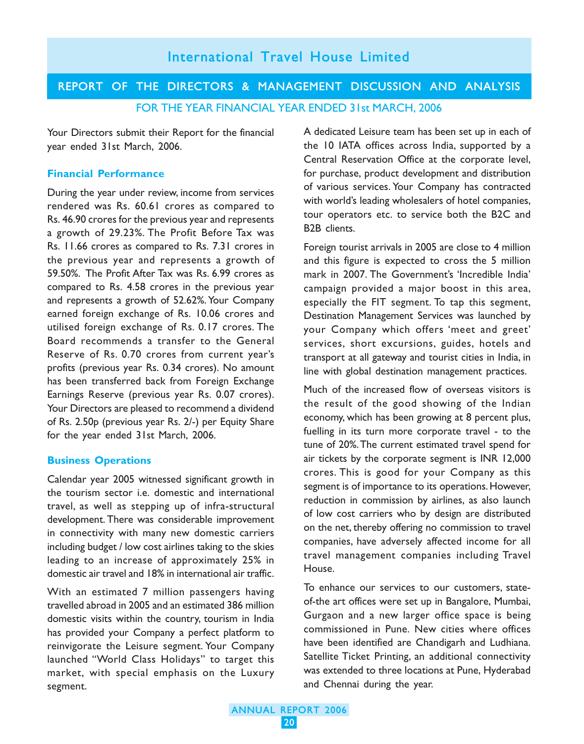# International Travel House Limited

## REPORT OF THE DIRECTORS & MANAGEMENT DISCUSSION AND ANALYSIS

FOR THE YEAR FINANCIAL YEAR ENDED 31st MARCH, 2006

Your Directors submit their Report for the financial year ended 31st March, 2006.

### Financial Performance

During the year under review, income from services rendered was Rs. 60.61 crores as compared to Rs. 46.90 crores for the previous year and represents a growth of 29.23%. The Profit Before Tax was Rs. 11.66 crores as compared to Rs. 7.31 crores in the previous year and represents a growth of 59.50%. The Profit After Tax was Rs. 6.99 crores as compared to Rs. 4.58 crores in the previous year and represents a growth of 52.62%. Your Company earned foreign exchange of Rs. 10.06 crores and utilised foreign exchange of Rs. 0.17 crores. The Board recommends a transfer to the General Reserve of Rs. 0.70 crores from current year's profits (previous year Rs. 0.34 crores). No amount has been transferred back from Foreign Exchange Earnings Reserve (previous year Rs. 0.07 crores). Your Directors are pleased to recommend a dividend of Rs. 2.50p (previous year Rs. 2/-) per Equity Share for the year ended 31st March, 2006.

### Business Operations

Calendar year 2005 witnessed significant growth in the tourism sector i.e. domestic and international travel, as well as stepping up of infra-structural development. There was considerable improvement in connectivity with many new domestic carriers including budget / low cost airlines taking to the skies leading to an increase of approximately 25% in domestic air travel and 18% in international air traffic.

With an estimated 7 million passengers having travelled abroad in 2005 and an estimated 386 million domestic visits within the country, tourism in India has provided your Company a perfect platform to reinvigorate the Leisure segment. Your Company launched "World Class Holidays" to target this market, with special emphasis on the Luxury segment.

A dedicated Leisure team has been set up in each of the 10 IATA offices across India, supported by a Central Reservation Office at the corporate level, for purchase, product development and distribution of various services. Your Company has contracted with world's leading wholesalers of hotel companies, tour operators etc. to service both the B2C and B2B clients.

Foreign tourist arrivals in 2005 are close to 4 million and this figure is expected to cross the 5 million mark in 2007. The Government's 'Incredible India' campaign provided a major boost in this area, especially the FIT segment. To tap this segment, Destination Management Services was launched by your Company which offers 'meet and greet' services, short excursions, guides, hotels and transport at all gateway and tourist cities in India, in line with global destination management practices.

Much of the increased flow of overseas visitors is the result of the good showing of the Indian economy, which has been growing at 8 percent plus, fuelling in its turn more corporate travel - to the tune of 20%. The current estimated travel spend for air tickets by the corporate segment is INR 12,000 crores. This is good for your Company as this segment is of importance to its operations. However, reduction in commission by airlines, as also launch of low cost carriers who by design are distributed on the net, thereby offering no commission to travel companies, have adversely affected income for all travel management companies including Travel House.

To enhance our services to our customers, state-of-the art offices were set up in Bangalore, Mumbai, Gurgaon and a new larger office space is being commissioned in Pune. New cities where offices have been identified are Chandigarh and Ludhiana. Satellite Ticket Printing, an additional connectivity was extended to three locations at Pune, Hyderabad and Chennai during the year.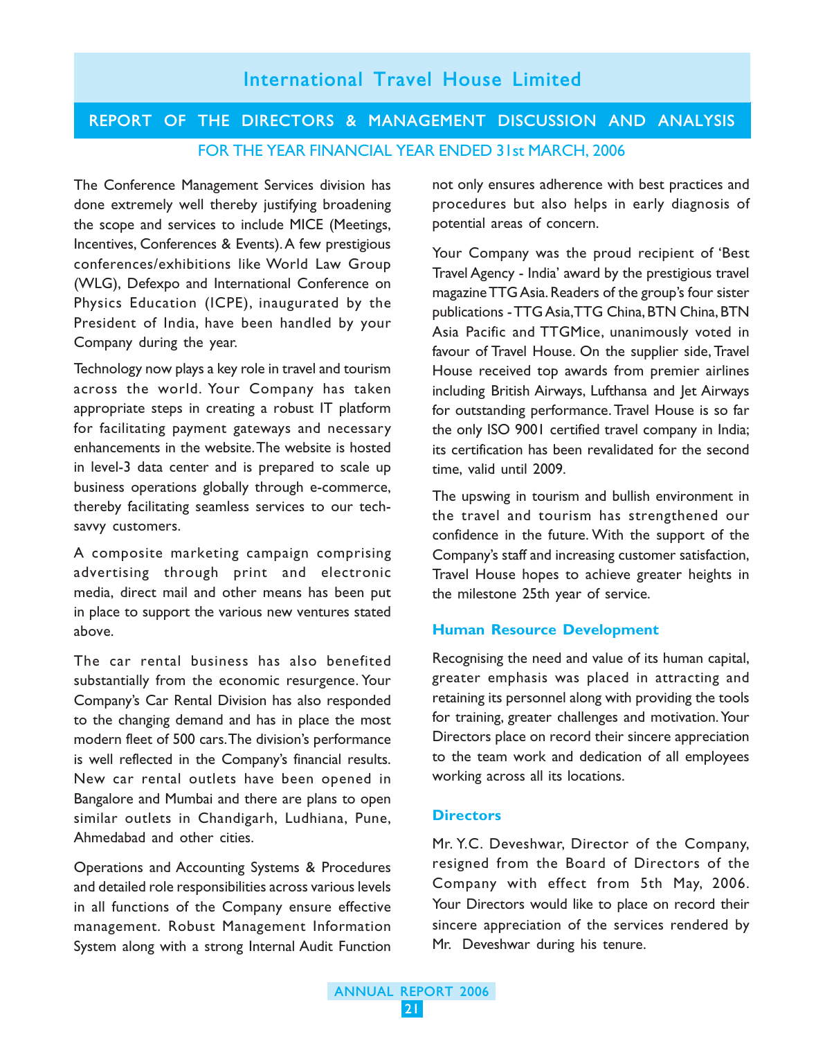The Conference Management Services division has done extremely well thereby justifying broadening the scope and services to include MICE (Meetings, Incentives, Conferences & Events). A few prestigious conferences/exhibitions like World Law Group (WLG), Defexpo and International Conference on Physics Education (ICPE), inaugurated by the President of India, have been handled by your Company during the year.

Technology now plays a key role in travel and tourism across the world. Your Company has taken appropriate steps in creating a robust IT platform for facilitating payment gateways and necessary enhancements in the website. The website is hosted in level-3 data center and is prepared to scale up business operations globally through e-commerce, thereby facilitating seamless services to our tech-savvy customers.

A composite marketing campaign comprising advertising through print and electronic media, direct mail and other means has been put in place to support the various new ventures stated above.

The car rental business has also benefited substantially from the economic resurgence. Your Company's Car Rental Division has also responded to the changing demand and has in place the most modern fleet of 500 cars. The division's performance is well reflected in the Company's financial results. New car rental outlets have been opened in Bangalore and Mumbai and there are plans to open similar outlets in Chandigarh, Ludhiana, Pune, Ahmedabad and other cities.

Operations and Accounting Systems & Procedures and detailed role responsibilities across various levels in all functions of the Company ensure effective management. Robust Management Information System along with a strong Internal Audit Function not only ensures adherence with best practices and procedures but also helps in early diagnosis of potential areas of concern.

Your Company was the proud recipient of 'Best Travel Agency - India' award by the prestigious travel magazine TTG Asia. Readers of the group's four sister publications - TTG Asia, TTG China, BTN China, BTN Asia Pacific and TTGMice, unanimously voted in favour of Travel House. On the supplier side, Travel House received top awards from premier airlines including British Airways, Lufthansa and Jet Airways for outstanding performance. Travel House is so far the only ISO 9001 certified travel company in India; its certification has been revalidated for the second time, valid until 2009.

The upswing in tourism and bullish environment in the travel and tourism has strengthened our confidence in the future. With the support of the Company's staff and increasing customer satisfaction, Travel House hopes to achieve greater heights in the milestone 25th year of service.

### Human Resource Development

Recognising the need and value of its human capital, greater emphasis was placed in attracting and retaining its personnel along with providing the tools for training, greater challenges and motivation. Your Directors place on record their sincere appreciation to the team work and dedication of all employees working across all its locations.

### Directors

Mr. Y.C. Deveshwar, Director of the Company, resigned from the Board of Directors of the Company with effect from 5th May, 2006. Your Directors would like to place on record their sincere appreciation of the services rendered by Mr. Deveshwar during his tenure.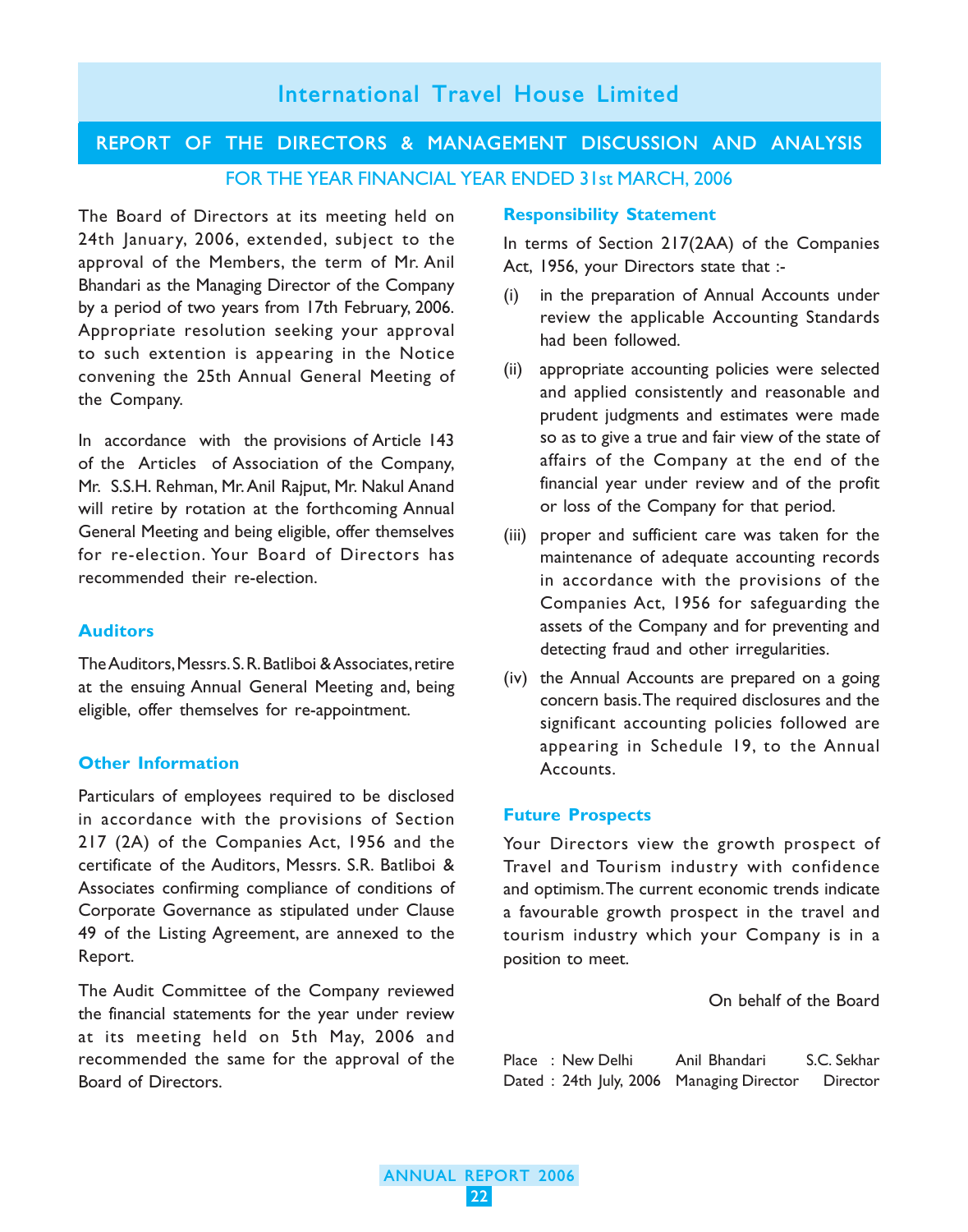# International Travel House Limited

## REPORT OF THE DIRECTORS & MANAGEMENT DISCUSSION AND ANALYSIS

FOR THE YEAR FINANCIAL YEAR ENDED 31st MARCH, 2006

The Board of Directors at its meeting held on 24th January, 2006, extended, subject to the approval of the Members, the term of Mr. Anil Bhandari as the Managing Director of the Company by a period of two years from 17th February, 2006. Appropriate resolution seeking your approval to such extention is appearing in the Notice convening the 25th Annual General Meeting of the Company.

In accordance with the provisions of Article 143 of the Articles of Association of the Company, Mr. S.S.H. Rehman, Mr. Anil Rajput, Mr. Nakul Anand will retire by rotation at the forthcoming Annual General Meeting and being eligible, offer themselves for re-election. Your Board of Directors has recommended their re-election.

### Auditors

The Auditors, Messrs. S. R. Batliboi & Associates, retire at the ensuing Annual General Meeting and, being eligible, offer themselves for re-appointment.

### Other Information

Particulars of employees required to be disclosed in accordance with the provisions of Section 217 (2A) of the Companies Act, 1956 and the certificate of the Auditors, Messrs. S.R. Batliboi & Associates confirming compliance of conditions of Corporate Governance as stipulated under Clause 49 of the Listing Agreement, are annexed to the Report.

The Audit Committee of the Company reviewed the financial statements for the year under review at its meeting held on 5th May, 2006 and recommended the same for the approval of the Board of Directors.

### Responsibility Statement

In terms of Section 217(2AA) of the Companies Act, 1956, your Directors state that :-

(i) in the preparation of Annual Accounts under review the applicable Accounting Standards had been followed.

(ii) appropriate accounting policies were selected and applied consistently and reasonable and prudent judgments and estimates were made so as to give a true and fair view of the state of affairs of the Company at the end of the financial year under review and of the profit or loss of the Company for that period.

(iii) proper and sufficient care was taken for the maintenance of adequate accounting records in accordance with the provisions of the Companies Act, 1956 for safeguarding the assets of the Company and for preventing and detecting fraud and other irregularities.

(iv) the Annual Accounts are prepared on a going concern basis. The required disclosures and the significant accounting policies followed are appearing in Schedule 19, to the Annual Accounts.

### Future Prospects

Your Directors view the growth prospect of Travel and Tourism industry with confidence and optimism. The current economic trends indicate a favourable growth prospect in the travel and tourism industry which your Company is in a position to meet.

On behalf of the Board

| | | |
|---|---|---|
| Place : New Delhi | Anil Bhandari | S.C. Sekhar |
| Dated : 24th July, 2006 | Managing Director | Director |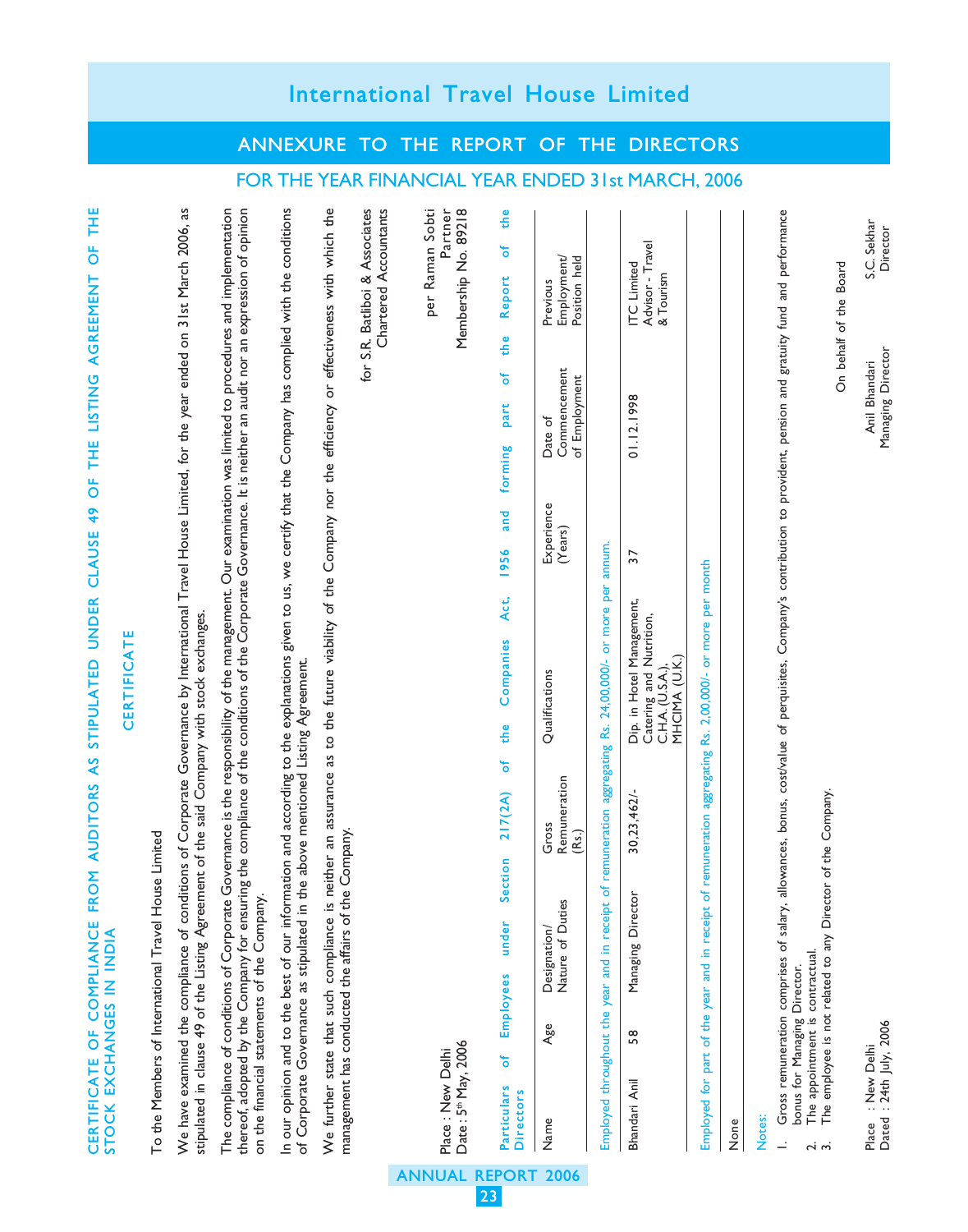# ANNEXURE TO THE REPORT OF THE DIRECTORS

## FOR THE YEAR FINANCIAL YEAR ENDED 31st MARCH, 2006

## CERTIFICATE OF COMPLIANCE FROM AUDITORS AS STIPULATED UNDER CLAUSE 49 OF THE LISTING AGREEMENT OF THE STOCK EXCHANGES IN INDIA

### CERTIFICATE

To the Members of International Travel House Limited

We have examined the compliance of conditions of Corporate Governance by International Travel House Limited, for the year ended on 31st March 2006, as stipulated in clause 49 of the Listing Agreement of the said Company with stock exchanges.

The compliance of conditions of Corporate Governance is the responsibility of the management. Our examination was limited to procedures and implementation thereof, adopted by the Company for ensuring the compliance of the conditions of the Corporate Governance. It is neither an audit nor an expression of opinion on the financial statements of the Company.

In our opinion and to the best of our information and according to the explanations given to us, we certify that the Company has complied with the conditions of Corporate Governance as stipulated in the above mentioned Listing Agreement.

We further state that such compliance is neither an assurance as to the future viability of the Company nor the efficiency or effectiveness with which the management has conducted the affairs of the Company.

for S.R. Batliboi & Associates
Chartered Accountants

per Raman Sobti
Partner
Membership No. 89218

Place : New Delhi
Date : 5th May, 2006

## Particulars of Employees under Section 217(2A) of the Companies Act, 1956 and forming part of the Report of the Directors

| Name | Age | Designation/ Nature of Duties | Gross Remuneration (Rs.) | Qualifications | Experience (Years) | Date of Commencement of Employment | Previous Employment/ Position held |
|---|---|---|---|---|---|---|---|
| *Employed throughout the year and in receipt of remuneration aggregating Rs. 24,00,000/- or more per annum.* | | | | | | | |
| Bhandari Anil | 58 | Managing Director | 30,23,462/- | Dip. in Hotel Management, Catering and Nutrition, C.H.A. (U.S.A.), MHCIMA (U.K.) | 37 | 01.12.1998 | ITC Limited Advisor - Travel & Tourism |
| *Employed for part of the year and in receipt of remuneration aggregating Rs. 2,00,000/- or more per month* | | | | | | | |
| None | | | | | | | |

Notes:

1. Gross remuneration comprises of salary, allowances, bonus, cost/value of perquisites, Company's contribution to provident, pension and gratuity fund and performance bonus for Managing Director.
2. The appointment is contractual.
3. The employee is not related to any Director of the Company.

On behalf of the Board

Place : New Delhi
Dated : 24th July, 2006

Anil Bhandari
Managing Director

S.C. Sekhar
Director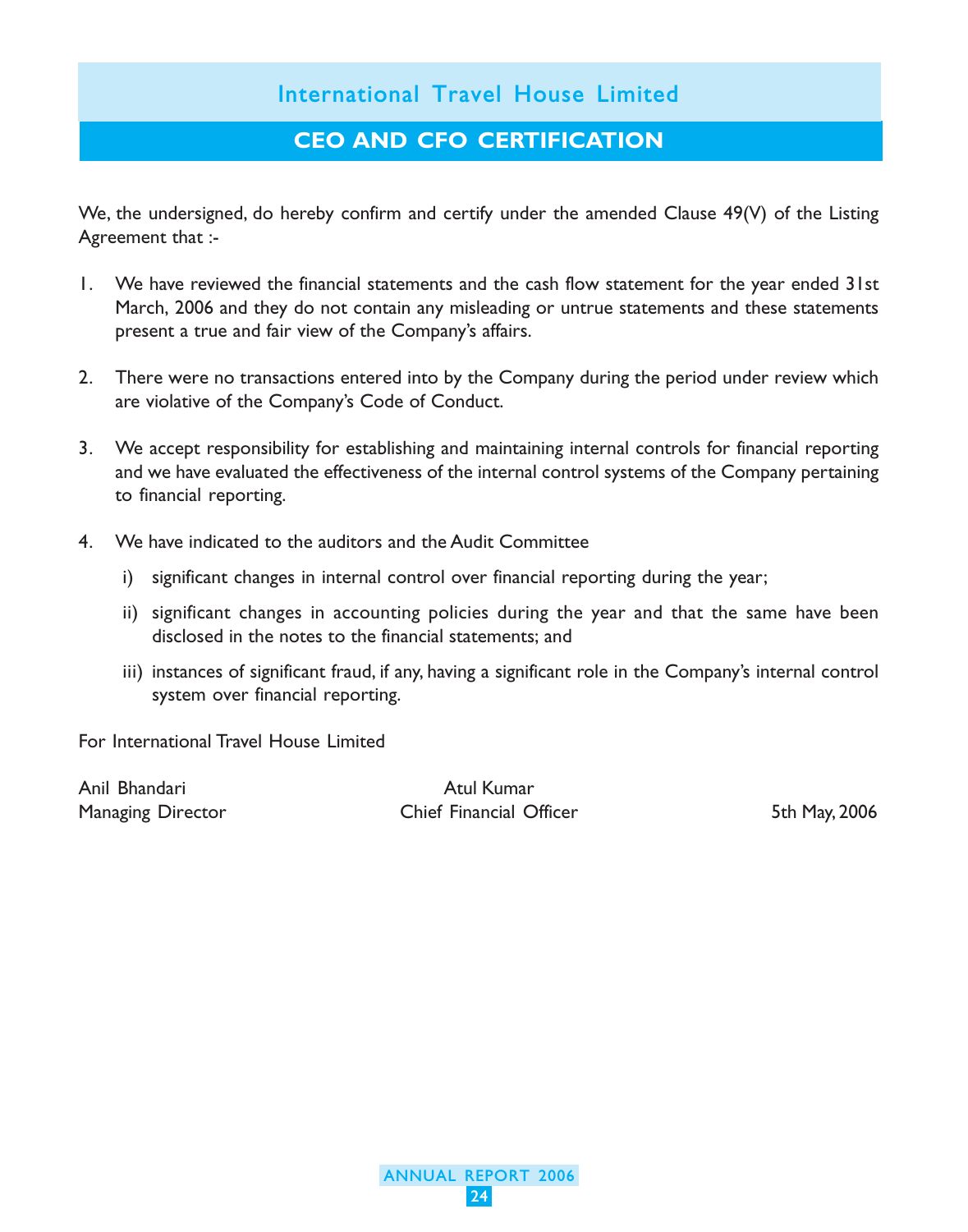## International Travel House Limited

# CEO AND CFO CERTIFICATION

We, the undersigned, do hereby confirm and certify under the amended Clause 49(V) of the Listing Agreement that :-

1. We have reviewed the financial statements and the cash flow statement for the year ended 31st March, 2006 and they do not contain any misleading or untrue statements and these statements present a true and fair view of the Company's affairs.

2. There were no transactions entered into by the Company during the period under review which are violative of the Company's Code of Conduct.

3. We accept responsibility for establishing and maintaining internal controls for financial reporting and we have evaluated the effectiveness of the internal control systems of the Company pertaining to financial reporting.

4. We have indicated to the auditors and the Audit Committee

   i) significant changes in internal control over financial reporting during the year;

   ii) significant changes in accounting policies during the year and that the same have been disclosed in the notes to the financial statements; and

   iii) instances of significant fraud, if any, having a significant role in the Company's internal control system over financial reporting.

For International Travel House Limited

| | | |
|---|---|---|
| Anil Bhandari | Atul Kumar | |
| Managing Director | Chief Financial Officer | 5th May, 2006 |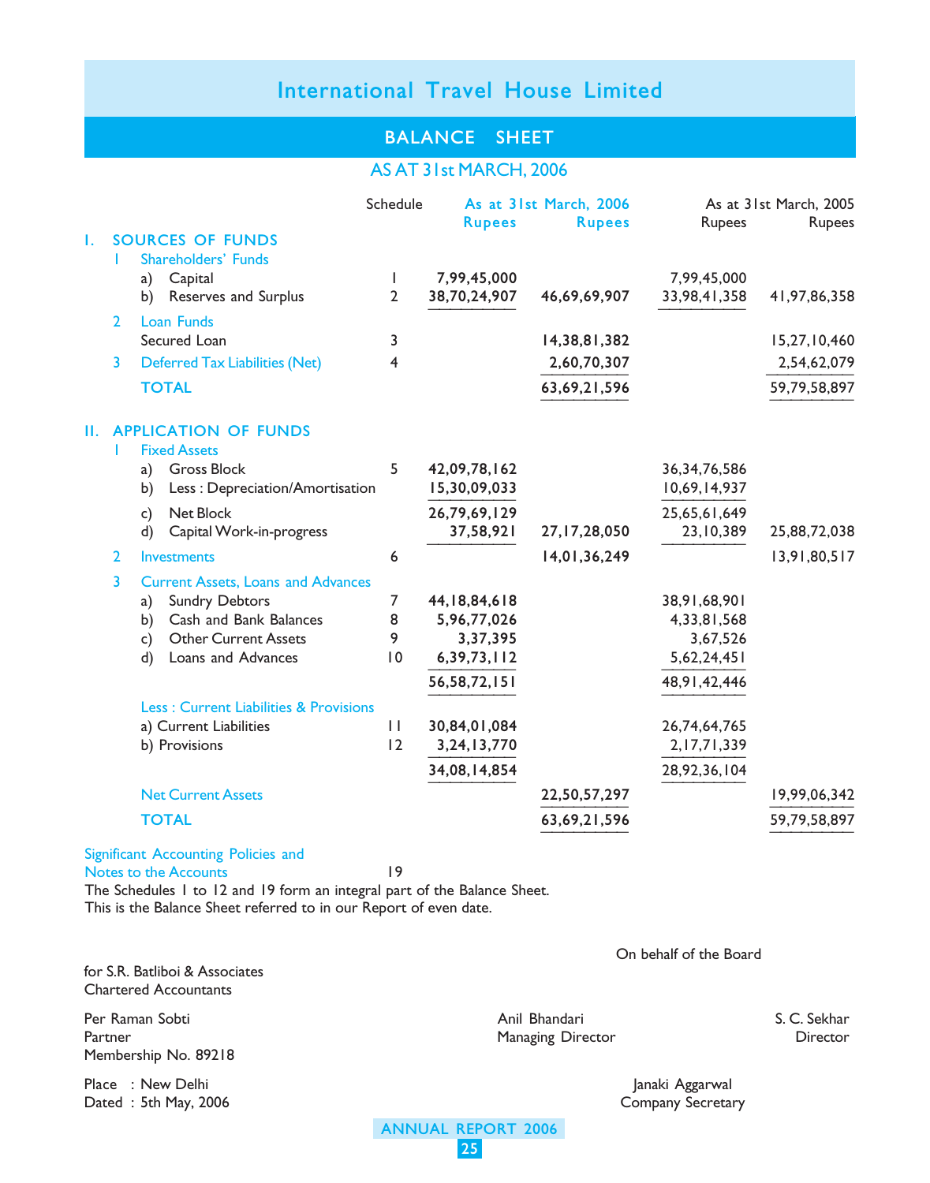# International Travel House Limited

## BALANCE SHEET

### AS AT 31st MARCH, 2006

| | Schedule | As at 31st March, 2006 Rupees | Rupees | As at 31st March, 2005 Rupees | Rupees |
|---|---|---|---|---|---|
| **I. SOURCES OF FUNDS** | | | | | |
| 1 Shareholders' Funds | | | | | |
| a) Capital | 1 | 7,99,45,000 | | 7,99,45,000 | |
| b) Reserves and Surplus | 2 | 38,70,24,907 | 46,69,69,907 | 33,98,41,358 | 41,97,86,358 |
| 2 Loan Funds | | | | | |
| Secured Loan | 3 | | 14,38,81,382 | | 15,27,10,460 |
| 3 Deferred Tax Liabilities (Net) | 4 | | 2,60,70,307 | | 2,54,62,079 |
| **TOTAL** | | | 63,69,21,596 | | 59,79,58,897 |
| **II. APPLICATION OF FUNDS** | | | | | |
| 1 Fixed Assets | | | | | |
| a) Gross Block | 5 | 42,09,78,162 | | 36,34,76,586 | |
| b) Less : Depreciation/Amortisation | | 15,30,09,033 | | 10,69,14,937 | |
| c) Net Block | | 26,79,69,129 | | 25,65,61,649 | |
| d) Capital Work-in-progress | | 37,58,921 | 27,17,28,050 | 23,10,389 | 25,88,72,038 |
| 2 Investments | 6 | | 14,01,36,249 | | 13,91,80,517 |
| 3 Current Assets, Loans and Advances | | | | | |
| a) Sundry Debtors | 7 | 44,18,84,618 | | 38,91,68,901 | |
| b) Cash and Bank Balances | 8 | 5,96,77,026 | | 4,33,81,568 | |
| c) Other Current Assets | 9 | 3,37,395 | | 3,67,526 | |
| d) Loans and Advances | 10 | 6,39,73,112 | | 5,62,24,451 | |
| | | 56,58,72,151 | | 48,91,42,446 | |
| Less : Current Liabilities & Provisions | | | | | |
| a) Current Liabilities | 11 | 30,84,01,084 | | 26,74,64,765 | |
| b) Provisions | 12 | 3,24,13,770 | | 2,17,71,339 | |
| | | 34,08,14,854 | | 28,92,36,104 | |
| Net Current Assets | | | 22,50,57,297 | | 19,99,06,342 |
| **TOTAL** | | | 63,69,21,596 | | 59,79,58,897 |

Significant Accounting Policies and Notes to the Accounts — Schedule 19

The Schedules 1 to 12 and 19 form an integral part of the Balance Sheet.
This is the Balance Sheet referred to in our Report of even date.

On behalf of the Board

for S.R. Batliboi & Associates
Chartered Accountants

Per Raman Sobti
Partner
Membership No. 89218

Anil Bhandari
Managing Director

S. C. Sekhar
Director

Janaki Aggarwal
Company Secretary

Place : New Delhi
Dated : 5th May, 2006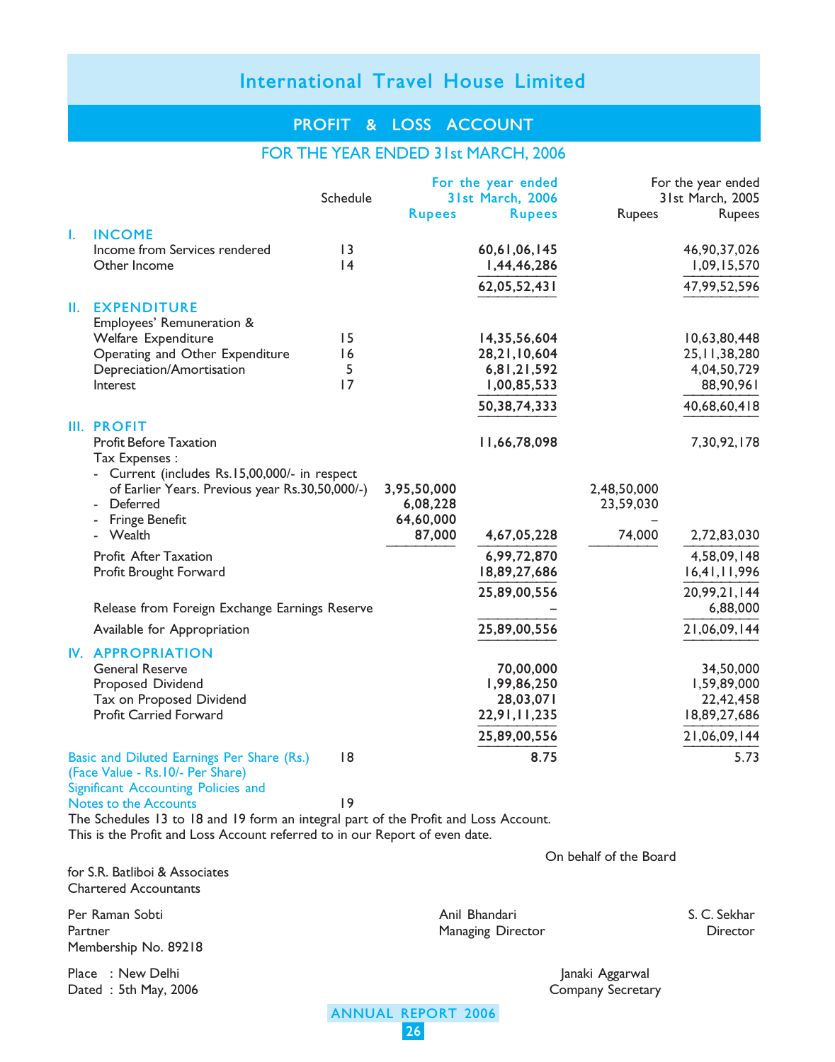# International Travel House Limited

## PROFIT & LOSS ACCOUNT

### FOR THE YEAR ENDED 31st MARCH, 2006

| | Schedule | For the year ended 31st March, 2006 Rupees | Rupees | For the year ended 31st March, 2005 Rupees | Rupees |
|---|---|---|---|---|---|
| **I. INCOME** | | | | | |
| Income from Services rendered | 13 | | 60,61,06,145 | | 46,90,37,026 |
| Other Income | 14 | | 1,44,46,286 | | 1,09,15,570 |
| | | | 62,05,52,431 | | 47,99,52,596 |
| **II. EXPENDITURE** | | | | | |
| Employees' Remuneration & Welfare Expenditure | 15 | | 14,35,56,604 | | 10,63,80,448 |
| Operating and Other Expenditure | 16 | | 28,21,10,604 | | 25,11,38,280 |
| Depreciation/Amortisation | 5 | | 6,81,21,592 | | 4,04,50,729 |
| Interest | 17 | | 1,00,85,533 | | 88,90,961 |
| | | | 50,38,74,333 | | 40,68,60,418 |
| **III. PROFIT** | | | | | |
| Profit Before Taxation | | | 11,66,78,098 | | 7,30,92,178 |
| Tax Expenses : | | | | | |
| - Current (includes Rs.15,00,000/- in respect of Earlier Years. Previous year Rs.30,50,000/-) | | 3,95,50,000 | | 2,48,50,000 | |
| - Deferred | | 6,08,228 | | 23,59,030 | |
| - Fringe Benefit | | 64,60,000 | | – | |
| - Wealth | | 87,000 | 4,67,05,228 | 74,000 | 2,72,83,030 |
| Profit After Taxation | | | 6,99,72,870 | | 4,58,09,148 |
| Profit Brought Forward | | | 18,89,27,686 | | 16,41,11,996 |
| | | | 25,89,00,556 | | 20,99,21,144 |
| Release from Foreign Exchange Earnings Reserve | | | – | | 6,88,000 |
| Available for Appropriation | | | 25,89,00,556 | | 21,06,09,144 |
| **IV. APPROPRIATION** | | | | | |
| General Reserve | | | 70,00,000 | | 34,50,000 |
| Proposed Dividend | | | 1,99,86,250 | | 1,59,89,000 |
| Tax on Proposed Dividend | | | 28,03,071 | | 22,42,458 |
| Profit Carried Forward | | | 22,91,11,235 | | 18,89,27,686 |
| | | | 25,89,00,556 | | 21,06,09,144 |
| Basic and Diluted Earnings Per Share (Rs.) (Face Value - Rs.10/- Per Share) | 18 | | 8.75 | | 5.73 |
| Significant Accounting Policies and Notes to the Accounts | 19 | | | | |

The Schedules 13 to 18 and 19 form an integral part of the Profit and Loss Account.
This is the Profit and Loss Account referred to in our Report of even date.

On behalf of the Board

for S.R. Batliboi & Associates
Chartered Accountants

Per Raman Sobti
Partner
Membership No. 89218

Anil Bhandari
Managing Director

S. C. Sekhar
Director

Place : New Delhi
Dated : 5th May, 2006

Janaki Aggarwal
Company Secretary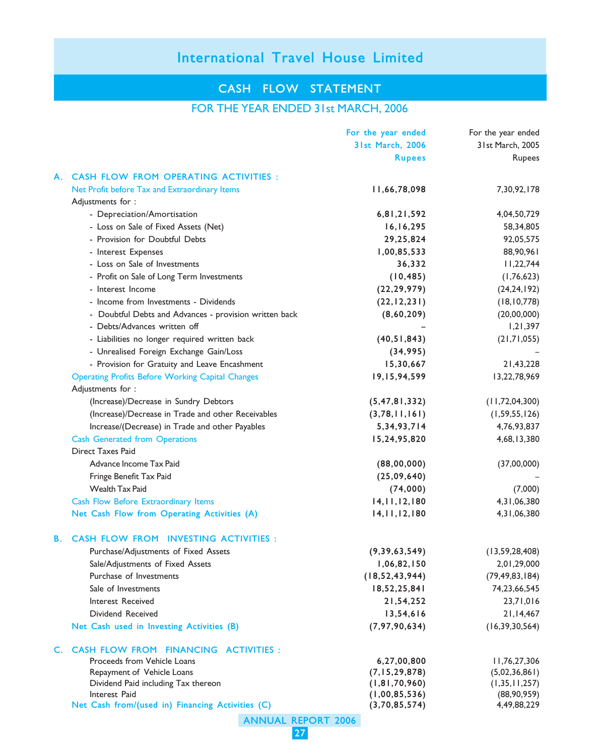# International Travel House Limited

## CASH FLOW STATEMENT

### FOR THE YEAR ENDED 31st MARCH, 2006

| | For the year ended 31st March, 2006 Rupees | For the year ended 31st March, 2005 Rupees |
|---|---|---|
| **A. CASH FLOW FROM OPERATING ACTIVITIES :** | | |
| Net Profit before Tax and Extraordinary Items | 11,66,78,098 | 7,30,92,178 |
| Adjustments for : | | |
| - Depreciation/Amortisation | 6,81,21,592 | 4,04,50,729 |
| - Loss on Sale of Fixed Assets (Net) | 16,16,295 | 58,34,805 |
| - Provision for Doubtful Debts | 29,25,824 | 92,05,575 |
| - Interest Expenses | 1,00,85,533 | 88,90,961 |
| - Loss on Sale of Investments | 36,332 | 11,22,744 |
| - Profit on Sale of Long Term Investments | (10,485) | (1,76,623) |
| - Interest Income | (22,29,979) | (24,24,192) |
| - Income from Investments - Dividends | (22,12,231) | (18,10,778) |
| - Doubtful Debts and Advances - provision written back | (8,60,209) | (20,00,000) |
| - Debts/Advances written off | – | 1,21,397 |
| - Liabilities no longer required written back | (40,51,843) | (21,71,055) |
| - Unrealised Foreign Exchange Gain/Loss | (34,995) | – |
| - Provision for Gratuity and Leave Encashment | 15,30,667 | 21,43,228 |
| Operating Profits Before Working Capital Changes | 19,15,94,599 | 13,22,78,969 |
| Adjustments for : | | |
| (Increase)/Decrease in Sundry Debtors | (5,47,81,332) | (11,72,04,300) |
| (Increase)/Decrease in Trade and other Receivables | (3,78,11,161) | (1,59,55,126) |
| Increase/(Decrease) in Trade and other Payables | 5,34,93,714 | 4,76,93,837 |
| Cash Generated from Operations | 15,24,95,820 | 4,68,13,380 |
| Direct Taxes Paid | | |
| Advance Income Tax Paid | (88,00,000) | (37,00,000) |
| Fringe Benefit Tax Paid | (25,09,640) | – |
| Wealth Tax Paid | (74,000) | (7,000) |
| Cash Flow Before Extraordinary Items | 14,11,12,180 | 4,31,06,380 |
| **Net Cash Flow from Operating Activities (A)** | 14,11,12,180 | 4,31,06,380 |
| **B. CASH FLOW FROM INVESTING ACTIVITIES :** | | |
| Purchase/Adjustments of Fixed Assets | (9,39,63,549) | (13,59,28,408) |
| Sale/Adjustments of Fixed Assets | 1,06,82,150 | 2,01,29,000 |
| Purchase of Investments | (18,52,43,944) | (79,49,83,184) |
| Sale of Investments | 18,52,25,841 | 74,23,66,545 |
| Interest Received | 21,54,252 | 23,71,016 |
| Dividend Received | 13,54,616 | 21,14,467 |
| **Net Cash used in Investing Activities (B)** | (7,97,90,634) | (16,39,30,564) |
| **C. CASH FLOW FROM FINANCING ACTIVITIES :** | | |
| Proceeds from Vehicle Loans | 6,27,00,800 | 11,76,27,306 |
| Repayment of Vehicle Loans | (7,15,29,878) | (5,02,36,861) |
| Dividend Paid including Tax thereon | (1,81,70,960) | (1,35,11,257) |
| Interest Paid | (1,00,85,536) | (88,90,959) |
| **Net Cash from/(used in) Financing Activities (C)** | (3,70,85,574) | 4,49,88,229 |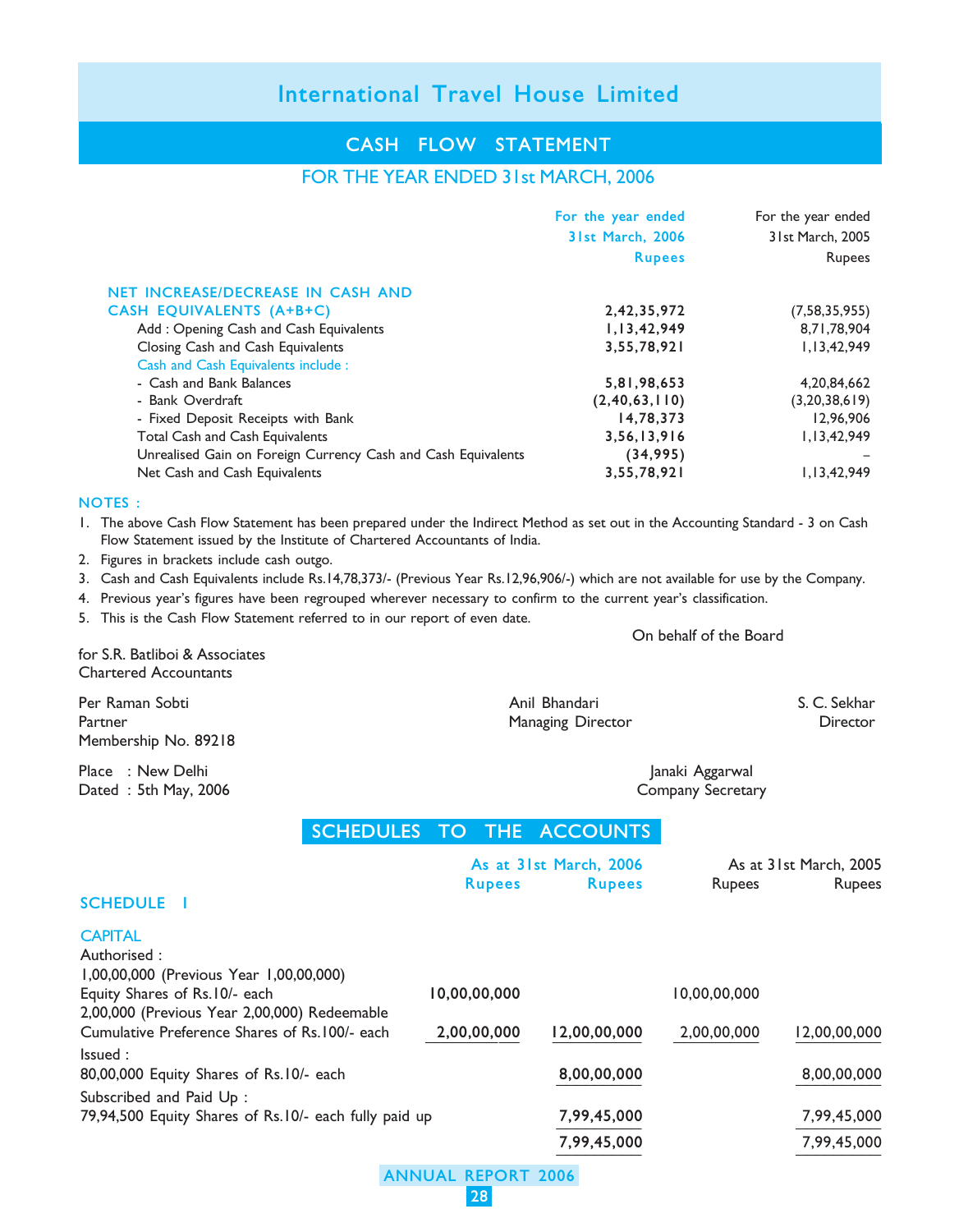# International Travel House Limited

## CASH FLOW STATEMENT

### FOR THE YEAR ENDED 31st MARCH, 2006

| | For the year ended 31st March, 2006 Rupees | For the year ended 31st March, 2005 Rupees |
|---|---|---|
| **NET INCREASE/DECREASE IN CASH AND CASH EQUIVALENTS (A+B+C)** | **2,42,35,972** | (7,58,35,955) |
| Add : Opening Cash and Cash Equivalents | **1,13,42,949** | 8,71,78,904 |
| Closing Cash and Cash Equivalents | **3,55,78,921** | 1,13,42,949 |
| Cash and Cash Equivalents include : | | |
| - Cash and Bank Balances | **5,81,98,653** | 4,20,84,662 |
| - Bank Overdraft | **(2,40,63,110)** | (3,20,38,619) |
| - Fixed Deposit Receipts with Bank | **14,78,373** | 12,96,906 |
| Total Cash and Cash Equivalents | **3,56,13,916** | 1,13,42,949 |
| Unrealised Gain on Foreign Currency Cash and Cash Equivalents | **(34,995)** | – |
| Net Cash and Cash Equivalents | **3,55,78,921** | 1,13,42,949 |

**NOTES :**

1. The above Cash Flow Statement has been prepared under the Indirect Method as set out in the Accounting Standard - 3 on Cash Flow Statement issued by the Institute of Chartered Accountants of India.
2. Figures in brackets include cash outgo.
3. Cash and Cash Equivalents include Rs.14,78,373/- (Previous Year Rs.12,96,906/-) which are not available for use by the Company.
4. Previous year's figures have been regrouped wherever necessary to confirm to the current year's classification.
5. This is the Cash Flow Statement referred to in our report of even date.

On behalf of the Board

for S.R. Batliboi & Associates
Chartered Accountants

Per Raman Sobti
Partner
Membership No. 89218

Anil Bhandari
Managing Director

S. C. Sekhar
Director

Place : New Delhi
Dated : 5th May, 2006

Janaki Aggarwal
Company Secretary

## SCHEDULES TO THE ACCOUNTS

### SCHEDULE 1

| | As at 31st March, 2006 Rupees | As at 31st March, 2006 Rupees | As at 31st March, 2005 Rupees | As at 31st March, 2005 Rupees |
|---|---|---|---|---|
| **CAPITAL** | | | | |
| Authorised : | | | | |
| 1,00,00,000 (Previous Year 1,00,00,000) Equity Shares of Rs.10/- each | **10,00,00,000** | | 10,00,00,000 | |
| 2,00,000 (Previous Year 2,00,000) Redeemable Cumulative Preference Shares of Rs.100/- each | **2,00,00,000** | **12,00,00,000** | 2,00,00,000 | 12,00,00,000 |
| Issued : | | | | |
| 80,00,000 Equity Shares of Rs.10/- each | | **8,00,00,000** | | 8,00,00,000 |
| Subscribed and Paid Up : | | | | |
| 79,94,500 Equity Shares of Rs.10/- each fully paid up | | **7,99,45,000** | | 7,99,45,000 |
| | | **7,99,45,000** | | 7,99,45,000 |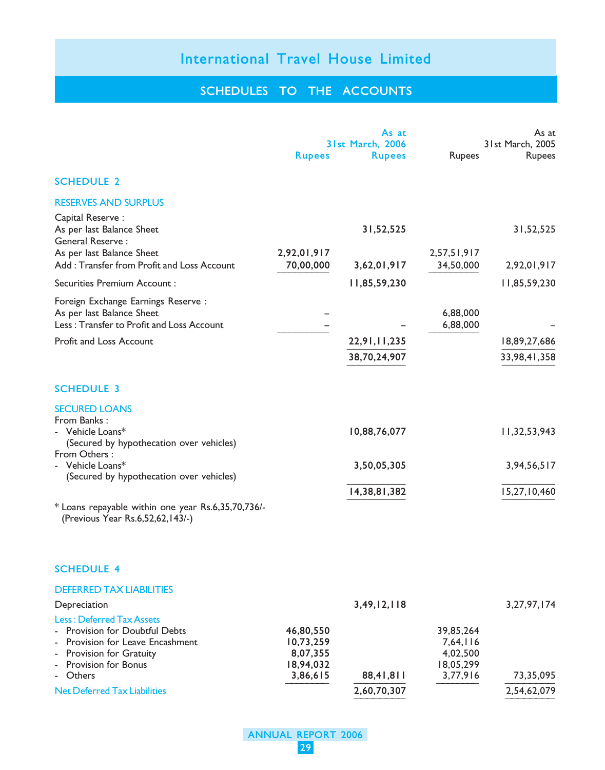# International Travel House Limited

## SCHEDULES TO THE ACCOUNTS

### SCHEDULE 2

#### RESERVES AND SURPLUS

| | Rupees | As at 31st March, 2006 Rupees | Rupees | As at 31st March, 2005 Rupees |
|---|---|---|---|---|
| Capital Reserve : | | | | |
| As per last Balance Sheet | | 31,52,525 | | 31,52,525 |
| General Reserve : | | | | |
| As per last Balance Sheet | 2,92,01,917 | | 2,57,51,917 | |
| Add : Transfer from Profit and Loss Account | 70,00,000 | 3,62,01,917 | 34,50,000 | 2,92,01,917 |
| Securities Premium Account : | | 11,85,59,230 | | 11,85,59,230 |
| Foreign Exchange Earnings Reserve : | | | | |
| As per last Balance Sheet | – | | 6,88,000 | |
| Less : Transfer to Profit and Loss Account | – | – | 6,88,000 | – |
| Profit and Loss Account | | 22,91,11,235 | | 18,89,27,686 |
| | | 38,70,24,907 | | 33,98,41,358 |

### SCHEDULE 3

#### SECURED LOANS

| | Rupees | As at 31st March, 2006 Rupees | Rupees | As at 31st March, 2005 Rupees |
|---|---|---|---|---|
| From Banks : | | | | |
| - Vehicle Loans* (Secured by hypothecation over vehicles) | | 10,88,76,077 | | 11,32,53,943 |
| From Others : | | | | |
| - Vehicle Loans* (Secured by hypothecation over vehicles) | | 3,50,05,305 | | 3,94,56,517 |
| | | 14,38,81,382 | | 15,27,10,460 |

\* Loans repayable within one year Rs.6,35,70,736/- (Previous Year Rs.6,52,62,143/-)

### SCHEDULE 4

#### DEFERRED TAX LIABILITIES

| | Rupees | As at 31st March, 2006 Rupees | Rupees | As at 31st March, 2005 Rupees |
|---|---|---|---|---|
| Depreciation | | 3,49,12,118 | | 3,27,97,174 |
| Less : Deferred Tax Assets | | | | |
| - Provision for Doubtful Debts | 46,80,550 | | 39,85,264 | |
| - Provision for Leave Encashment | 10,73,259 | | 7,64,116 | |
| - Provision for Gratuity | 8,07,355 | | 4,02,500 | |
| - Provision for Bonus | 18,94,032 | | 18,05,299 | |
| - Others | 3,86,615 | 88,41,811 | 3,77,916 | 73,35,095 |
| Net Deferred Tax Liabilities | | 2,60,70,307 | | 2,54,62,079 |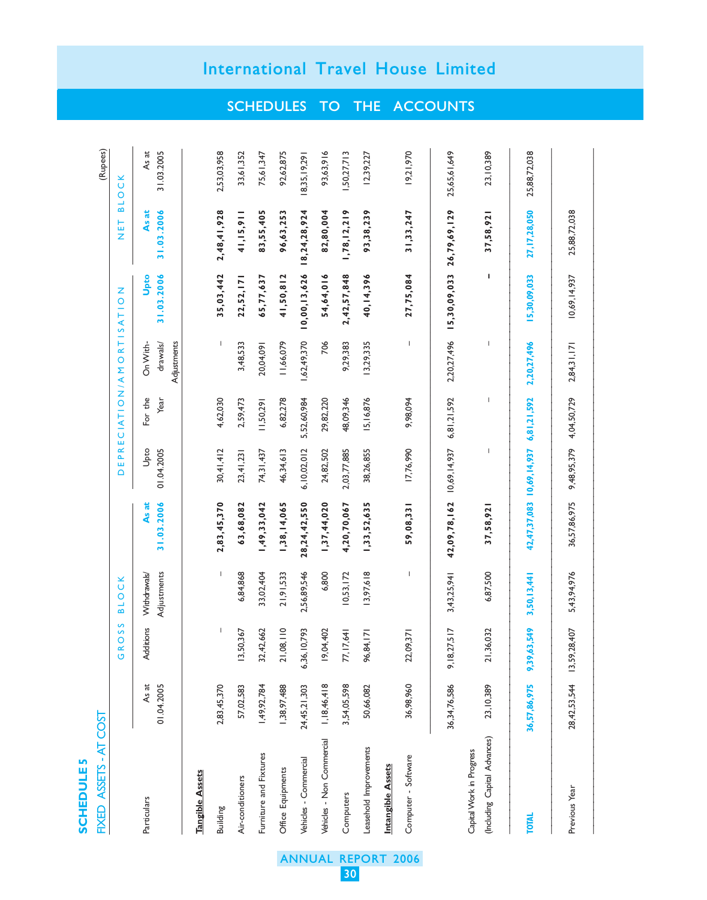# International Travel House Limited

## SCHEDULES TO THE ACCOUNTS

### SCHEDULE 5
FIXED ASSETS - AT COST

(Rupees)

| Particulars | GROSS BLOCK | | | | DEPRECIATION/AMORTISATION | | | | NET BLOCK | |
|---|---|---|---|---|---|---|---|---|---|---|
| | As at 01.04.2005 | Additions | Withdrawals/ Adjustments | As at 31.03.2006 | Upto 01.04.2005 | For the Year | On Withdrawals/ Adjustments | Upto 31.03.2006 | As at 31.03.2006 | As at 31.03.2005 |
| **Tangible Assets** | | | | | | | | | | |
| Building | 2,83,45,370 | – | – | **2,83,45,370** | 30,41,412 | 4,62,030 | – | **35,03,442** | **2,48,41,928** | 2,53,03,958 |
| Air-conditioners | 57,02,583 | 13,50,367 | 6,84,868 | **63,68,082** | 23,41,231 | 2,59,473 | 3,48,533 | **22,52,171** | **41,15,911** | 33,61,352 |
| Furniture and Fixtures | 1,49,92,784 | 32,42,662 | 33,02,404 | **1,49,33,042** | 74,31,437 | 11,50,291 | 20,04,091 | **65,77,637** | **83,55,405** | 75,61,347 |
| Office Equipments | 1,38,97,488 | 21,08,110 | 21,91,533 | **1,38,14,065** | 46,34,613 | 6,82,278 | 11,66,079 | **41,50,812** | **96,63,253** | 92,62,875 |
| Vehicles - Commercial | 24,45,21,303 | 6,36,10,793 | 2,56,89,546 | **28,24,42,550** | 6,10,02,012 | 5,52,60,984 | 1,62,49,370 | **10,00,13,626** | **18,24,28,924** | 18,35,19,291 |
| Vehicles - Non Commercial | 1,18,46,418 | 19,04,402 | 6,800 | **1,37,44,020** | 24,82,502 | 29,82,220 | 706 | **54,64,016** | **82,80,004** | 93,63,916 |
| Computers | 3,54,05,598 | 77,17,641 | 10,53,172 | **4,20,70,067** | 2,03,77,885 | 48,09,346 | 9,29,383 | **2,42,57,848** | **1,78,12,219** | 1,50,27,713 |
| Leasehold Improvements | 50,66,082 | 96,84,171 | 13,97,618 | **1,33,52,635** | 38,26,855 | 15,16,876 | 13,29,335 | **40,14,396** | **93,38,239** | 12,39,227 |
| **Intangible Assets** | | | | | | | | | | |
| Computer - Software | 36,98,960 | 22,09,371 | – | **59,08,331** | 17,76,990 | 9,98,094 | – | **27,75,084** | **31,33,247** | 19,21,970 |
| | 36,34,76,586 | 9,18,27,517 | 3,43,25,941 | **42,09,78,162** | 10,69,14,937 | 6,81,21,592 | 2,20,27,496 | **15,30,09,033** | **26,79,69,129** | 25,65,61,649 |
| Capital Work in Progress (Including Capital Advances) | 23,10,389 | 21,36,032 | 6,87,500 | **37,58,921** | – | – | – | **–** | **37,58,921** | 23,10,389 |
| **TOTAL** | **36,57,86,975** | **9,39,63,549** | **3,50,13,441** | **42,47,37,083** | **10,69,14,937** | **6,81,21,592** | **2,20,27,496** | **15,30,09,033** | **27,17,28,050** | **25,88,72,038** |
| Previous Year | 28,42,53,544 | 13,59,28,407 | 5,43,94,976 | 36,57,86,975 | 9,48,95,379 | 4,04,50,729 | 2,84,31,171 | 10,69,14,937 | 25,88,72,038 | |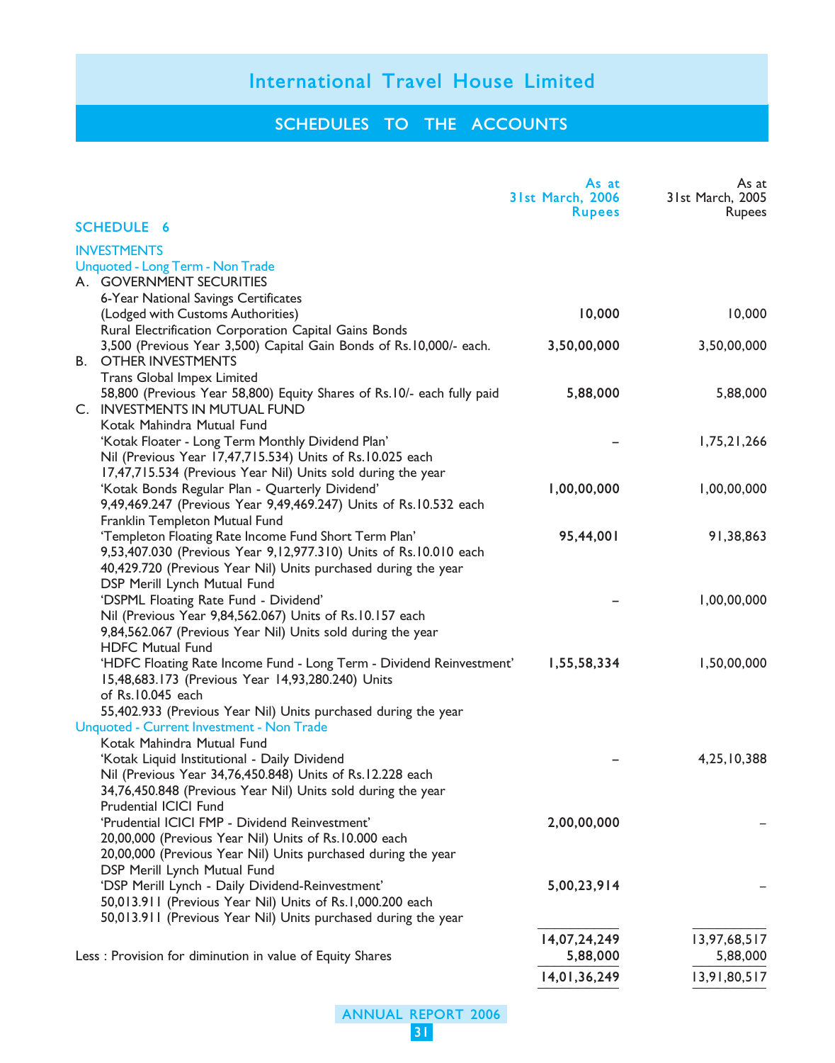# International Travel House Limited

## SCHEDULES TO THE ACCOUNTS

### SCHEDULE 6

| | As at 31st March, 2006 Rupees | As at 31st March, 2005 Rupees |
|---|---|---|
| **INVESTMENTS** | | |
| Unquoted - Long Term - Non Trade | | |
| A. GOVERNMENT SECURITIES | | |
| 6-Year National Savings Certificates | | |
| (Lodged with Customs Authorities) | **10,000** | 10,000 |
| Rural Electrification Corporation Capital Gains Bonds | | |
| 3,500 (Previous Year 3,500) Capital Gain Bonds of Rs.10,000/- each. | **3,50,00,000** | 3,50,00,000 |
| B. OTHER INVESTMENTS | | |
| Trans Global Impex Limited | | |
| 58,800 (Previous Year 58,800) Equity Shares of Rs.10/- each fully paid | **5,88,000** | 5,88,000 |
| C. INVESTMENTS IN MUTUAL FUND | | |
| Kotak Mahindra Mutual Fund | | |
| 'Kotak Floater - Long Term Monthly Dividend Plan' | – | 1,75,21,266 |
| Nil (Previous Year 17,47,715.534) Units of Rs.10.025 each | | |
| 17,47,715.534 (Previous Year Nil) Units sold during the year | | |
| 'Kotak Bonds Regular Plan - Quarterly Dividend' | **1,00,00,000** | 1,00,00,000 |
| 9,49,469.247 (Previous Year 9,49,469.247) Units of Rs.10.532 each | | |
| Franklin Templeton Mutual Fund | | |
| 'Templeton Floating Rate Income Fund Short Term Plan' | **95,44,001** | 91,38,863 |
| 9,53,407.030 (Previous Year 9,12,977.310) Units of Rs.10.010 each | | |
| 40,429.720 (Previous Year Nil) Units purchased during the year | | |
| DSP Merill Lynch Mutual Fund | | |
| 'DSPML Floating Rate Fund - Dividend' | – | 1,00,00,000 |
| Nil (Previous Year 9,84,562.067) Units of Rs.10.157 each | | |
| 9,84,562.067 (Previous Year Nil) Units sold during the year | | |
| HDFC Mutual Fund | | |
| 'HDFC Floating Rate Income Fund - Long Term - Dividend Reinvestment' | **1,55,58,334** | 1,50,00,000 |
| 15,48,683.173 (Previous Year 14,93,280.240) Units of Rs.10.045 each | | |
| 55,402.933 (Previous Year Nil) Units purchased during the year | | |
| Unquoted - Current Investment - Non Trade | | |
| Kotak Mahindra Mutual Fund | | |
| 'Kotak Liquid Institutional - Daily Dividend | – | 4,25,10,388 |
| Nil (Previous Year 34,76,450.848) Units of Rs.12.228 each | | |
| 34,76,450.848 (Previous Year Nil) Units sold during the year | | |
| Prudential ICICI Fund | | |
| 'Prudential ICICI FMP - Dividend Reinvestment' | **2,00,00,000** | – |
| 20,00,000 (Previous Year Nil) Units of Rs.10.000 each | | |
| 20,00,000 (Previous Year Nil) Units purchased during the year | | |
| DSP Merill Lynch Mutual Fund | | |
| 'DSP Merill Lynch - Daily Dividend-Reinvestment' | **5,00,23,914** | – |
| 50,013.911 (Previous Year Nil) Units of Rs.1,000.200 each | | |
| 50,013.911 (Previous Year Nil) Units purchased during the year | | |
| | **14,07,24,249** | 13,97,68,517 |
| Less : Provision for diminution in value of Equity Shares | **5,88,000** | 5,88,000 |
| | **14,01,36,249** | 13,91,80,517 |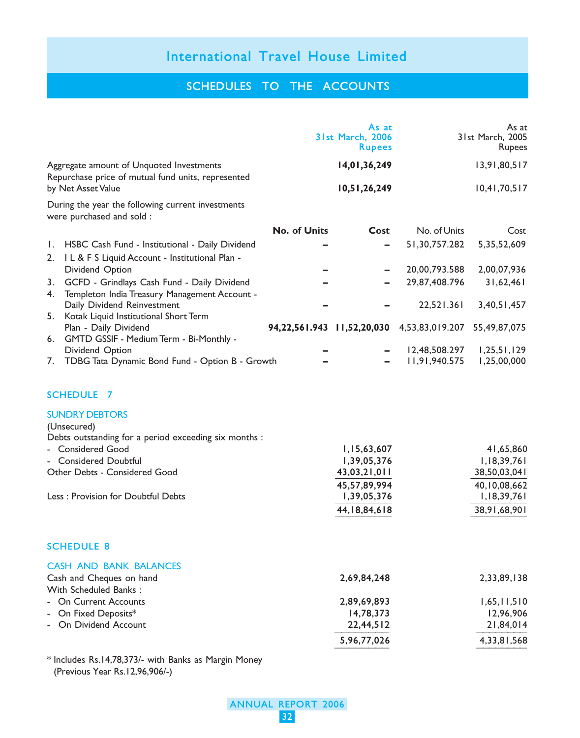# International Travel House Limited

## SCHEDULES TO THE ACCOUNTS

| | | As at 31st March, 2006 Rupees | | As at 31st March, 2005 Rupees |
|---|---|---|---|---|
| Aggregate amount of Unquoted Investments | | **14,01,36,249** | | 13,91,80,517 |
| Repurchase price of mutual fund units, represented by Net Asset Value | | **10,51,26,249** | | 10,41,70,517 |

During the year the following current investments were purchased and sold :

| | **No. of Units** | **Cost** | No. of Units | Cost |
|---|---|---|---|---|
| 1. HSBC Cash Fund - Institutional - Daily Dividend | – | – | 51,30,757.282 | 5,35,52,609 |
| 2. I L & F S Liquid Account - Institutional Plan - Dividend Option | – | – | 20,00,793.588 | 2,00,07,936 |
| 3. GCFD - Grindlays Cash Fund - Daily Dividend | – | – | 29,87,408.796 | 31,62,461 |
| 4. Templeton India Treasury Management Account - Daily Dividend Reinvestment | – | – | 22,521.361 | 3,40,51,457 |
| 5. Kotak Liquid Institutional Short Term Plan - Daily Dividend | **94,22,561.943** | **11,52,20,030** | 4,53,83,019.207 | 55,49,87,075 |
| 6. GMTD GSSIF - Medium Term - Bi-Monthly - Dividend Option | – | – | 12,48,508.297 | 1,25,51,129 |
| 7. TDBG Tata Dynamic Bond Fund - Option B - Growth | – | – | 11,91,940.575 | 1,25,00,000 |

### SCHEDULE 7

**SUNDRY DEBTORS**

(Unsecured)

| | 31st March, 2006 | 31st March, 2005 |
|---|---|---|
| Debts outstanding for a period exceeding six months : | | |
| - Considered Good | 1,15,63,607 | 41,65,860 |
| - Considered Doubtful | 1,39,05,376 | 1,18,39,761 |
| Other Debts - Considered Good | 43,03,21,011 | 38,50,03,041 |
| | 45,57,89,994 | 40,10,08,662 |
| Less : Provision for Doubtful Debts | 1,39,05,376 | 1,18,39,761 |
| | 44,18,84,618 | 38,91,68,901 |

### SCHEDULE 8

**CASH AND BANK BALANCES**

| | 31st March, 2006 | 31st March, 2005 |
|---|---|---|
| Cash and Cheques on hand | 2,69,84,248 | 2,33,89,138 |
| With Scheduled Banks : | | |
| - On Current Accounts | 2,89,69,893 | 1,65,11,510 |
| - On Fixed Deposits* | 14,78,373 | 12,96,906 |
| - On Dividend Account | 22,44,512 | 21,84,014 |
| | 5,96,77,026 | 4,33,81,568 |

\* Includes Rs.14,78,373/- with Banks as Margin Money (Previous Year Rs.12,96,906/-)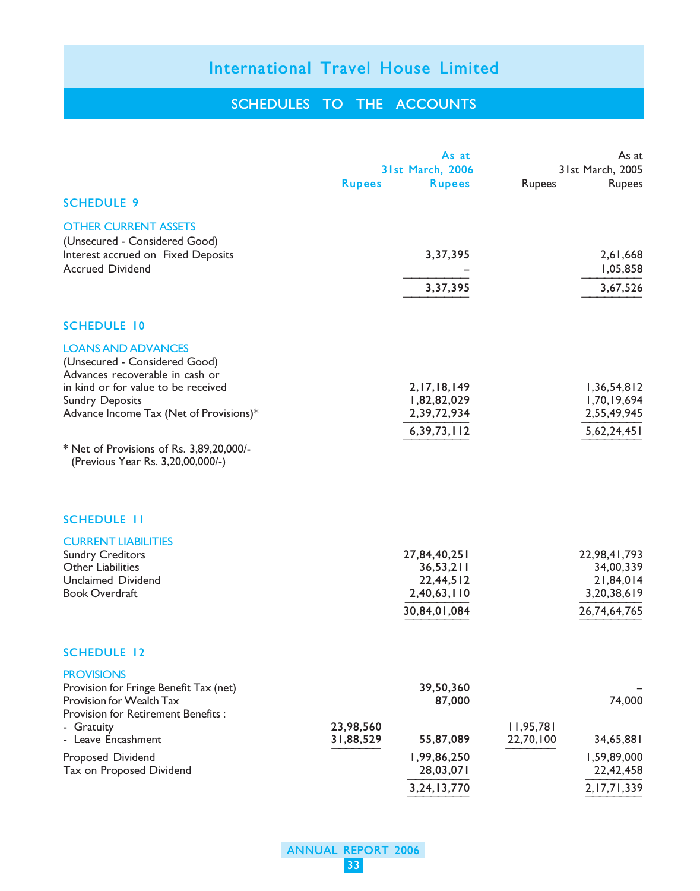# International Travel House Limited

## SCHEDULES TO THE ACCOUNTS

| | As at 31st March, 2006 Rupees | As at 31st March, 2006 Rupees | As at 31st March, 2005 Rupees | As at 31st March, 2005 Rupees |
|---|---|---|---|---|
| **SCHEDULE 9** | | | | |
| **OTHER CURRENT ASSETS** | | | | |
| (Unsecured - Considered Good) | | | | |
| Interest accrued on Fixed Deposits | | 3,37,395 | | 2,61,668 |
| Accrued Dividend | | – | | 1,05,858 |
| | | 3,37,395 | | 3,67,526 |
| **SCHEDULE 10** | | | | |
| **LOANS AND ADVANCES** | | | | |
| (Unsecured - Considered Good) | | | | |
| Advances recoverable in cash or in kind or for value to be received | | 2,17,18,149 | | 1,36,54,812 |
| Sundry Deposits | | 1,82,82,029 | | 1,70,19,694 |
| Advance Income Tax (Net of Provisions)* | | 2,39,72,934 | | 2,55,49,945 |
| | | 6,39,73,112 | | 5,62,24,451 |
| * Net of Provisions of Rs. 3,89,20,000/- (Previous Year Rs. 3,20,00,000/-) | | | | |
| **SCHEDULE 11** | | | | |
| **CURRENT LIABILITIES** | | | | |
| Sundry Creditors | | 27,84,40,251 | | 22,98,41,793 |
| Other Liabilities | | 36,53,211 | | 34,00,339 |
| Unclaimed Dividend | | 22,44,512 | | 21,84,014 |
| Book Overdraft | | 2,40,63,110 | | 3,20,38,619 |
| | | 30,84,01,084 | | 26,74,64,765 |
| **SCHEDULE 12** | | | | |
| **PROVISIONS** | | | | |
| Provision for Fringe Benefit Tax (net) | | 39,50,360 | | – |
| Provision for Wealth Tax | | 87,000 | | 74,000 |
| Provision for Retirement Benefits : | | | | |
| - Gratuity | 23,98,560 | | 11,95,781 | |
| - Leave Encashment | 31,88,529 | 55,87,089 | 22,70,100 | 34,65,881 |
| Proposed Dividend | | 1,99,86,250 | | 1,59,89,000 |
| Tax on Proposed Dividend | | 28,03,071 | | 22,42,458 |
| | | 3,24,13,770 | | 2,17,71,339 |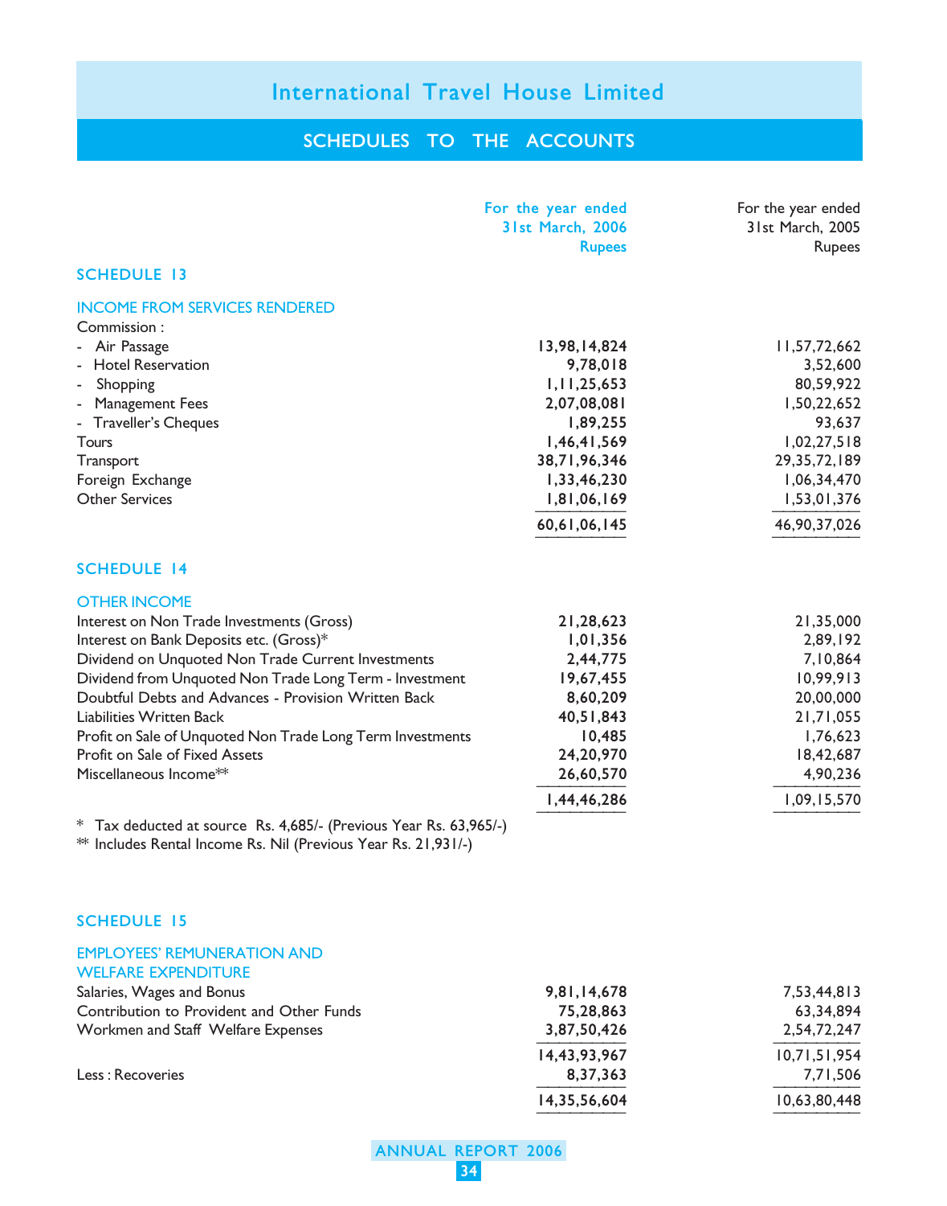# International Travel House Limited

## SCHEDULES TO THE ACCOUNTS

| | For the year ended 31st March, 2006 Rupees | For the year ended 31st March, 2005 Rupees |
|---|---|---|
| **SCHEDULE 13** | | |
| **INCOME FROM SERVICES RENDERED** | | |
| Commission : | | |
| - Air Passage | 13,98,14,824 | 11,57,72,662 |
| - Hotel Reservation | 9,78,018 | 3,52,600 |
| - Shopping | 1,11,25,653 | 80,59,922 |
| - Management Fees | 2,07,08,081 | 1,50,22,652 |
| - Traveller's Cheques | 1,89,255 | 93,637 |
| Tours | 1,46,41,569 | 1,02,27,518 |
| Transport | 38,71,96,346 | 29,35,72,189 |
| Foreign Exchange | 1,33,46,230 | 1,06,34,470 |
| Other Services | 1,81,06,169 | 1,53,01,376 |
| | 60,61,06,145 | 46,90,37,026 |

| | For the year ended 31st March, 2006 Rupees | For the year ended 31st March, 2005 Rupees |
|---|---|---|
| **SCHEDULE 14** | | |
| **OTHER INCOME** | | |
| Interest on Non Trade Investments (Gross) | 21,28,623 | 21,35,000 |
| Interest on Bank Deposits etc. (Gross)* | 1,01,356 | 2,89,192 |
| Dividend on Unquoted Non Trade Current Investments | 2,44,775 | 7,10,864 |
| Dividend from Unquoted Non Trade Long Term - Investment | 19,67,455 | 10,99,913 |
| Doubtful Debts and Advances - Provision Written Back | 8,60,209 | 20,00,000 |
| Liabilities Written Back | 40,51,843 | 21,71,055 |
| Profit on Sale of Unquoted Non Trade Long Term Investments | 10,485 | 1,76,623 |
| Profit on Sale of Fixed Assets | 24,20,970 | 18,42,687 |
| Miscellaneous Income** | 26,60,570 | 4,90,236 |
| | 1,44,46,286 | 1,09,15,570 |

\* Tax deducted at source Rs. 4,685/- (Previous Year Rs. 63,965/-)

** Includes Rental Income Rs. Nil (Previous Year Rs. 21,931/-)

| | For the year ended 31st March, 2006 Rupees | For the year ended 31st March, 2005 Rupees |
|---|---|---|
| **SCHEDULE 15** | | |
| **EMPLOYEES' REMUNERATION AND WELFARE EXPENDITURE** | | |
| Salaries, Wages and Bonus | 9,81,14,678 | 7,53,44,813 |
| Contribution to Provident and Other Funds | 75,28,863 | 63,34,894 |
| Workmen and Staff Welfare Expenses | 3,87,50,426 | 2,54,72,247 |
| | 14,43,93,967 | 10,71,51,954 |
| Less : Recoveries | 8,37,363 | 7,71,506 |
| | 14,35,56,604 | 10,63,80,448 |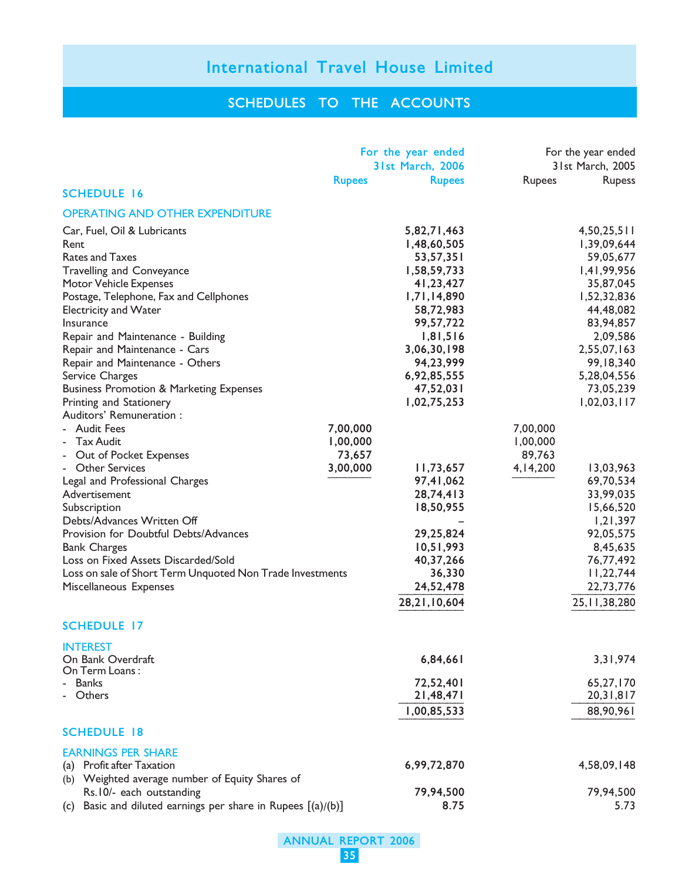# International Travel House Limited

## SCHEDULES TO THE ACCOUNTS

### SCHEDULE 16

### OPERATING AND OTHER EXPENDITURE

| | For the year ended 31st March, 2006 Rupees | Rupees | For the year ended 31st March, 2005 Rupees | Rupess |
|---|---|---|---|---|
| Car, Fuel, Oil & Lubricants | | 5,82,71,463 | | 4,50,25,511 |
| Rent | | 1,48,60,505 | | 1,39,09,644 |
| Rates and Taxes | | 53,57,351 | | 59,05,677 |
| Travelling and Conveyance | | 1,58,59,733 | | 1,41,99,956 |
| Motor Vehicle Expenses | | 41,23,427 | | 35,87,045 |
| Postage, Telephone, Fax and Cellphones | | 1,71,14,890 | | 1,52,32,836 |
| Electricity and Water | | 58,72,983 | | 44,48,082 |
| Insurance | | 99,57,722 | | 83,94,857 |
| Repair and Maintenance - Building | | 1,81,516 | | 2,09,586 |
| Repair and Maintenance - Cars | | 3,06,30,198 | | 2,55,07,163 |
| Repair and Maintenance - Others | | 94,23,999 | | 99,18,340 |
| Service Charges | | 6,92,85,555 | | 5,28,04,556 |
| Business Promotion & Marketing Expenses | | 47,52,031 | | 73,05,239 |
| Printing and Stationery | | 1,02,75,253 | | 1,02,03,117 |
| Auditors' Remuneration : | | | | |
| - Audit Fees | 7,00,000 | | 7,00,000 | |
| - Tax Audit | 1,00,000 | | 1,00,000 | |
| - Out of Pocket Expenses | 73,657 | | 89,763 | |
| - Other Services | 3,00,000 | 11,73,657 | 4,14,200 | 13,03,963 |
| Legal and Professional Charges | | 97,41,062 | | 69,70,534 |
| Advertisement | | 28,74,413 | | 33,99,035 |
| Subscription | | 18,50,955 | | 15,66,520 |
| Debts/Advances Written Off | | – | | 1,21,397 |
| Provision for Doubtful Debts/Advances | | 29,25,824 | | 92,05,575 |
| Bank Charges | | 10,51,993 | | 8,45,635 |
| Loss on Fixed Assets Discarded/Sold | | 40,37,266 | | 76,77,492 |
| Loss on sale of Short Term Unquoted Non Trade Investments | | 36,330 | | 11,22,744 |
| Miscellaneous Expenses | | 24,52,478 | | 22,73,776 |
| | | 28,21,10,604 | | 25,11,38,280 |

### SCHEDULE 17

### INTEREST

| | 2006 | 2005 |
|---|---|---|
| On Bank Overdraft | 6,84,661 | 3,31,974 |
| On Term Loans : | | |
| - Banks | 72,52,401 | 65,27,170 |
| - Others | 21,48,471 | 20,31,817 |
| | 1,00,85,533 | 88,90,961 |

### SCHEDULE 18

### EARNINGS PER SHARE

| | 2006 | 2005 |
|---|---|---|
| (a) Profit after Taxation | 6,99,72,870 | 4,58,09,148 |
| (b) Weighted average number of Equity Shares of Rs.10/- each outstanding | 79,94,500 | 79,94,500 |
| (c) Basic and diluted earnings per share in Rupees [(a)/(b)] | 8.75 | 5.73 |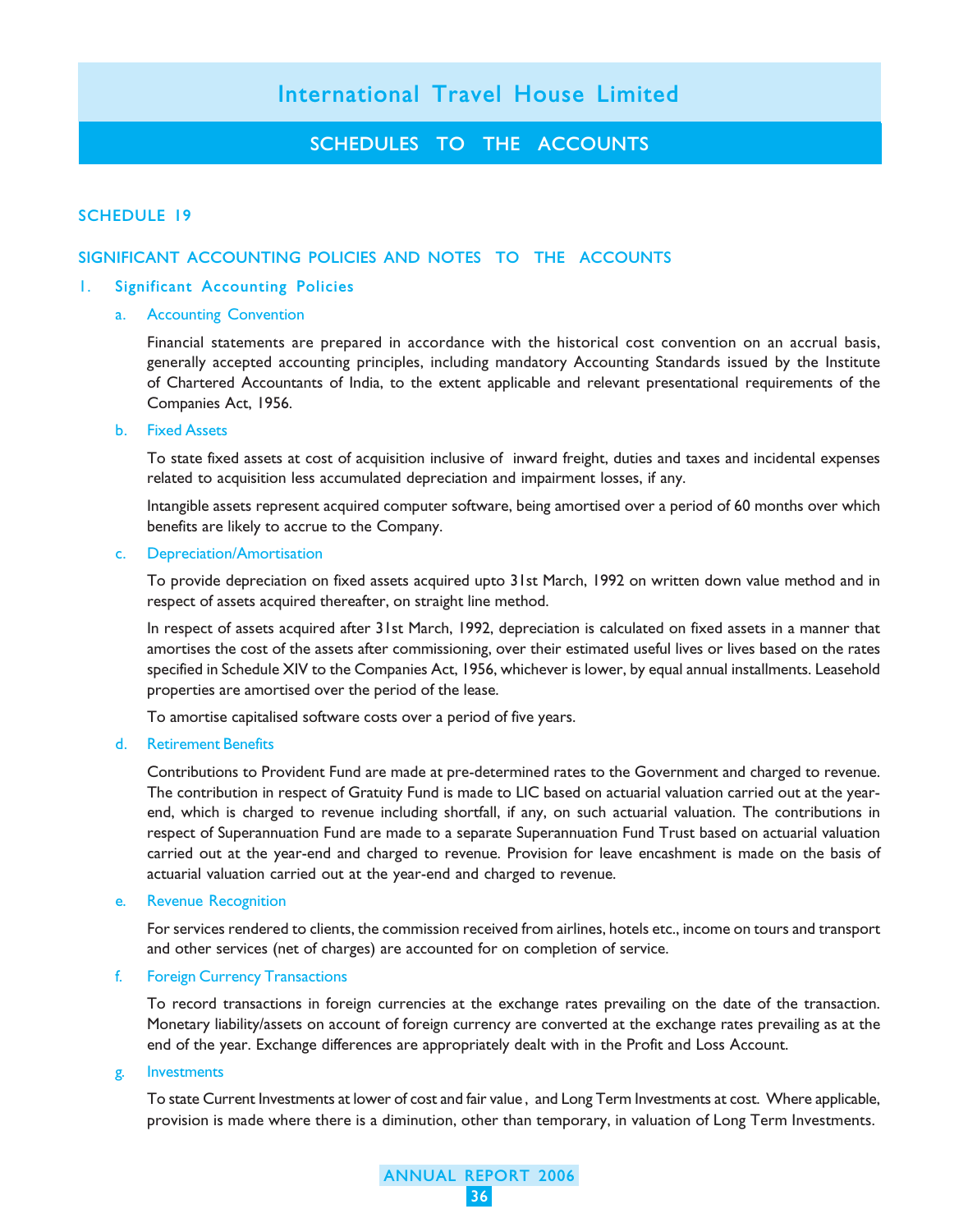# International Travel House Limited

## SCHEDULES TO THE ACCOUNTS

### SCHEDULE 19

### SIGNIFICANT ACCOUNTING POLICIES AND NOTES TO THE ACCOUNTS

1. **Significant Accounting Policies**

   a. Accounting Convention

   Financial statements are prepared in accordance with the historical cost convention on an accrual basis, generally accepted accounting principles, including mandatory Accounting Standards issued by the Institute of Chartered Accountants of India, to the extent applicable and relevant presentational requirements of the Companies Act, 1956.

   b. Fixed Assets

   To state fixed assets at cost of acquisition inclusive of inward freight, duties and taxes and incidental expenses related to acquisition less accumulated depreciation and impairment losses, if any.

   Intangible assets represent acquired computer software, being amortised over a period of 60 months over which benefits are likely to accrue to the Company.

   c. Depreciation/Amortisation

   To provide depreciation on fixed assets acquired upto 31st March, 1992 on written down value method and in respect of assets acquired thereafter, on straight line method.

   In respect of assets acquired after 31st March, 1992, depreciation is calculated on fixed assets in a manner that amortises the cost of the assets after commissioning, over their estimated useful lives or lives based on the rates specified in Schedule XIV to the Companies Act, 1956, whichever is lower, by equal annual installments. Leasehold properties are amortised over the period of the lease.

   To amortise capitalised software costs over a period of five years.

   d. Retirement Benefits

   Contributions to Provident Fund are made at pre-determined rates to the Government and charged to revenue. The contribution in respect of Gratuity Fund is made to LIC based on actuarial valuation carried out at the year-end, which is charged to revenue including shortfall, if any, on such actuarial valuation. The contributions in respect of Superannuation Fund are made to a separate Superannuation Fund Trust based on actuarial valuation carried out at the year-end and charged to revenue. Provision for leave encashment is made on the basis of actuarial valuation carried out at the year-end and charged to revenue.

   e. Revenue Recognition

   For services rendered to clients, the commission received from airlines, hotels etc., income on tours and transport and other services (net of charges) are accounted for on completion of service.

   f. Foreign Currency Transactions

   To record transactions in foreign currencies at the exchange rates prevailing on the date of the transaction. Monetary liability/assets on account of foreign currency are converted at the exchange rates prevailing as at the end of the year. Exchange differences are appropriately dealt with in the Profit and Loss Account.

   g. Investments

   To state Current Investments at lower of cost and fair value , and Long Term Investments at cost. Where applicable, provision is made where there is a diminution, other than temporary, in valuation of Long Term Investments.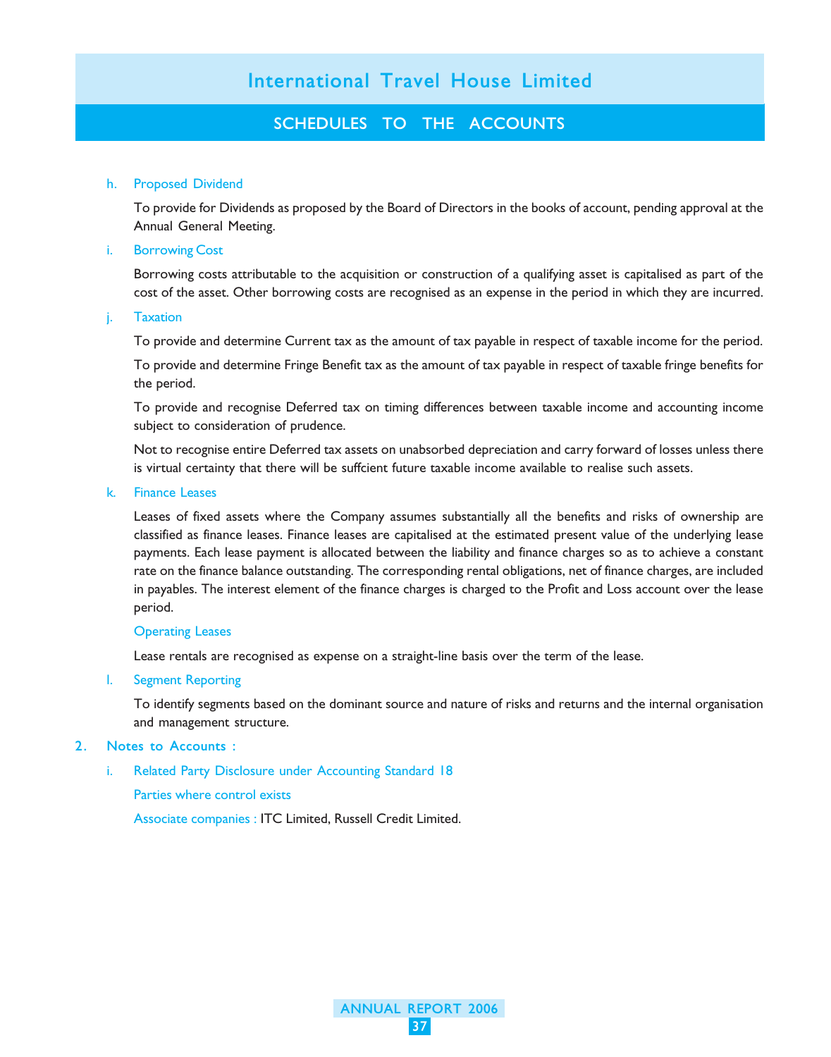h. Proposed Dividend

To provide for Dividends as proposed by the Board of Directors in the books of account, pending approval at the Annual General Meeting.

i. Borrowing Cost

Borrowing costs attributable to the acquisition or construction of a qualifying asset is capitalised as part of the cost of the asset. Other borrowing costs are recognised as an expense in the period in which they are incurred.

j. Taxation

To provide and determine Current tax as the amount of tax payable in respect of taxable income for the period.

To provide and determine Fringe Benefit tax as the amount of tax payable in respect of taxable fringe benefits for the period.

To provide and recognise Deferred tax on timing differences between taxable income and accounting income subject to consideration of prudence.

Not to recognise entire Deferred tax assets on unabsorbed depreciation and carry forward of losses unless there is virtual certainty that there will be suffcient future taxable income available to realise such assets.

k. Finance Leases

Leases of fixed assets where the Company assumes substantially all the benefits and risks of ownership are classified as finance leases. Finance leases are capitalised at the estimated present value of the underlying lease payments. Each lease payment is allocated between the liability and finance charges so as to achieve a constant rate on the finance balance outstanding. The corresponding rental obligations, net of finance charges, are included in payables. The interest element of the finance charges is charged to the Profit and Loss account over the lease period.

Operating Leases

Lease rentals are recognised as expense on a straight-line basis over the term of the lease.

l. Segment Reporting

To identify segments based on the dominant source and nature of risks and returns and the internal organisation and management structure.

## 2. Notes to Accounts :

i. Related Party Disclosure under Accounting Standard 18

Parties where control exists

Associate companies : ITC Limited, Russell Credit Limited.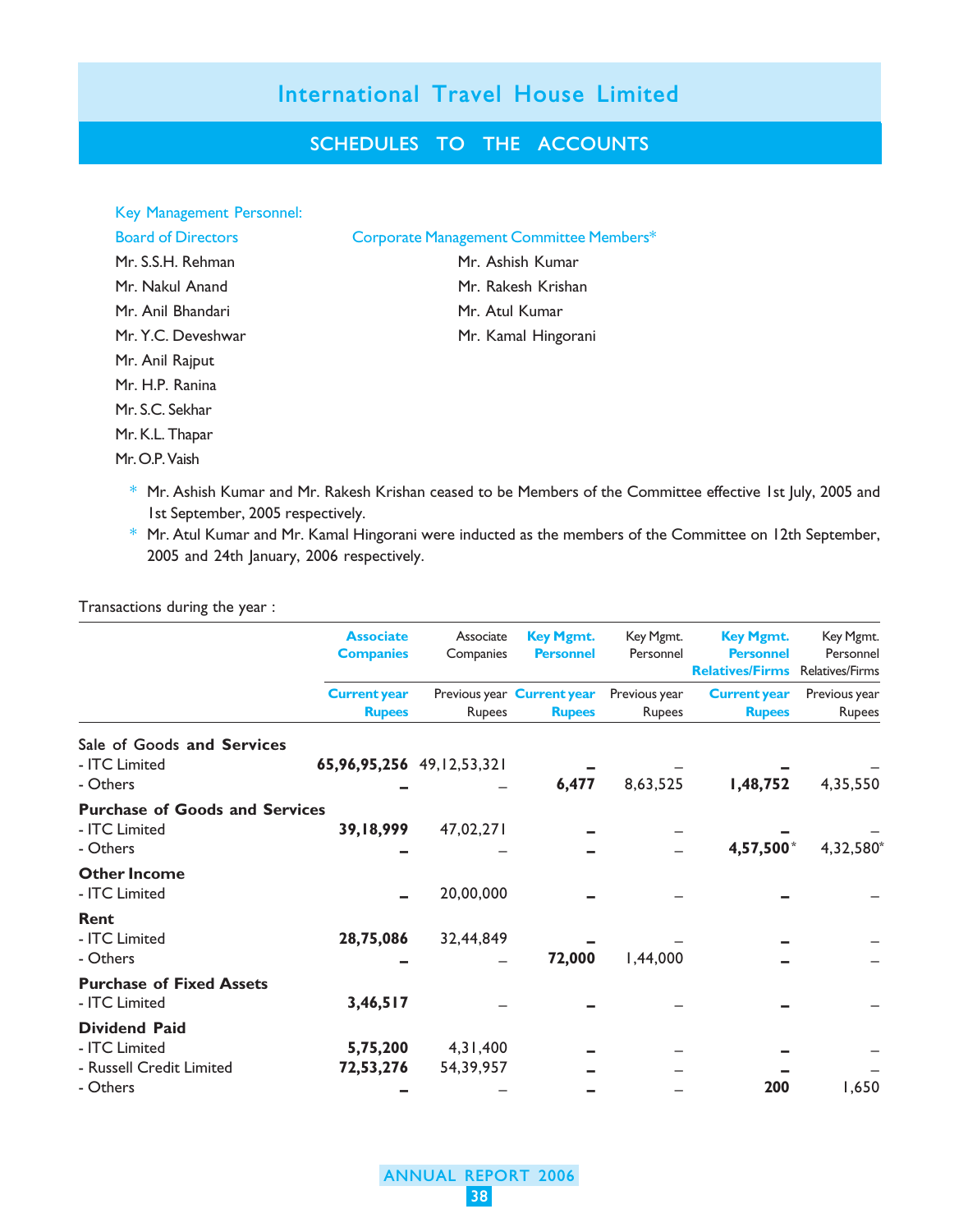# International Travel House Limited

## SCHEDULES TO THE ACCOUNTS

Key Management Personnel:

| Board of Directors | Corporate Management Committee Members* |
|---|---|
| Mr. S.S.H. Rehman | Mr. Ashish Kumar |
| Mr. Nakul Anand | Mr. Rakesh Krishan |
| Mr. Anil Bhandari | Mr. Atul Kumar |
| Mr. Y.C. Deveshwar | Mr. Kamal Hingorani |
| Mr. Anil Rajput | |
| Mr. H.P. Ranina | |
| Mr. S.C. Sekhar | |
| Mr. K.L. Thapar | |
| Mr. O.P. Vaish | |

\* Mr. Ashish Kumar and Mr. Rakesh Krishan ceased to be Members of the Committee effective 1st July, 2005 and 1st September, 2005 respectively.

\* Mr. Atul Kumar and Mr. Kamal Hingorani were inducted as the members of the Committee on 12th September, 2005 and 24th January, 2006 respectively.

Transactions during the year :

| | Associate Companies | Associate Companies | Key Mgmt. Personnel | Key Mgmt. Personnel | Key Mgmt. Personnel Relatives/Firms | Key Mgmt. Personnel Relatives/Firms |
|---|---|---|---|---|---|---|
| | Current year Rupees | Previous year Rupees | Current year Rupees | Previous year Rupees | Current year Rupees | Previous year Rupees |
| **Sale of Goods and Services** | | | | | | |
| - ITC Limited | **65,96,95,256** | 49,12,53,321 | – | – | – | – |
| - Others | – | – | **6,477** | 8,63,525 | **1,48,752** | 4,35,550 |
| **Purchase of Goods and Services** | | | | | | |
| - ITC Limited | **39,18,999** | 47,02,271 | – | – | – | – |
| - Others | – | – | – | – | **4,57,500*** | 4,32,580* |
| **Other Income** | | | | | | |
| - ITC Limited | – | 20,00,000 | – | – | – | – |
| **Rent** | | | | | | |
| - ITC Limited | **28,75,086** | 32,44,849 | – | – | – | – |
| - Others | – | – | **72,000** | 1,44,000 | – | – |
| **Purchase of Fixed Assets** | | | | | | |
| - ITC Limited | **3,46,517** | – | – | – | – | – |
| **Dividend Paid** | | | | | | |
| - ITC Limited | **5,75,200** | 4,31,400 | – | – | – | – |
| - Russell Credit Limited | **72,53,276** | 54,39,957 | – | – | – | – |
| - Others | – | – | – | – | **200** | 1,650 |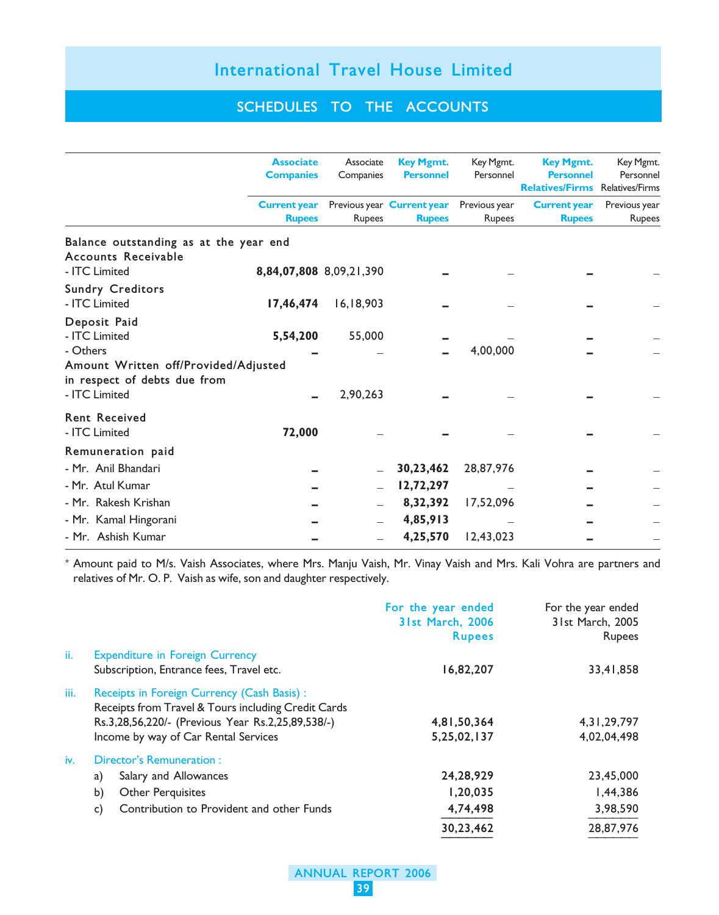# International Travel House Limited

## SCHEDULES TO THE ACCOUNTS

| | **Associate Companies** | Associate Companies | **Key Mgmt. Personnel** | Key Mgmt. Personnel | **Key Mgmt. Personnel Relatives/Firms** | Key Mgmt. Personnel Relatives/Firms |
|---|---|---|---|---|---|---|
| | **Current year Rupees** | Previous year Rupees | **Current year Rupees** | Previous year Rupees | **Current year Rupees** | Previous year Rupees |
| **Balance outstanding as at the year end** | | | | | | |
| **Accounts Receivable** | | | | | | |
| - ITC Limited | **8,84,07,808** | 8,09,21,390 | **–** | – | **–** | – |
| **Sundry Creditors** | | | | | | |
| - ITC Limited | **17,46,474** | 16,18,903 | **–** | – | **–** | – |
| **Deposit Paid** | | | | | | |
| - ITC Limited | **5,54,200** | 55,000 | **–** | – | **–** | – |
| - Others | **–** | – | **–** | 4,00,000 | **–** | – |
| **Amount Written off/Provided/Adjusted in respect of debts due from** | | | | | | |
| - ITC Limited | **–** | 2,90,263 | **–** | – | **–** | – |
| **Rent Received** | | | | | | |
| - ITC Limited | **72,000** | – | **–** | – | **–** | – |
| **Remuneration paid** | | | | | | |
| - Mr. Anil Bhandari | **–** | – | **30,23,462** | 28,87,976 | **–** | – |
| - Mr. Atul Kumar | **–** | – | **12,72,297** | – | **–** | – |
| - Mr. Rakesh Krishan | **–** | – | **8,32,392** | 17,52,096 | **–** | – |
| - Mr. Kamal Hingorani | **–** | – | **4,85,913** | – | **–** | – |
| - Mr. Ashish Kumar | **–** | – | **4,25,570** | 12,43,023 | **–** | – |

* Amount paid to M/s. Vaish Associates, where Mrs. Manju Vaish, Mr. Vinay Vaish and Mrs. Kali Vohra are partners and relatives of Mr. O. P. Vaish as wife, son and daughter respectively.

| | | **For the year ended 31st March, 2006 Rupees** | For the year ended 31st March, 2005 Rupees |
|---|---|---|---|
| ii. | Expenditure in Foreign Currency | | |
| | Subscription, Entrance fees, Travel etc. | **16,82,207** | 33,41,858 |
| iii. | Receipts in Foreign Currency (Cash Basis) : | | |
| | Receipts from Travel & Tours including Credit Cards Rs.3,28,56,220/- (Previous Year Rs.2,25,89,538/-) | **4,81,50,364** | 4,31,29,797 |
| | Income by way of Car Rental Services | **5,25,02,137** | 4,02,04,498 |
| iv. | Director's Remuneration : | | |
| | a) Salary and Allowances | **24,28,929** | 23,45,000 |
| | b) Other Perquisites | **1,20,035** | 1,44,386 |
| | c) Contribution to Provident and other Funds | **4,74,498** | 3,98,590 |
| | | **30,23,462** | 28,87,976 |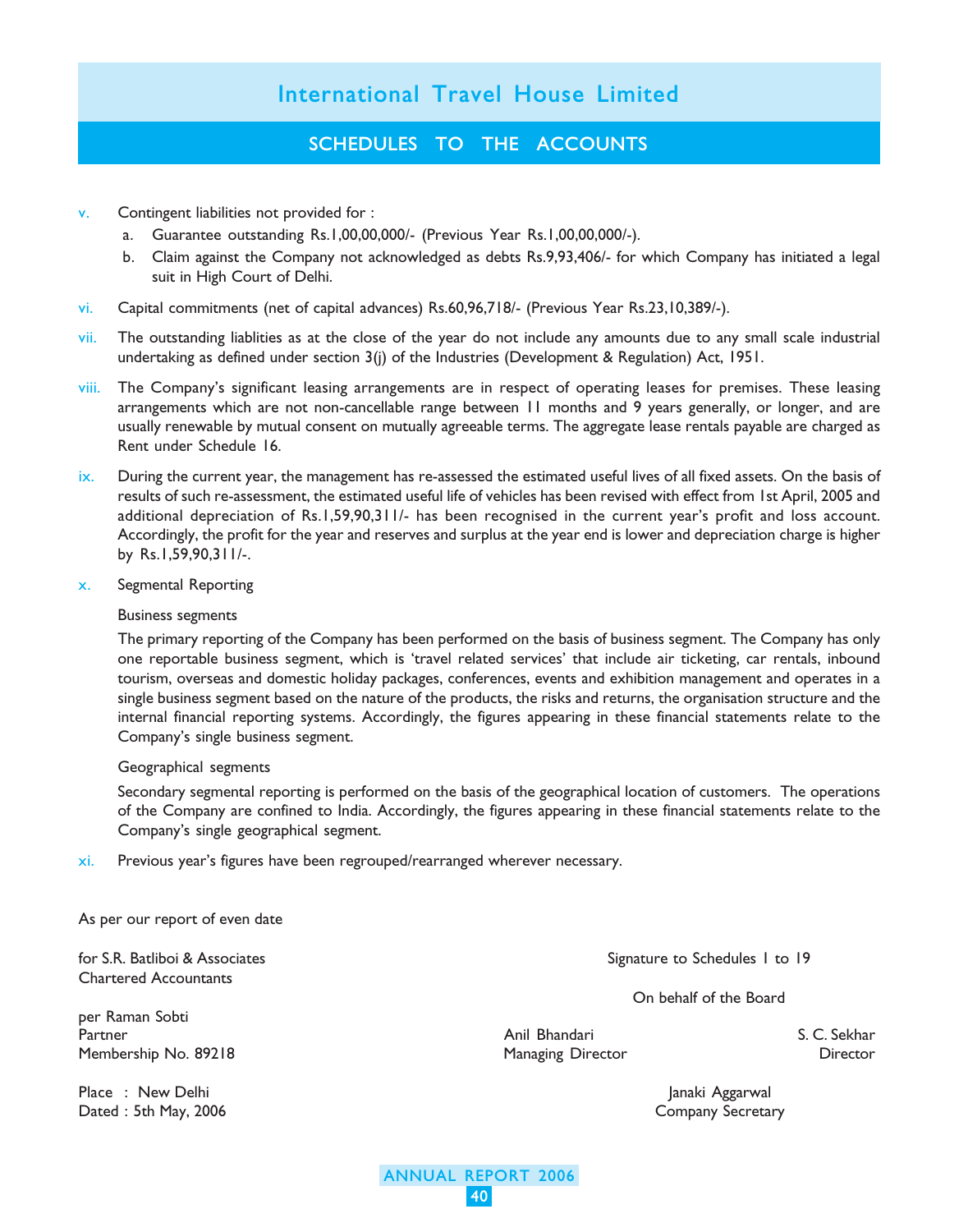# International Travel House Limited

## SCHEDULES TO THE ACCOUNTS

v. Contingent liabilities not provided for :

   a. Guarantee outstanding Rs.1,00,00,000/- (Previous Year Rs.1,00,00,000/-).

   b. Claim against the Company not acknowledged as debts Rs.9,93,406/- for which Company has initiated a legal suit in High Court of Delhi.

vi. Capital commitments (net of capital advances) Rs.60,96,718/- (Previous Year Rs.23,10,389/-).

vii. The outstanding liablities as at the close of the year do not include any amounts due to any small scale industrial undertaking as defined under section 3(j) of the Industries (Development & Regulation) Act, 1951.

viii. The Company's significant leasing arrangements are in respect of operating leases for premises. These leasing arrangements which are not non-cancellable range between 11 months and 9 years generally, or longer, and are usually renewable by mutual consent on mutually agreeable terms. The aggregate lease rentals payable are charged as Rent under Schedule 16.

ix. During the current year, the management has re-assessed the estimated useful lives of all fixed assets. On the basis of results of such re-assessment, the estimated useful life of vehicles has been revised with effect from 1st April, 2005 and additional depreciation of Rs.1,59,90,311/- has been recognised in the current year's profit and loss account. Accordingly, the profit for the year and reserves and surplus at the year end is lower and depreciation charge is higher by Rs.1,59,90,311/-.

x. Segmental Reporting

   Business segments

   The primary reporting of the Company has been performed on the basis of business segment. The Company has only one reportable business segment, which is 'travel related services' that include air ticketing, car rentals, inbound tourism, overseas and domestic holiday packages, conferences, events and exhibition management and operates in a single business segment based on the nature of the products, the risks and returns, the organisation structure and the internal financial reporting systems. Accordingly, the figures appearing in these financial statements relate to the Company's single business segment.

   Geographical segments

   Secondary segmental reporting is performed on the basis of the geographical location of customers. The operations of the Company are confined to India. Accordingly, the figures appearing in these financial statements relate to the Company's single geographical segment.

xi. Previous year's figures have been regrouped/rearranged wherever necessary.

As per our report of even date

for S.R. Batliboi & Associates
Chartered Accountants

per Raman Sobti
Partner
Membership No. 89218

Place : New Delhi
Dated : 5th May, 2006

Signature to Schedules 1 to 19

On behalf of the Board

Anil Bhandari
Managing Director

S. C. Sekhar
Director

Janaki Aggarwal
Company Secretary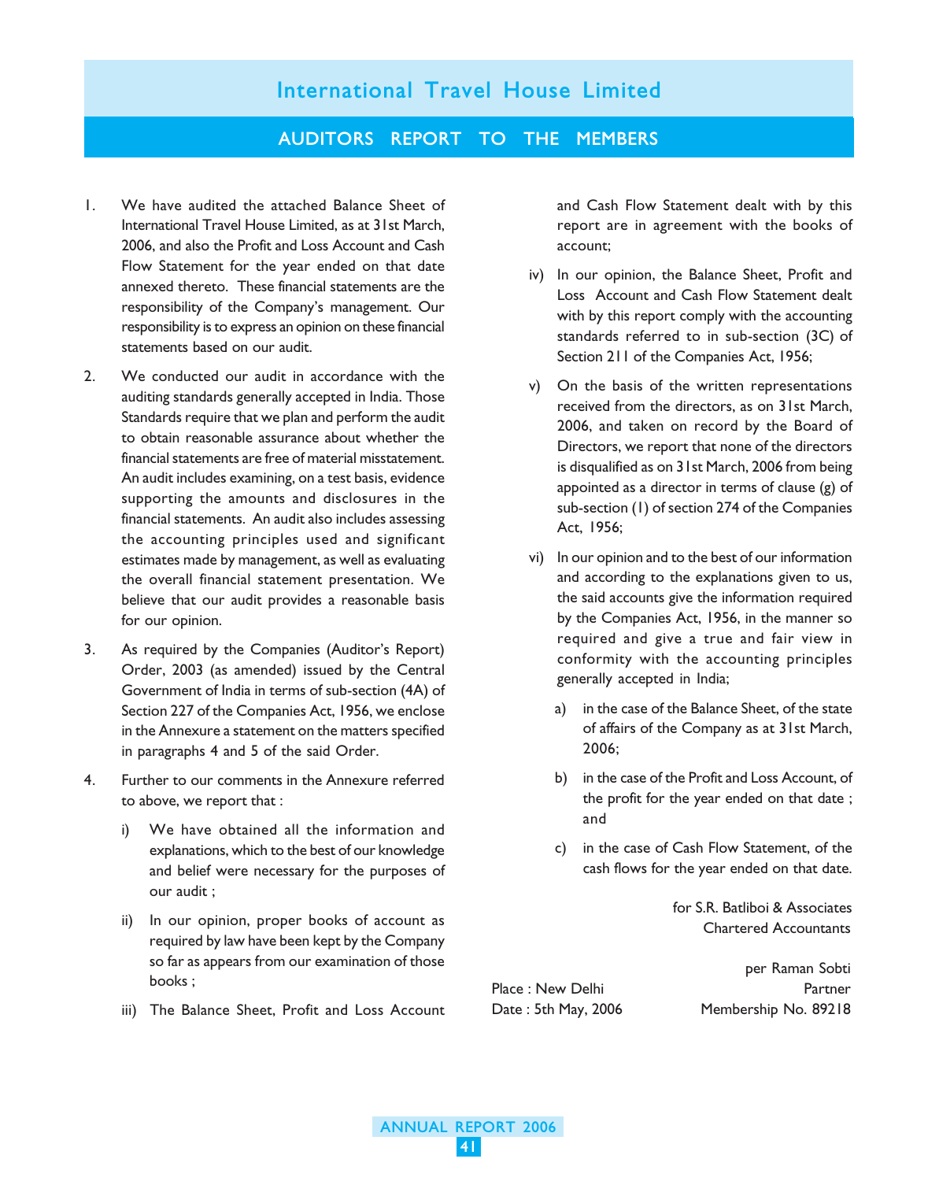# International Travel House Limited

## AUDITORS REPORT TO THE MEMBERS

1. We have audited the attached Balance Sheet of International Travel House Limited, as at 31st March, 2006, and also the Profit and Loss Account and Cash Flow Statement for the year ended on that date annexed thereto. These financial statements are the responsibility of the Company's management. Our responsibility is to express an opinion on these financial statements based on our audit.

2. We conducted our audit in accordance with the auditing standards generally accepted in India. Those Standards require that we plan and perform the audit to obtain reasonable assurance about whether the financial statements are free of material misstatement. An audit includes examining, on a test basis, evidence supporting the amounts and disclosures in the financial statements. An audit also includes assessing the accounting principles used and significant estimates made by management, as well as evaluating the overall financial statement presentation. We believe that our audit provides a reasonable basis for our opinion.

3. As required by the Companies (Auditor's Report) Order, 2003 (as amended) issued by the Central Government of India in terms of sub-section (4A) of Section 227 of the Companies Act, 1956, we enclose in the Annexure a statement on the matters specified in paragraphs 4 and 5 of the said Order.

4. Further to our comments in the Annexure referred to above, we report that :

   i) We have obtained all the information and explanations, which to the best of our knowledge and belief were necessary for the purposes of our audit ;

   ii) In our opinion, proper books of account as required by law have been kept by the Company so far as appears from our examination of those books ;

   iii) The Balance Sheet, Profit and Loss Account and Cash Flow Statement dealt with by this report are in agreement with the books of account;

   iv) In our opinion, the Balance Sheet, Profit and Loss Account and Cash Flow Statement dealt with by this report comply with the accounting standards referred to in sub-section (3C) of Section 211 of the Companies Act, 1956;

   v) On the basis of the written representations received from the directors, as on 31st March, 2006, and taken on record by the Board of Directors, we report that none of the directors is disqualified as on 31st March, 2006 from being appointed as a director in terms of clause (g) of sub-section (1) of section 274 of the Companies Act, 1956;

   vi) In our opinion and to the best of our information and according to the explanations given to us, the said accounts give the information required by the Companies Act, 1956, in the manner so required and give a true and fair view in conformity with the accounting principles generally accepted in India;

      a) in the case of the Balance Sheet, of the state of affairs of the Company as at 31st March, 2006;

      b) in the case of the Profit and Loss Account, of the profit for the year ended on that date ; and

      c) in the case of Cash Flow Statement, of the cash flows for the year ended on that date.

for S.R. Batliboi & Associates
Chartered Accountants

per Raman Sobti
Partner
Membership No. 89218

Place : New Delhi
Date : 5th May, 2006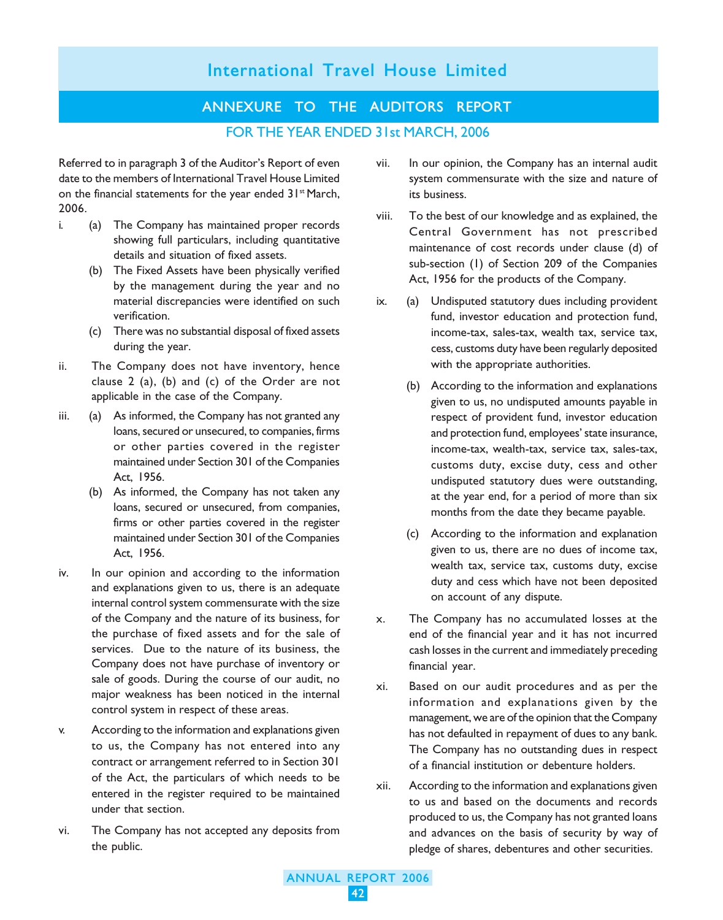# International Travel House Limited

## ANNEXURE TO THE AUDITORS REPORT

### FOR THE YEAR ENDED 31st MARCH, 2006

Referred to in paragraph 3 of the Auditor's Report of even date to the members of International Travel House Limited on the financial statements for the year ended 31st March, 2006.

i. (a) The Company has maintained proper records showing full particulars, including quantitative details and situation of fixed assets.

(b) The Fixed Assets have been physically verified by the management during the year and no material discrepancies were identified on such verification.

(c) There was no substantial disposal of fixed assets during the year.

ii. The Company does not have inventory, hence clause 2 (a), (b) and (c) of the Order are not applicable in the case of the Company.

iii. (a) As informed, the Company has not granted any loans, secured or unsecured, to companies, firms or other parties covered in the register maintained under Section 301 of the Companies Act, 1956.

(b) As informed, the Company has not taken any loans, secured or unsecured, from companies, firms or other parties covered in the register maintained under Section 301 of the Companies Act, 1956.

iv. In our opinion and according to the information and explanations given to us, there is an adequate internal control system commensurate with the size of the Company and the nature of its business, for the purchase of fixed assets and for the sale of services. Due to the nature of its business, the Company does not have purchase of inventory or sale of goods. During the course of our audit, no major weakness has been noticed in the internal control system in respect of these areas.

v. According to the information and explanations given to us, the Company has not entered into any contract or arrangement referred to in Section 301 of the Act, the particulars of which needs to be entered in the register required to be maintained under that section.

vi. The Company has not accepted any deposits from the public.

vii. In our opinion, the Company has an internal audit system commensurate with the size and nature of its business.

viii. To the best of our knowledge and as explained, the Central Government has not prescribed maintenance of cost records under clause (d) of sub-section (1) of Section 209 of the Companies Act, 1956 for the products of the Company.

ix. (a) Undisputed statutory dues including provident fund, investor education and protection fund, income-tax, sales-tax, wealth tax, service tax, cess, customs duty have been regularly deposited with the appropriate authorities.

(b) According to the information and explanations given to us, no undisputed amounts payable in respect of provident fund, investor education and protection fund, employees' state insurance, income-tax, wealth-tax, service tax, sales-tax, customs duty, excise duty, cess and other undisputed statutory dues were outstanding, at the year end, for a period of more than six months from the date they became payable.

(c) According to the information and explanation given to us, there are no dues of income tax, wealth tax, service tax, customs duty, excise duty and cess which have not been deposited on account of any dispute.

x. The Company has no accumulated losses at the end of the financial year and it has not incurred cash losses in the current and immediately preceding financial year.

xi. Based on our audit procedures and as per the information and explanations given by the management, we are of the opinion that the Company has not defaulted in repayment of dues to any bank. The Company has no outstanding dues in respect of a financial institution or debenture holders.

xii. According to the information and explanations given to us and based on the documents and records produced to us, the Company has not granted loans and advances on the basis of security by way of pledge of shares, debentures and other securities.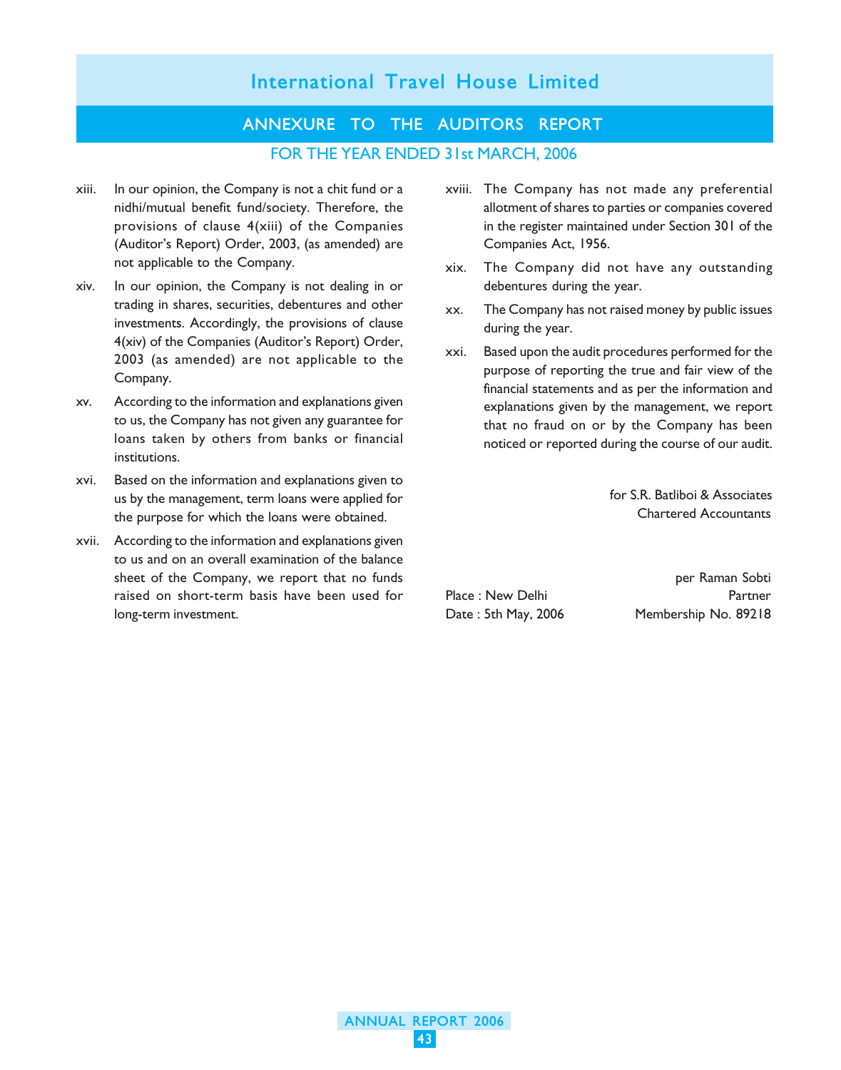# International Travel House Limited

## ANNEXURE TO THE AUDITORS REPORT

### FOR THE YEAR ENDED 31st MARCH, 2006

xiii. In our opinion, the Company is not a chit fund or a nidhi/mutual benefit fund/society. Therefore, the provisions of clause 4(xiii) of the Companies (Auditor's Report) Order, 2003, (as amended) are not applicable to the Company.

xiv. In our opinion, the Company is not dealing in or trading in shares, securities, debentures and other investments. Accordingly, the provisions of clause 4(xiv) of the Companies (Auditor's Report) Order, 2003 (as amended) are not applicable to the Company.

xv. According to the information and explanations given to us, the Company has not given any guarantee for loans taken by others from banks or financial institutions.

xvi. Based on the information and explanations given to us by the management, term loans were applied for the purpose for which the loans were obtained.

xvii. According to the information and explanations given to us and on an overall examination of the balance sheet of the Company, we report that no funds raised on short-term basis have been used for long-term investment.

xviii. The Company has not made any preferential allotment of shares to parties or companies covered in the register maintained under Section 301 of the Companies Act, 1956.

xix. The Company did not have any outstanding debentures during the year.

xx. The Company has not raised money by public issues during the year.

xxi. Based upon the audit procedures performed for the purpose of reporting the true and fair view of the financial statements and as per the information and explanations given by the management, we report that no fraud on or by the Company has been noticed or reported during the course of our audit.

for S.R. Batliboi & Associates
Chartered Accountants

per Raman Sobti
Partner
Membership No. 89218

Place : New Delhi
Date : 5th May, 2006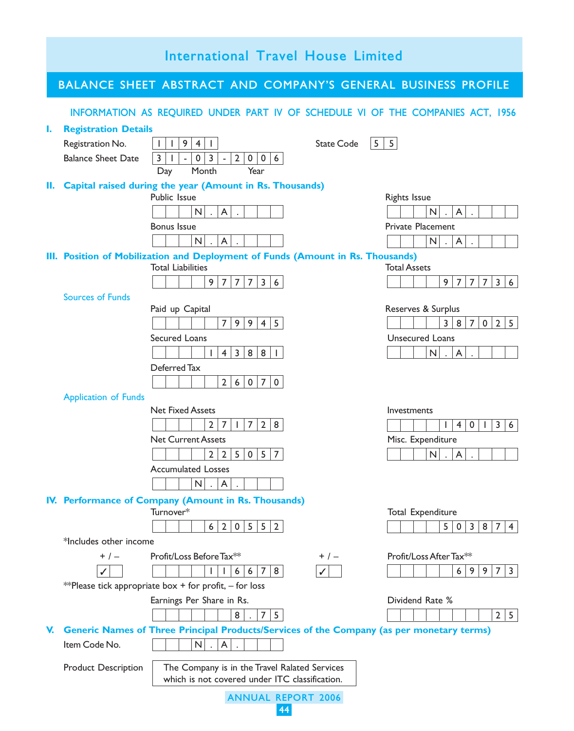# International Travel House Limited

## BALANCE SHEET ABSTRACT AND COMPANY'S GENERAL BUSINESS PROFILE

INFORMATION AS REQUIRED UNDER PART IV OF SCHEDULE VI OF THE COMPANIES ACT, 1956

### I. Registration Details

| | | | |
|---|---|---|---|
| Registration No. | 11941 | State Code | 55 |
| Balance Sheet Date | 31-03-2006 (Day Month Year) | | |

### II. Capital raised during the year (Amount in Rs. Thousands)

| | | | |
|---|---|---|---|
| Public Issue | N.A. | Rights Issue | N.A. |
| Bonus Issue | N.A. | Private Placement | N.A. |

### III. Position of Mobilization and Deployment of Funds (Amount in Rs. Thousands)

| | | | |
|---|---|---|---|
| Total Liabilities | 977736 | Total Assets | 977736 |

**Sources of Funds**

| | | | |
|---|---|---|---|
| Paid up Capital | 79945 | Reserves & Surplus | 387025 |
| Secured Loans | 143881 | Unsecured Loans | N.A. |
| Deferred Tax | 26070 | | |

**Application of Funds**

| | | | |
|---|---|---|---|
| Net Fixed Assets | 271728 | Investments | 140136 |
| Net Current Assets | 225057 | Misc. Expenditure | N.A. |
| Accumulated Losses | N.A. | | |

### IV. Performance of Company (Amount in Rs. Thousands)

| | | | |
|---|---|---|---|
| Turnover* | 620552 | Total Expenditure | 503874 |

*Includes other income

| +/– | Profit/Loss Before Tax** | +/– | Profit/Loss After Tax** |
|---|---|---|---|
| ✓ (+) | 116678 | ✓ (+) | 69973 |

**Please tick appropriate box + for profit, – for loss

| | | | |
|---|---|---|---|
| Earnings Per Share in Rs. | 8.75 | Dividend Rate % | 25 |

### V. Generic Names of Three Principal Products/Services of the Company (as per monetary terms)

| | |
|---|---|
| Item Code No. | N.A. |
| Product Description | The Company is in the Travel Ralated Services which is not covered under ITC classification. |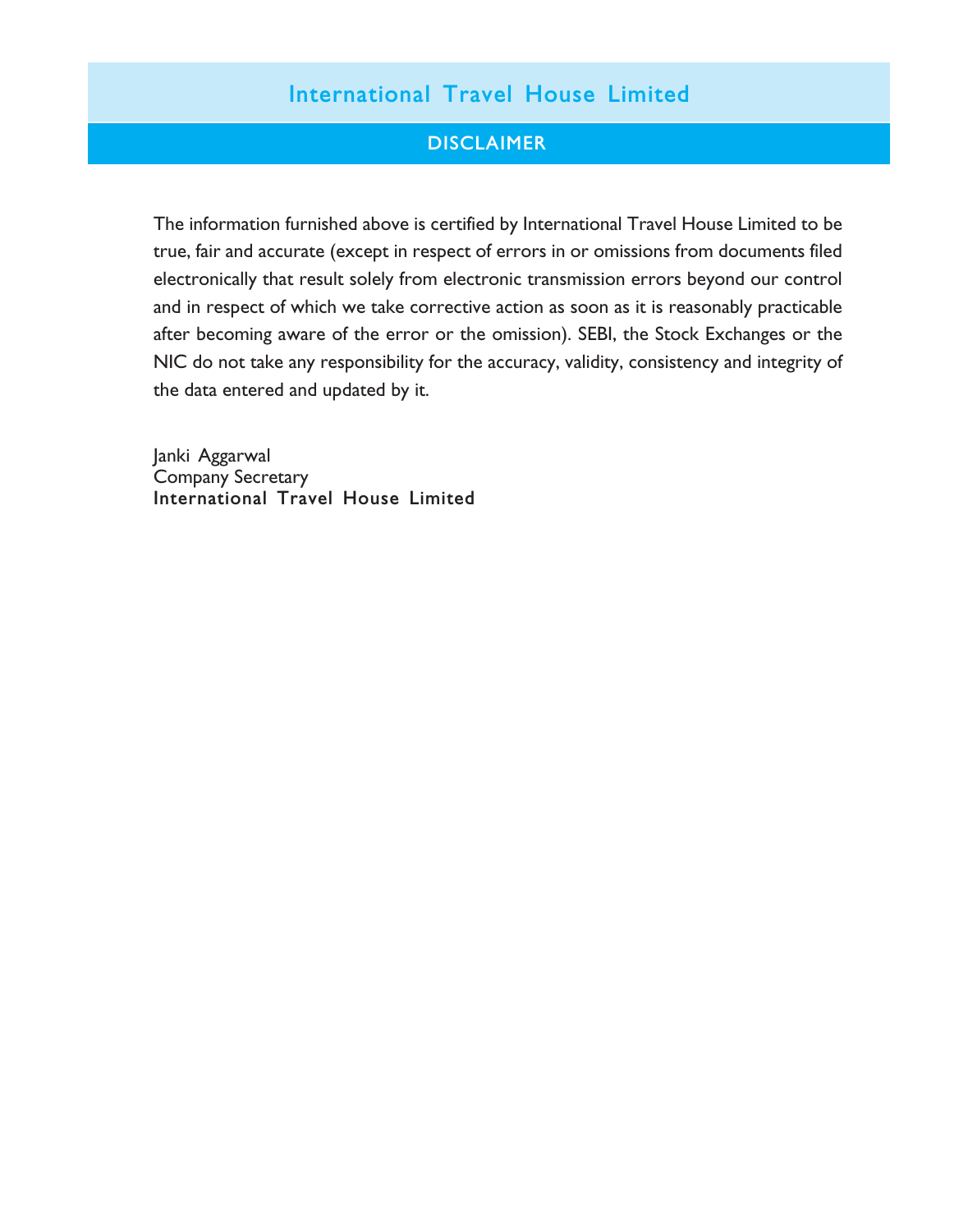# International Travel House Limited

## DISCLAIMER

The information furnished above is certified by International Travel House Limited to be true, fair and accurate (except in respect of errors in or omissions from documents filed electronically that result solely from electronic transmission errors beyond our control and in respect of which we take corrective action as soon as it is reasonably practicable after becoming aware of the error or the omission). SEBI, the Stock Exchanges or the NIC do not take any responsibility for the accuracy, validity, consistency and integrity of the data entered and updated by it.

Janki Aggarwal
Company Secretary
**International Travel House Limited**